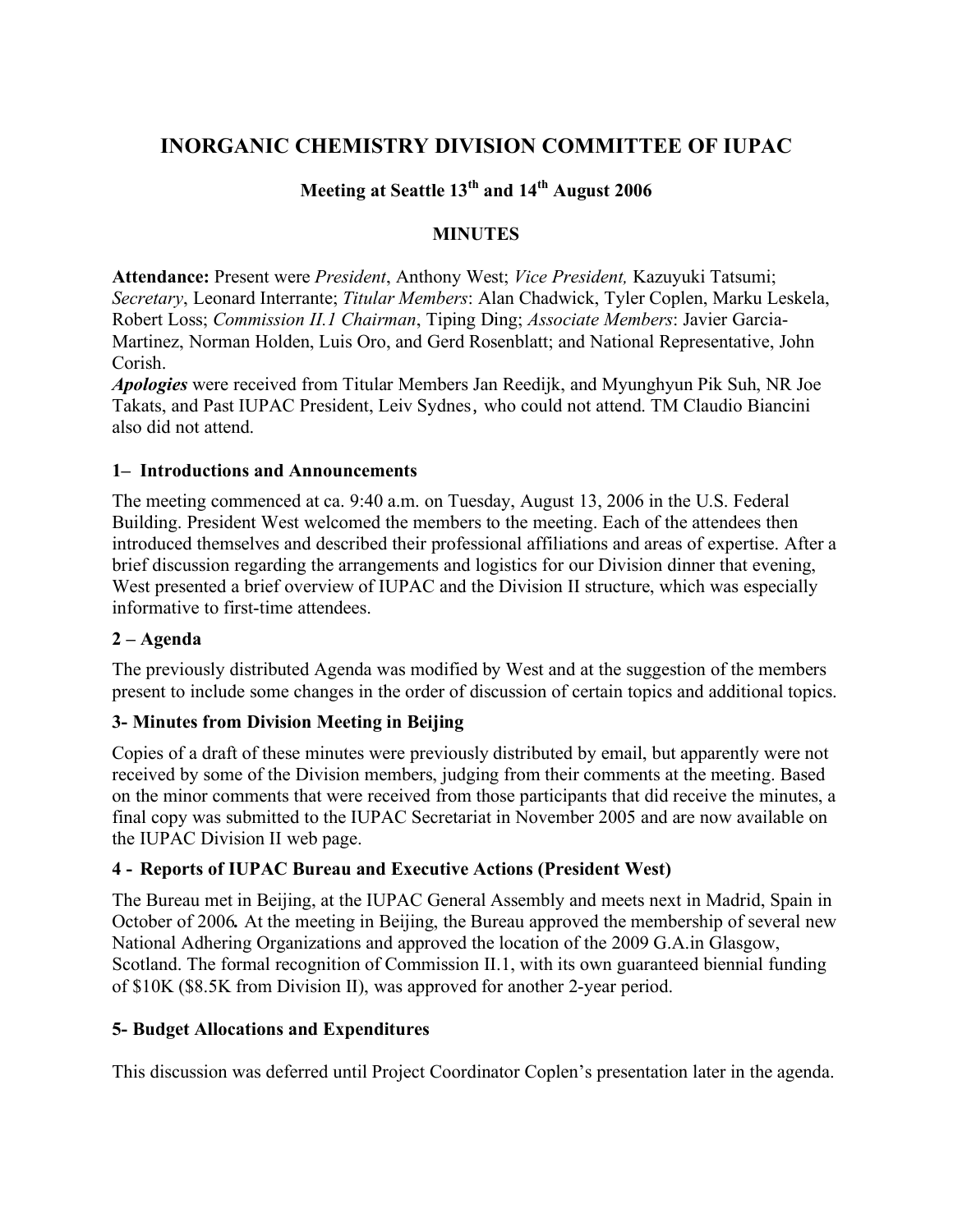# INORGANIC CHEMISTRY DIVISION COMMITTEE OF IUPAC

## Meeting at Seattle 13th and 14th August 2006

### MINUTES

**Attendance:** Present were *President*, Anthony West; *Vice President,* Kazuyuki Tatsumi; *Secretary*, Leonard Interrante; *Titular Members*: Alan Chadwick, Tyler Coplen, Marku Leskela, Robert Loss; *Commission II.1 Chairman*, Tiping Ding; *Associate Members*: Javier Garcia-Martinez, Norman Holden, Luis Oro, and Gerd Rosenblatt; and National Representative, John Corish.

***Apologies*** were received from Titular Members Jan Reedijk, and Myunghyun Pik Suh, NR Joe Takats, and Past IUPAC President, Leiv Sydnes, who could not attend. TM Claudio Biancini also did not attend.

### 1– Introductions and Announcements

The meeting commenced at ca. 9:40 a.m. on Tuesday, August 13, 2006 in the U.S. Federal Building. President West welcomed the members to the meeting. Each of the attendees then introduced themselves and described their professional affiliations and areas of expertise. After a brief discussion regarding the arrangements and logistics for our Division dinner that evening, West presented a brief overview of IUPAC and the Division II structure, which was especially informative to first-time attendees.

### 2 – Agenda

The previously distributed Agenda was modified by West and at the suggestion of the members present to include some changes in the order of discussion of certain topics and additional topics.

### 3- Minutes from Division Meeting in Beijing

Copies of a draft of these minutes were previously distributed by email, but apparently were not received by some of the Division members, judging from their comments at the meeting. Based on the minor comments that were received from those participants that did receive the minutes, a final copy was submitted to the IUPAC Secretariat in November 2005 and are now available on the IUPAC Division II web page.

### 4 - Reports of IUPAC Bureau and Executive Actions (President West)

The Bureau met in Beijing, at the IUPAC General Assembly and meets next in Madrid, Spain in October of 2006**.** At the meeting in Beijing, the Bureau approved the membership of several new National Adhering Organizations and approved the location of the 2009 G.A.in Glasgow, Scotland. The formal recognition of Commission II.1, with its own guaranteed biennial funding of $10K ($8.5K from Division II), was approved for another 2-year period.

### 5- Budget Allocations and Expenditures

This discussion was deferred until Project Coordinator Coplen's presentation later in the agenda.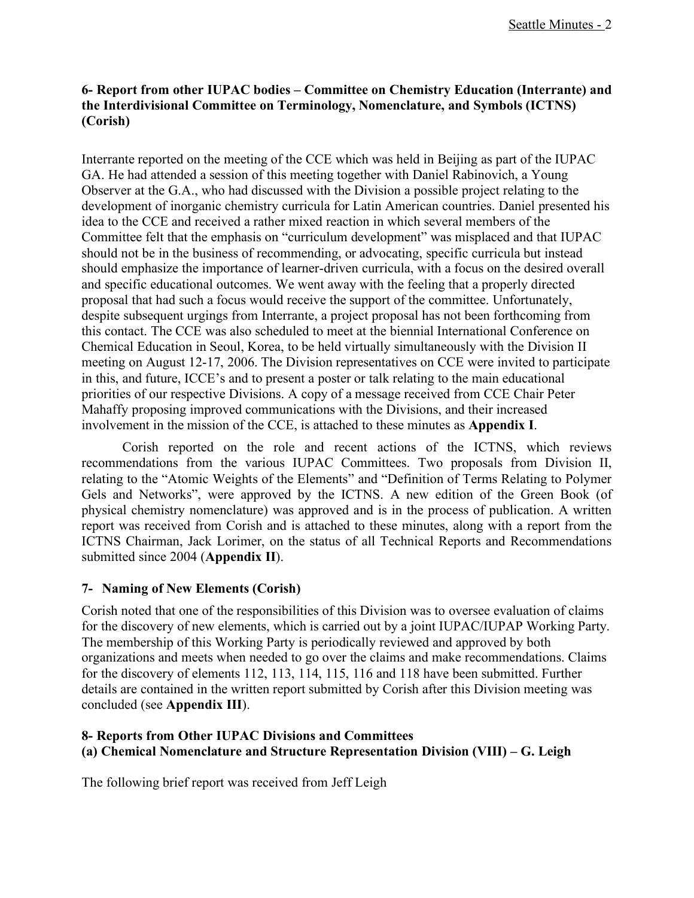### 6- Report from other IUPAC bodies – Committee on Chemistry Education (Interrante) and the Interdivisional Committee on Terminology, Nomenclature, and Symbols (ICTNS) (Corish)

Interrante reported on the meeting of the CCE which was held in Beijing as part of the IUPAC GA. He had attended a session of this meeting together with Daniel Rabinovich, a Young Observer at the G.A., who had discussed with the Division a possible project relating to the development of inorganic chemistry curricula for Latin American countries. Daniel presented his idea to the CCE and received a rather mixed reaction in which several members of the Committee felt that the emphasis on "curriculum development" was misplaced and that IUPAC should not be in the business of recommending, or advocating, specific curricula but instead should emphasize the importance of learner-driven curricula, with a focus on the desired overall and specific educational outcomes. We went away with the feeling that a properly directed proposal that had such a focus would receive the support of the committee. Unfortunately, despite subsequent urgings from Interrante, a project proposal has not been forthcoming from this contact. The CCE was also scheduled to meet at the biennial International Conference on Chemical Education in Seoul, Korea, to be held virtually simultaneously with the Division II meeting on August 12-17, 2006. The Division representatives on CCE were invited to participate in this, and future, ICCE's and to present a poster or talk relating to the main educational priorities of our respective Divisions. A copy of a message received from CCE Chair Peter Mahaffy proposing improved communications with the Divisions, and their increased involvement in the mission of the CCE, is attached to these minutes as **Appendix I**.

Corish reported on the role and recent actions of the ICTNS, which reviews recommendations from the various IUPAC Committees. Two proposals from Division II, relating to the "Atomic Weights of the Elements" and "Definition of Terms Relating to Polymer Gels and Networks", were approved by the ICTNS. A new edition of the Green Book (of physical chemistry nomenclature) was approved and is in the process of publication. A written report was received from Corish and is attached to these minutes, along with a report from the ICTNS Chairman, Jack Lorimer, on the status of all Technical Reports and Recommendations submitted since 2004 (**Appendix II**).

### 7- Naming of New Elements (Corish)

Corish noted that one of the responsibilities of this Division was to oversee evaluation of claims for the discovery of new elements, which is carried out by a joint IUPAC/IUPAP Working Party. The membership of this Working Party is periodically reviewed and approved by both organizations and meets when needed to go over the claims and make recommendations. Claims for the discovery of elements 112, 113, 114, 115, 116 and 118 have been submitted. Further details are contained in the written report submitted by Corish after this Division meeting was concluded (see **Appendix III**).

### 8- Reports from Other IUPAC Divisions and Committees
### (a) Chemical Nomenclature and Structure Representation Division (VIII) – G. Leigh

The following brief report was received from Jeff Leigh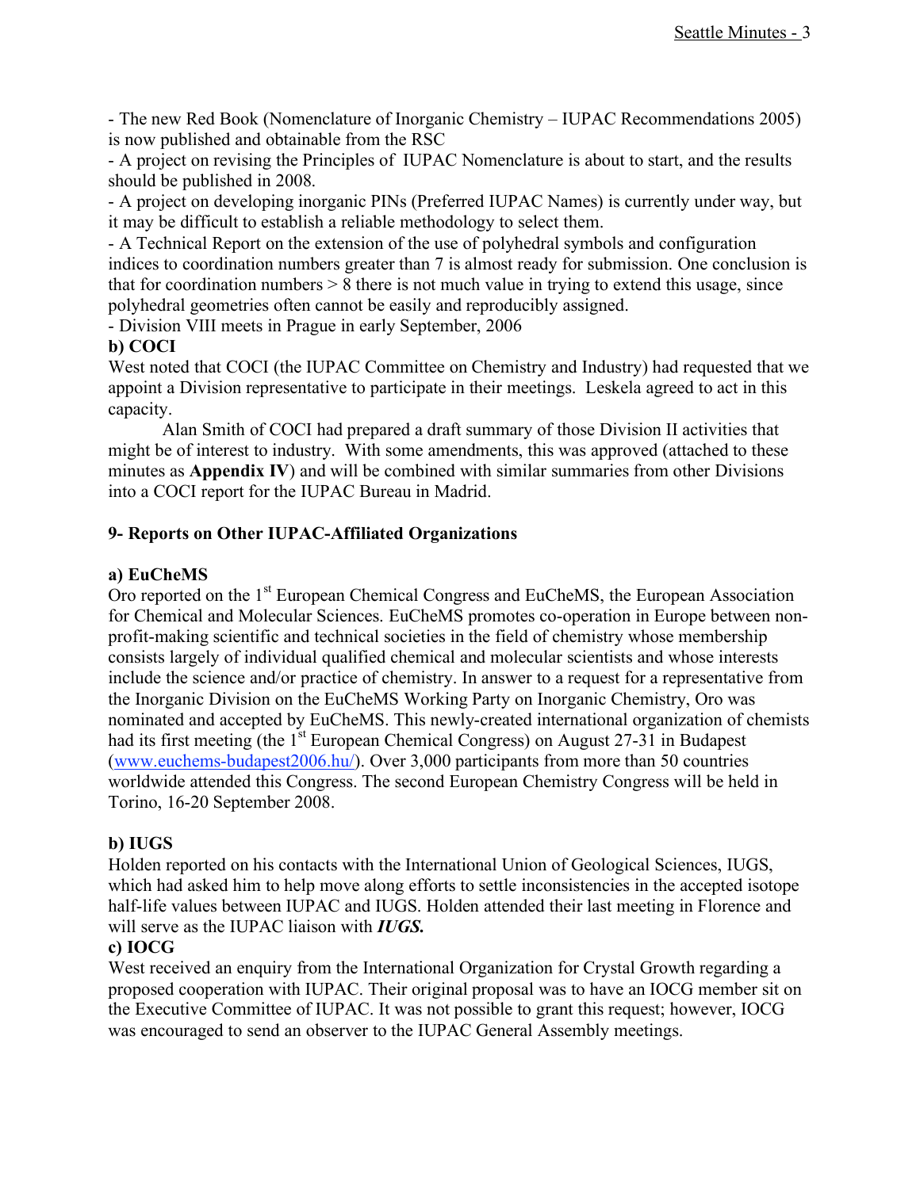- The new Red Book (Nomenclature of Inorganic Chemistry – IUPAC Recommendations 2005) is now published and obtainable from the RSC
- A project on revising the Principles of IUPAC Nomenclature is about to start, and the results should be published in 2008.
- A project on developing inorganic PINs (Preferred IUPAC Names) is currently under way, but it may be difficult to establish a reliable methodology to select them.
- A Technical Report on the extension of the use of polyhedral symbols and configuration indices to coordination numbers greater than 7 is almost ready for submission. One conclusion is that for coordination numbers > 8 there is not much value in trying to extend this usage, since polyhedral geometries often cannot be easily and reproducibly assigned.
- Division VIII meets in Prague in early September, 2006

**b) COCI**

West noted that COCI (the IUPAC Committee on Chemistry and Industry) had requested that we appoint a Division representative to participate in their meetings. Leskela agreed to act in this capacity.

Alan Smith of COCI had prepared a draft summary of those Division II activities that might be of interest to industry. With some amendments, this was approved (attached to these minutes as **Appendix IV**) and will be combined with similar summaries from other Divisions into a COCI report for the IUPAC Bureau in Madrid.

## 9- Reports on Other IUPAC-Affiliated Organizations

**a) EuCheMS**

Oro reported on the 1st European Chemical Congress and EuCheMS, the European Association for Chemical and Molecular Sciences. EuCheMS promotes co-operation in Europe between non-profit-making scientific and technical societies in the field of chemistry whose membership consists largely of individual qualified chemical and molecular scientists and whose interests include the science and/or practice of chemistry. In answer to a request for a representative from the Inorganic Division on the EuCheMS Working Party on Inorganic Chemistry, Oro was nominated and accepted by EuCheMS. This newly-created international organization of chemists had its first meeting (the 1st European Chemical Congress) on August 27-31 in Budapest (www.euchems-budapest2006.hu/). Over 3,000 participants from more than 50 countries worldwide attended this Congress. The second European Chemistry Congress will be held in Torino, 16-20 September 2008.

**b) IUGS**

Holden reported on his contacts with the International Union of Geological Sciences, IUGS, which had asked him to help move along efforts to settle inconsistencies in the accepted isotope half-life values between IUPAC and IUGS. Holden attended their last meeting in Florence and will serve as the IUPAC liaison with ***IUGS.***

**c) IOCG**

West received an enquiry from the International Organization for Crystal Growth regarding a proposed cooperation with IUPAC. Their original proposal was to have an IOCG member sit on the Executive Committee of IUPAC. It was not possible to grant this request; however, IOCG was encouraged to send an observer to the IUPAC General Assembly meetings.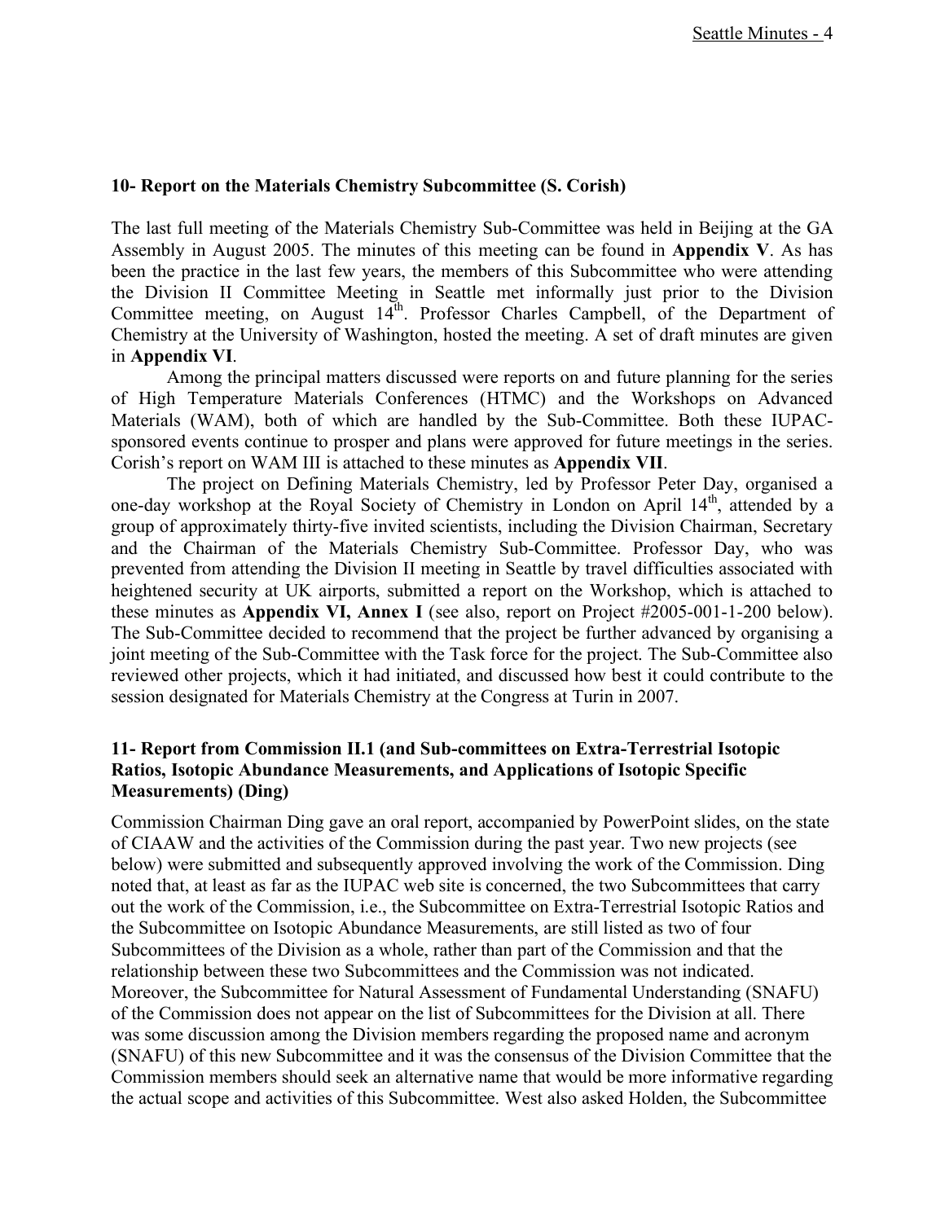### 10- Report on the Materials Chemistry Subcommittee (S. Corish)

The last full meeting of the Materials Chemistry Sub-Committee was held in Beijing at the GA Assembly in August 2005. The minutes of this meeting can be found in **Appendix V**. As has been the practice in the last few years, the members of this Subcommittee who were attending the Division II Committee Meeting in Seattle met informally just prior to the Division Committee meeting, on August 14th. Professor Charles Campbell, of the Department of Chemistry at the University of Washington, hosted the meeting. A set of draft minutes are given in **Appendix VI**.

Among the principal matters discussed were reports on and future planning for the series of High Temperature Materials Conferences (HTMC) and the Workshops on Advanced Materials (WAM), both of which are handled by the Sub-Committee. Both these IUPAC-sponsored events continue to prosper and plans were approved for future meetings in the series. Corish's report on WAM III is attached to these minutes as **Appendix VII**.

The project on Defining Materials Chemistry, led by Professor Peter Day, organised a one-day workshop at the Royal Society of Chemistry in London on April 14th, attended by a group of approximately thirty-five invited scientists, including the Division Chairman, Secretary and the Chairman of the Materials Chemistry Sub-Committee. Professor Day, who was prevented from attending the Division II meeting in Seattle by travel difficulties associated with heightened security at UK airports, submitted a report on the Workshop, which is attached to these minutes as **Appendix VI, Annex I** (see also, report on Project #2005-001-1-200 below). The Sub-Committee decided to recommend that the project be further advanced by organising a joint meeting of the Sub-Committee with the Task force for the project. The Sub-Committee also reviewed other projects, which it had initiated, and discussed how best it could contribute to the session designated for Materials Chemistry at the Congress at Turin in 2007.

### 11- Report from Commission II.1 (and Sub-committees on Extra-Terrestrial Isotopic Ratios, Isotopic Abundance Measurements, and Applications of Isotopic Specific Measurements) (Ding)

Commission Chairman Ding gave an oral report, accompanied by PowerPoint slides, on the state of CIAAW and the activities of the Commission during the past year. Two new projects (see below) were submitted and subsequently approved involving the work of the Commission. Ding noted that, at least as far as the IUPAC web site is concerned, the two Subcommittees that carry out the work of the Commission, i.e., the Subcommittee on Extra-Terrestrial Isotopic Ratios and the Subcommittee on Isotopic Abundance Measurements, are still listed as two of four Subcommittees of the Division as a whole, rather than part of the Commission and that the relationship between these two Subcommittees and the Commission was not indicated. Moreover, the Subcommittee for Natural Assessment of Fundamental Understanding (SNAFU) of the Commission does not appear on the list of Subcommittees for the Division at all. There was some discussion among the Division members regarding the proposed name and acronym (SNAFU) of this new Subcommittee and it was the consensus of the Division Committee that the Commission members should seek an alternative name that would be more informative regarding the actual scope and activities of this Subcommittee. West also asked Holden, the Subcommittee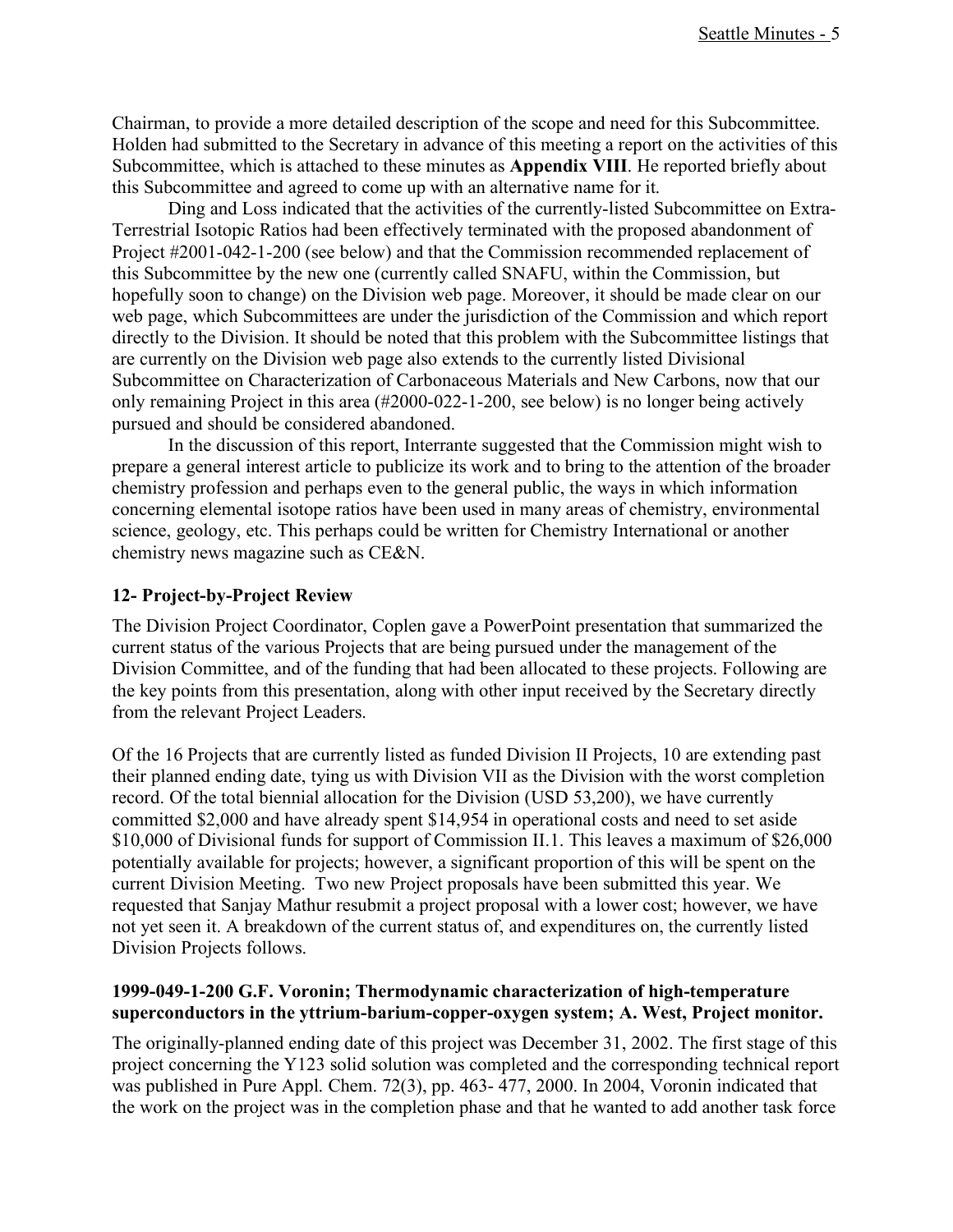Chairman, to provide a more detailed description of the scope and need for this Subcommittee. Holden had submitted to the Secretary in advance of this meeting a report on the activities of this Subcommittee, which is attached to these minutes as **Appendix VIII**. He reported briefly about this Subcommittee and agreed to come up with an alternative name for it.

Ding and Loss indicated that the activities of the currently-listed Subcommittee on Extra-Terrestrial Isotopic Ratios had been effectively terminated with the proposed abandonment of Project #2001-042-1-200 (see below) and that the Commission recommended replacement of this Subcommittee by the new one (currently called SNAFU, within the Commission, but hopefully soon to change) on the Division web page. Moreover, it should be made clear on our web page, which Subcommittees are under the jurisdiction of the Commission and which report directly to the Division. It should be noted that this problem with the Subcommittee listings that are currently on the Division web page also extends to the currently listed Divisional Subcommittee on Characterization of Carbonaceous Materials and New Carbons, now that our only remaining Project in this area (#2000-022-1-200, see below) is no longer being actively pursued and should be considered abandoned.

In the discussion of this report, Interrante suggested that the Commission might wish to prepare a general interest article to publicize its work and to bring to the attention of the broader chemistry profession and perhaps even to the general public, the ways in which information concerning elemental isotope ratios have been used in many areas of chemistry, environmental science, geology, etc. This perhaps could be written for Chemistry International or another chemistry news magazine such as CE&N.

## 12- Project-by-Project Review

The Division Project Coordinator, Coplen gave a PowerPoint presentation that summarized the current status of the various Projects that are being pursued under the management of the Division Committee, and of the funding that had been allocated to these projects. Following are the key points from this presentation, along with other input received by the Secretary directly from the relevant Project Leaders.

Of the 16 Projects that are currently listed as funded Division II Projects, 10 are extending past their planned ending date, tying us with Division VII as the Division with the worst completion record. Of the total biennial allocation for the Division (USD 53,200), we have currently committed $2,000 and have already spent $14,954 in operational costs and need to set aside $10,000 of Divisional funds for support of Commission II.1. This leaves a maximum of $26,000 potentially available for projects; however, a significant proportion of this will be spent on the current Division Meeting. Two new Project proposals have been submitted this year. We requested that Sanjay Mathur resubmit a project proposal with a lower cost; however, we have not yet seen it. A breakdown of the current status of, and expenditures on, the currently listed Division Projects follows.

### 1999-049-1-200 G.F. Voronin; Thermodynamic characterization of high-temperature superconductors in the yttrium-barium-copper-oxygen system; A. West, Project monitor.

The originally-planned ending date of this project was December 31, 2002. The first stage of this project concerning the Y123 solid solution was completed and the corresponding technical report was published in Pure Appl. Chem. 72(3), pp. 463- 477, 2000. In 2004, Voronin indicated that the work on the project was in the completion phase and that he wanted to add another task force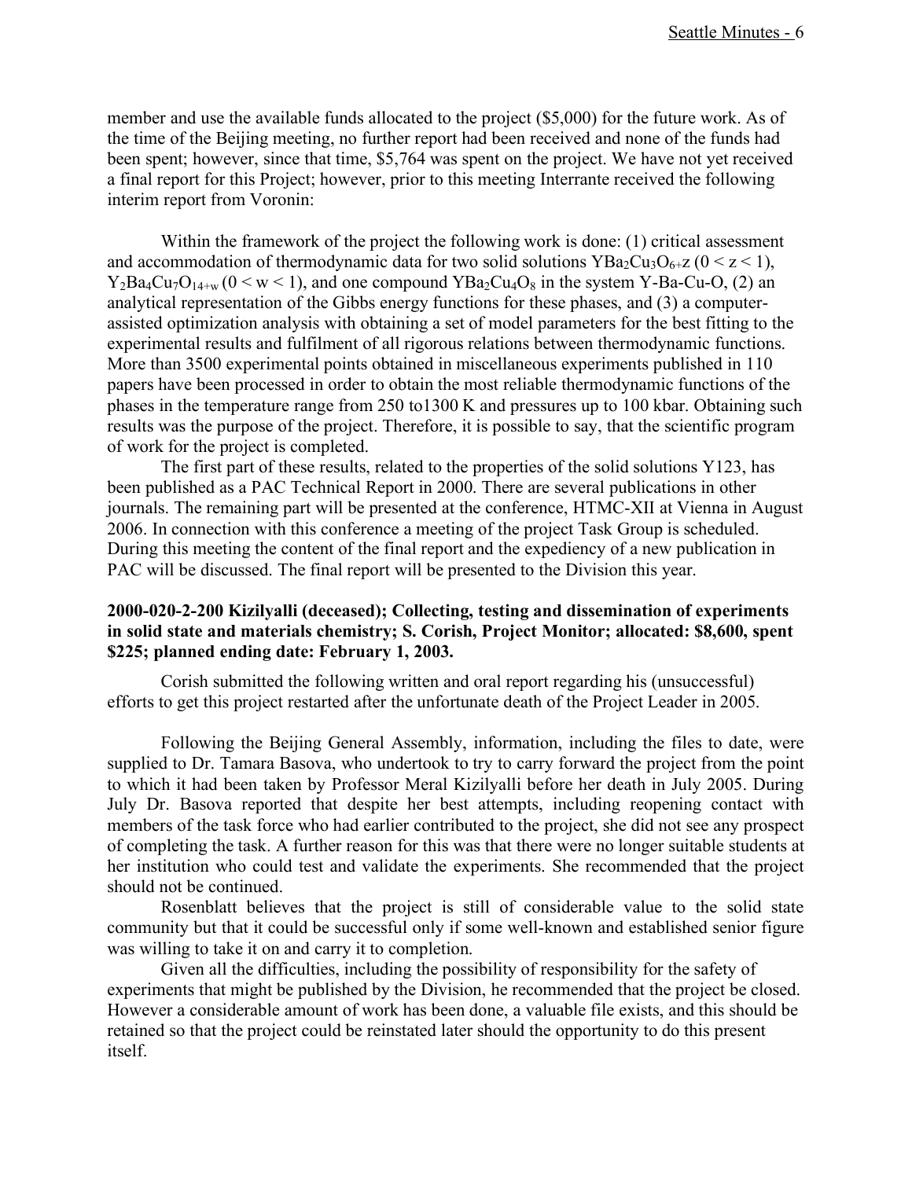member and use the available funds allocated to the project ($5,000) for the future work. As of the time of the Beijing meeting, no further report had been received and none of the funds had been spent; however, since that time, $5,764 was spent on the project. We have not yet received a final report for this Project; however, prior to this meeting Interrante received the following interim report from Voronin:

Within the framework of the project the following work is done: (1) critical assessment and accommodation of thermodynamic data for two solid solutions $YBa_2Cu_3O_{6+}z$ ($0 < z < 1$), $Y_2Ba_4Cu_7O_{14+w}$ ($0 < w < 1$), and one compound $YBa_2Cu_4O_8$ in the system Y-Ba-Cu-O, (2) an analytical representation of the Gibbs energy functions for these phases, and (3) a computer-assisted optimization analysis with obtaining a set of model parameters for the best fitting to the experimental results and fulfilment of all rigorous relations between thermodynamic functions. More than 3500 experimental points obtained in miscellaneous experiments published in 110 papers have been processed in order to obtain the most reliable thermodynamic functions of the phases in the temperature range from 250 to1300 K and pressures up to 100 kbar. Obtaining such results was the purpose of the project. Therefore, it is possible to say, that the scientific program of work for the project is completed.

The first part of these results, related to the properties of the solid solutions Y123, has been published as a PAC Technical Report in 2000. There are several publications in other journals. The remaining part will be presented at the conference, HTMC-XII at Vienna in August 2006. In connection with this conference a meeting of the project Task Group is scheduled. During this meeting the content of the final report and the expediency of a new publication in PAC will be discussed. The final report will be presented to the Division this year.

**2000-020-2-200 Kizilyalli (deceased); Collecting, testing and dissemination of experiments in solid state and materials chemistry; S. Corish, Project Monitor; allocated: $8,600, spent $225; planned ending date: February 1, 2003.**

Corish submitted the following written and oral report regarding his (unsuccessful) efforts to get this project restarted after the unfortunate death of the Project Leader in 2005.

Following the Beijing General Assembly, information, including the files to date, were supplied to Dr. Tamara Basova, who undertook to try to carry forward the project from the point to which it had been taken by Professor Meral Kizilyalli before her death in July 2005. During July Dr. Basova reported that despite her best attempts, including reopening contact with members of the task force who had earlier contributed to the project, she did not see any prospect of completing the task. A further reason for this was that there were no longer suitable students at her institution who could test and validate the experiments. She recommended that the project should not be continued.

Rosenblatt believes that the project is still of considerable value to the solid state community but that it could be successful only if some well-known and established senior figure was willing to take it on and carry it to completion.

Given all the difficulties, including the possibility of responsibility for the safety of experiments that might be published by the Division, he recommended that the project be closed. However a considerable amount of work has been done, a valuable file exists, and this should be retained so that the project could be reinstated later should the opportunity to do this present itself.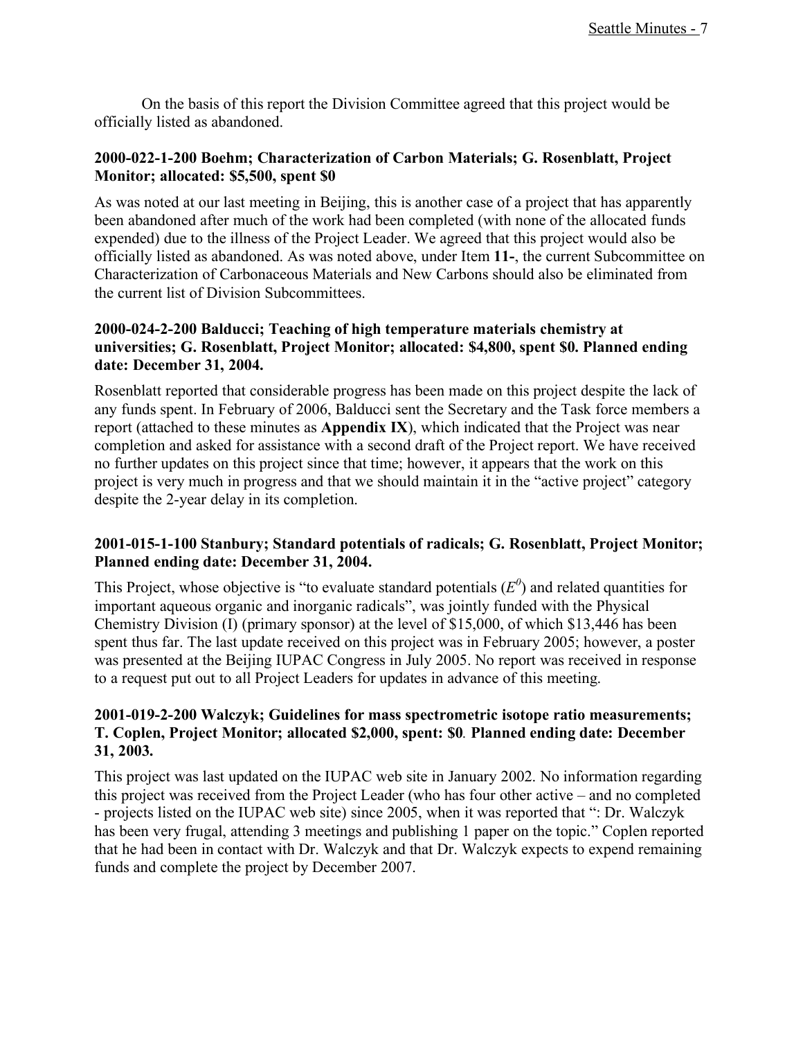On the basis of this report the Division Committee agreed that this project would be officially listed as abandoned.

**2000-022-1-200 Boehm; Characterization of Carbon Materials; G. Rosenblatt, Project Monitor; allocated: $5,500, spent $0**

As was noted at our last meeting in Beijing, this is another case of a project that has apparently been abandoned after much of the work had been completed (with none of the allocated funds expended) due to the illness of the Project Leader. We agreed that this project would also be officially listed as abandoned. As was noted above, under Item **11-**, the current Subcommittee on Characterization of Carbonaceous Materials and New Carbons should also be eliminated from the current list of Division Subcommittees.

**2000-024-2-200 Balducci; Teaching of high temperature materials chemistry at universities; G. Rosenblatt, Project Monitor; allocated: $4,800, spent $0. Planned ending date: December 31, 2004.**

Rosenblatt reported that considerable progress has been made on this project despite the lack of any funds spent. In February of 2006, Balducci sent the Secretary and the Task force members a report (attached to these minutes as **Appendix IX**), which indicated that the Project was near completion and asked for assistance with a second draft of the Project report. We have received no further updates on this project since that time; however, it appears that the work on this project is very much in progress and that we should maintain it in the "active project" category despite the 2-year delay in its completion.

**2001-015-1-100 Stanbury; Standard potentials of radicals; G. Rosenblatt, Project Monitor; Planned ending date: December 31, 2004.**

This Project, whose objective is "to evaluate standard potentials ($E^0$) and related quantities for important aqueous organic and inorganic radicals", was jointly funded with the Physical Chemistry Division (I) (primary sponsor) at the level of $15,000, of which $13,446 has been spent thus far. The last update received on this project was in February 2005; however, a poster was presented at the Beijing IUPAC Congress in July 2005. No report was received in response to a request put out to all Project Leaders for updates in advance of this meeting.

**2001-019-2-200 Walczyk; Guidelines for mass spectrometric isotope ratio measurements; T. Coplen, Project Monitor; allocated $2,000, spent: $0. Planned ending date: December 31, 2003.**

This project was last updated on the IUPAC web site in January 2002. No information regarding this project was received from the Project Leader (who has four other active – and no completed - projects listed on the IUPAC web site) since 2005, when it was reported that ": Dr. Walczyk has been very frugal, attending 3 meetings and publishing 1 paper on the topic." Coplen reported that he had been in contact with Dr. Walczyk and that Dr. Walczyk expects to expend remaining funds and complete the project by December 2007.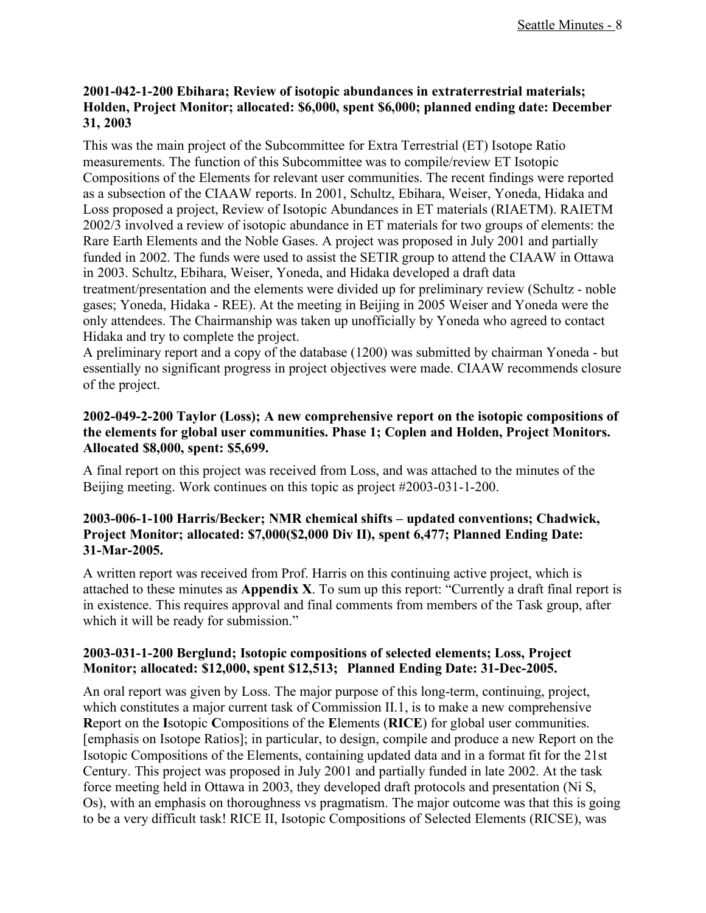**2001-042-1-200 Ebihara; Review of isotopic abundances in extraterrestrial materials; Holden, Project Monitor; allocated: $6,000, spent $6,000; planned ending date: December 31, 2003**

This was the main project of the Subcommittee for Extra Terrestrial (ET) Isotope Ratio measurements. The function of this Subcommittee was to compile/review ET Isotopic Compositions of the Elements for relevant user communities. The recent findings were reported as a subsection of the CIAAW reports. In 2001, Schultz, Ebihara, Weiser, Yoneda, Hidaka and Loss proposed a project, Review of Isotopic Abundances in ET materials (RIAETM). RAIETM 2002/3 involved a review of isotopic abundance in ET materials for two groups of elements: the Rare Earth Elements and the Noble Gases. A project was proposed in July 2001 and partially funded in 2002. The funds were used to assist the SETIR group to attend the CIAAW in Ottawa in 2003. Schultz, Ebihara, Weiser, Yoneda, and Hidaka developed a draft data treatment/presentation and the elements were divided up for preliminary review (Schultz - noble gases; Yoneda, Hidaka - REE). At the meeting in Beijing in 2005 Weiser and Yoneda were the only attendees. The Chairmanship was taken up unofficially by Yoneda who agreed to contact Hidaka and try to complete the project.
A preliminary report and a copy of the database (1200) was submitted by chairman Yoneda - but essentially no significant progress in project objectives were made. CIAAW recommends closure of the project.

**2002-049-2-200 Taylor (Loss); A new comprehensive report on the isotopic compositions of the elements for global user communities. Phase 1; Coplen and Holden, Project Monitors. Allocated $8,000, spent: $5,699.**

A final report on this project was received from Loss, and was attached to the minutes of the Beijing meeting. Work continues on this topic as project #2003-031-1-200.

**2003-006-1-100 Harris/Becker; NMR chemical shifts – updated conventions; Chadwick, Project Monitor; allocated: $7,000($2,000 Div II), spent 6,477; Planned Ending Date: 31-Mar-2005.**

A written report was received from Prof. Harris on this continuing active project, which is attached to these minutes as **Appendix X**. To sum up this report: "Currently a draft final report is in existence. This requires approval and final comments from members of the Task group, after which it will be ready for submission."

**2003-031-1-200 Berglund; Isotopic compositions of selected elements; Loss, Project Monitor; allocated: $12,000, spent $12,513; Planned Ending Date: 31-Dec-2005.**

An oral report was given by Loss. The major purpose of this long-term, continuing, project, which constitutes a major current task of Commission II.1, is to make a new comprehensive **R**eport on the **I**sotopic **C**ompositions of the **E**lements (**RICE**) for global user communities. [emphasis on Isotope Ratios]; in particular, to design, compile and produce a new Report on the Isotopic Compositions of the Elements, containing updated data and in a format fit for the 21st Century. This project was proposed in July 2001 and partially funded in late 2002. At the task force meeting held in Ottawa in 2003, they developed draft protocols and presentation (Ni S, Os), with an emphasis on thoroughness vs pragmatism. The major outcome was that this is going to be a very difficult task! RICE II, Isotopic Compositions of Selected Elements (RICSE), was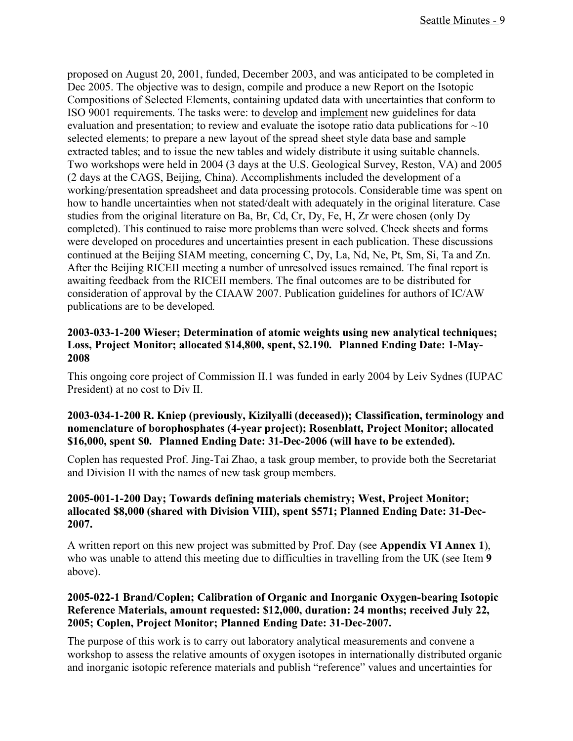proposed on August 20, 2001, funded, December 2003, and was anticipated to be completed in Dec 2005. The objective was to design, compile and produce a new Report on the Isotopic Compositions of Selected Elements, containing updated data with uncertainties that conform to ISO 9001 requirements. The tasks were: to develop and implement new guidelines for data evaluation and presentation; to review and evaluate the isotope ratio data publications for ~10 selected elements; to prepare a new layout of the spread sheet style data base and sample extracted tables; and to issue the new tables and widely distribute it using suitable channels. Two workshops were held in 2004 (3 days at the U.S. Geological Survey, Reston, VA) and 2005 (2 days at the CAGS, Beijing, China). Accomplishments included the development of a working/presentation spreadsheet and data processing protocols. Considerable time was spent on how to handle uncertainties when not stated/dealt with adequately in the original literature. Case studies from the original literature on Ba, Br, Cd, Cr, Dy, Fe, H, Zr were chosen (only Dy completed). This continued to raise more problems than were solved. Check sheets and forms were developed on procedures and uncertainties present in each publication. These discussions continued at the Beijing SIAM meeting, concerning C, Dy, La, Nd, Ne, Pt, Sm, Si, Ta and Zn. After the Beijing RICEII meeting a number of unresolved issues remained. The final report is awaiting feedback from the RICEII members. The final outcomes are to be distributed for consideration of approval by the CIAAW 2007. Publication guidelines for authors of IC/AW publications are to be developed.

**2003-033-1-200 Wieser; Determination of atomic weights using new analytical techniques; Loss, Project Monitor; allocated $14,800, spent, $2.190. Planned Ending Date: 1-May-2008**

This ongoing core project of Commission II.1 was funded in early 2004 by Leiv Sydnes (IUPAC President) at no cost to Div II.

**2003-034-1-200 R. Kniep (previously, Kizilyalli (deceased)); Classification, terminology and nomenclature of borophosphates (4-year project); Rosenblatt, Project Monitor; allocated $16,000, spent $0. Planned Ending Date: 31-Dec-2006 (will have to be extended).**

Coplen has requested Prof. Jing-Tai Zhao, a task group member, to provide both the Secretariat and Division II with the names of new task group members.

**2005-001-1-200 Day; Towards defining materials chemistry; West, Project Monitor; allocated $8,000 (shared with Division VIII), spent $571; Planned Ending Date: 31-Dec-2007.**

A written report on this new project was submitted by Prof. Day (see **Appendix VI Annex 1**), who was unable to attend this meeting due to difficulties in travelling from the UK (see Item **9** above).

**2005-022-1 Brand/Coplen; Calibration of Organic and Inorganic Oxygen-bearing Isotopic Reference Materials, amount requested: $12,000, duration: 24 months; received July 22, 2005; Coplen, Project Monitor; Planned Ending Date: 31-Dec-2007.**

The purpose of this work is to carry out laboratory analytical measurements and convene a workshop to assess the relative amounts of oxygen isotopes in internationally distributed organic and inorganic isotopic reference materials and publish "reference" values and uncertainties for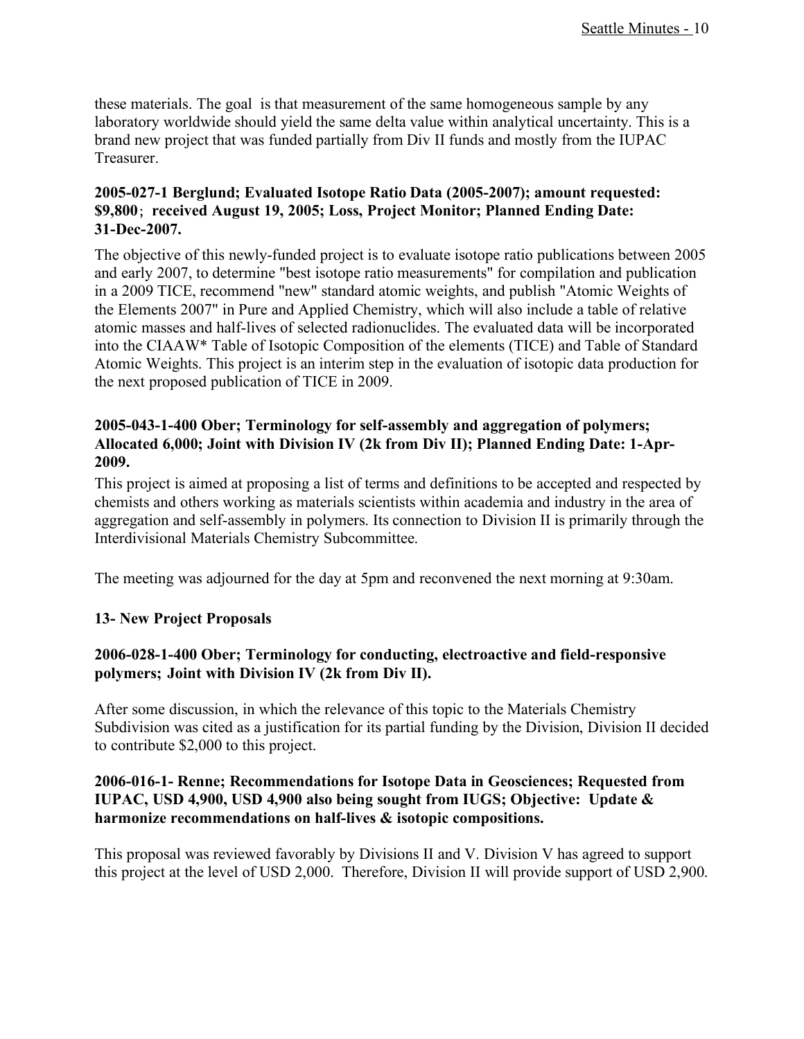these materials. The goal is that measurement of the same homogeneous sample by any laboratory worldwide should yield the same delta value within analytical uncertainty. This is a brand new project that was funded partially from Div II funds and mostly from the IUPAC Treasurer.

**2005-027-1 Berglund; Evaluated Isotope Ratio Data (2005-2007); amount requested: $9,800; received August 19, 2005; Loss, Project Monitor; Planned Ending Date: 31-Dec-2007.**

The objective of this newly-funded project is to evaluate isotope ratio publications between 2005 and early 2007, to determine "best isotope ratio measurements" for compilation and publication in a 2009 TICE, recommend "new" standard atomic weights, and publish "Atomic Weights of the Elements 2007" in Pure and Applied Chemistry, which will also include a table of relative atomic masses and half-lives of selected radionuclides. The evaluated data will be incorporated into the CIAAW* Table of Isotopic Composition of the elements (TICE) and Table of Standard Atomic Weights. This project is an interim step in the evaluation of isotopic data production for the next proposed publication of TICE in 2009.

**2005-043-1-400 Ober; Terminology for self-assembly and aggregation of polymers; Allocated 6,000; Joint with Division IV (2k from Div II); Planned Ending Date: 1-Apr-2009.**

This project is aimed at proposing a list of terms and definitions to be accepted and respected by chemists and others working as materials scientists within academia and industry in the area of aggregation and self-assembly in polymers. Its connection to Division II is primarily through the Interdivisional Materials Chemistry Subcommittee.

The meeting was adjourned for the day at 5pm and reconvened the next morning at 9:30am.

**13- New Project Proposals**

**2006-028-1-400 Ober; Terminology for conducting, electroactive and field-responsive polymers; Joint with Division IV (2k from Div II).**

After some discussion, in which the relevance of this topic to the Materials Chemistry Subdivision was cited as a justification for its partial funding by the Division, Division II decided to contribute $2,000 to this project.

**2006-016-1- Renne; Recommendations for Isotope Data in Geosciences; Requested from IUPAC, USD 4,900, USD 4,900 also being sought from IUGS; Objective: Update & harmonize recommendations on half-lives & isotopic compositions.**

This proposal was reviewed favorably by Divisions II and V. Division V has agreed to support this project at the level of USD 2,000. Therefore, Division II will provide support of USD 2,900.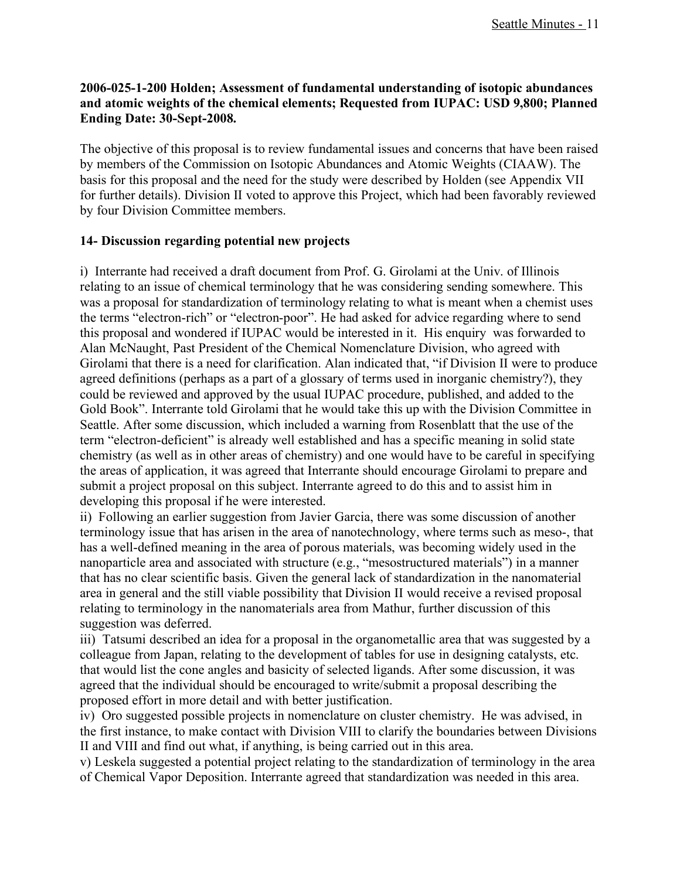**2006-025-1-200 Holden; Assessment of fundamental understanding of isotopic abundances and atomic weights of the chemical elements; Requested from IUPAC: USD 9,800; Planned Ending Date: 30-Sept-2008.**

The objective of this proposal is to review fundamental issues and concerns that have been raised by members of the Commission on Isotopic Abundances and Atomic Weights (CIAAW). The basis for this proposal and the need for the study were described by Holden (see Appendix VII for further details). Division II voted to approve this Project, which had been favorably reviewed by four Division Committee members.

**14- Discussion regarding potential new projects**

i) Interrante had received a draft document from Prof. G. Girolami at the Univ. of Illinois relating to an issue of chemical terminology that he was considering sending somewhere. This was a proposal for standardization of terminology relating to what is meant when a chemist uses the terms "electron-rich" or "electron-poor". He had asked for advice regarding where to send this proposal and wondered if IUPAC would be interested in it. His enquiry was forwarded to Alan McNaught, Past President of the Chemical Nomenclature Division, who agreed with Girolami that there is a need for clarification. Alan indicated that, "if Division II were to produce agreed definitions (perhaps as a part of a glossary of terms used in inorganic chemistry?), they could be reviewed and approved by the usual IUPAC procedure, published, and added to the Gold Book". Interrante told Girolami that he would take this up with the Division Committee in Seattle. After some discussion, which included a warning from Rosenblatt that the use of the term "electron-deficient" is already well established and has a specific meaning in solid state chemistry (as well as in other areas of chemistry) and one would have to be careful in specifying the areas of application, it was agreed that Interrante should encourage Girolami to prepare and submit a project proposal on this subject. Interrante agreed to do this and to assist him in developing this proposal if he were interested.

ii) Following an earlier suggestion from Javier Garcia, there was some discussion of another terminology issue that has arisen in the area of nanotechnology, where terms such as meso-, that has a well-defined meaning in the area of porous materials, was becoming widely used in the nanoparticle area and associated with structure (e.g., "mesostructured materials") in a manner that has no clear scientific basis. Given the general lack of standardization in the nanomaterial area in general and the still viable possibility that Division II would receive a revised proposal relating to terminology in the nanomaterials area from Mathur, further discussion of this suggestion was deferred.

iii) Tatsumi described an idea for a proposal in the organometallic area that was suggested by a colleague from Japan, relating to the development of tables for use in designing catalysts, etc. that would list the cone angles and basicity of selected ligands. After some discussion, it was agreed that the individual should be encouraged to write/submit a proposal describing the proposed effort in more detail and with better justification.

iv) Oro suggested possible projects in nomenclature on cluster chemistry. He was advised, in the first instance, to make contact with Division VIII to clarify the boundaries between Divisions II and VIII and find out what, if anything, is being carried out in this area.

v) Leskela suggested a potential project relating to the standardization of terminology in the area of Chemical Vapor Deposition. Interrante agreed that standardization was needed in this area.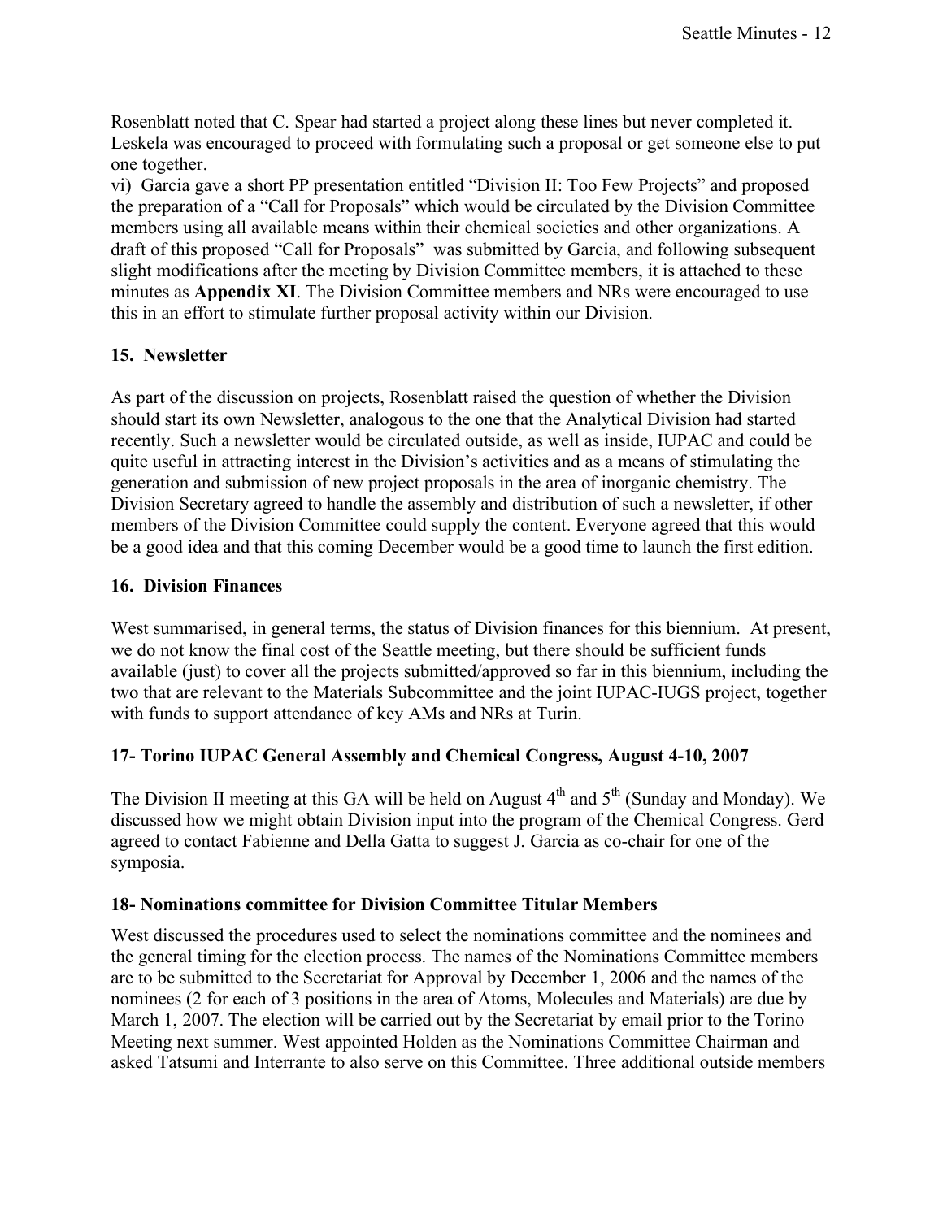Rosenblatt noted that C. Spear had started a project along these lines but never completed it. Leskela was encouraged to proceed with formulating such a proposal or get someone else to put one together.

vi) Garcia gave a short PP presentation entitled "Division II: Too Few Projects" and proposed the preparation of a "Call for Proposals" which would be circulated by the Division Committee members using all available means within their chemical societies and other organizations. A draft of this proposed "Call for Proposals" was submitted by Garcia, and following subsequent slight modifications after the meeting by Division Committee members, it is attached to these minutes as **Appendix XI**. The Division Committee members and NRs were encouraged to use this in an effort to stimulate further proposal activity within our Division.

## 15. Newsletter

As part of the discussion on projects, Rosenblatt raised the question of whether the Division should start its own Newsletter, analogous to the one that the Analytical Division had started recently. Such a newsletter would be circulated outside, as well as inside, IUPAC and could be quite useful in attracting interest in the Division's activities and as a means of stimulating the generation and submission of new project proposals in the area of inorganic chemistry. The Division Secretary agreed to handle the assembly and distribution of such a newsletter, if other members of the Division Committee could supply the content. Everyone agreed that this would be a good idea and that this coming December would be a good time to launch the first edition.

## 16. Division Finances

West summarised, in general terms, the status of Division finances for this biennium. At present, we do not know the final cost of the Seattle meeting, but there should be sufficient funds available (just) to cover all the projects submitted/approved so far in this biennium, including the two that are relevant to the Materials Subcommittee and the joint IUPAC-IUGS project, together with funds to support attendance of key AMs and NRs at Turin.

## 17- Torino IUPAC General Assembly and Chemical Congress, August 4-10, 2007

The Division II meeting at this GA will be held on August 4th and 5th (Sunday and Monday). We discussed how we might obtain Division input into the program of the Chemical Congress. Gerd agreed to contact Fabienne and Della Gatta to suggest J. Garcia as co-chair for one of the symposia.

## 18- Nominations committee for Division Committee Titular Members

West discussed the procedures used to select the nominations committee and the nominees and the general timing for the election process. The names of the Nominations Committee members are to be submitted to the Secretariat for Approval by December 1, 2006 and the names of the nominees (2 for each of 3 positions in the area of Atoms, Molecules and Materials) are due by March 1, 2007. The election will be carried out by the Secretariat by email prior to the Torino Meeting next summer. West appointed Holden as the Nominations Committee Chairman and asked Tatsumi and Interrante to also serve on this Committee. Three additional outside members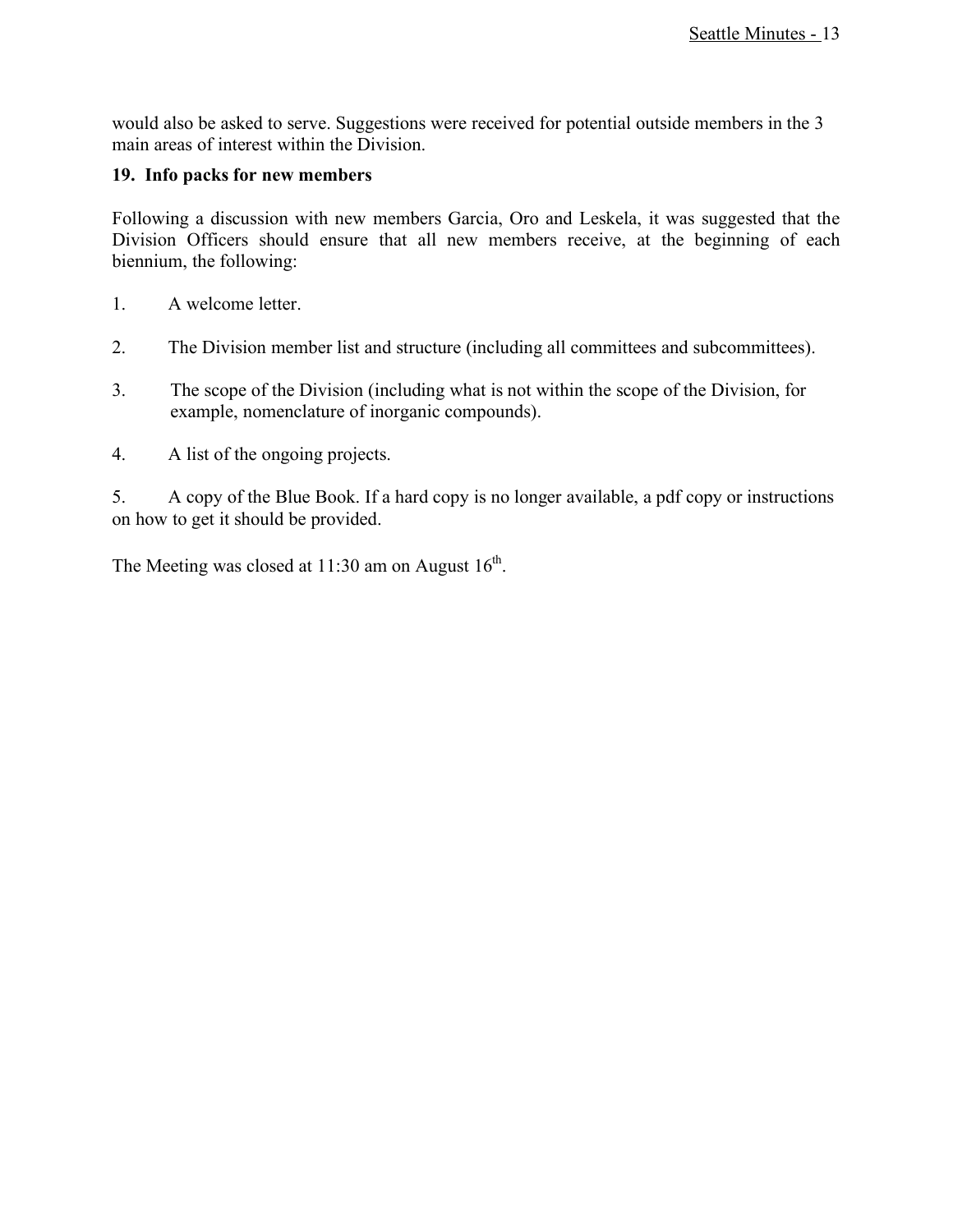would also be asked to serve. Suggestions were received for potential outside members in the 3 main areas of interest within the Division.

**19. Info packs for new members**

Following a discussion with new members Garcia, Oro and Leskela, it was suggested that the Division Officers should ensure that all new members receive, at the beginning of each biennium, the following:

1. A welcome letter.

2. The Division member list and structure (including all committees and subcommittees).

3. The scope of the Division (including what is not within the scope of the Division, for example, nomenclature of inorganic compounds).

4. A list of the ongoing projects.

5. A copy of the Blue Book. If a hard copy is no longer available, a pdf copy or instructions on how to get it should be provided.

The Meeting was closed at 11:30 am on August 16th.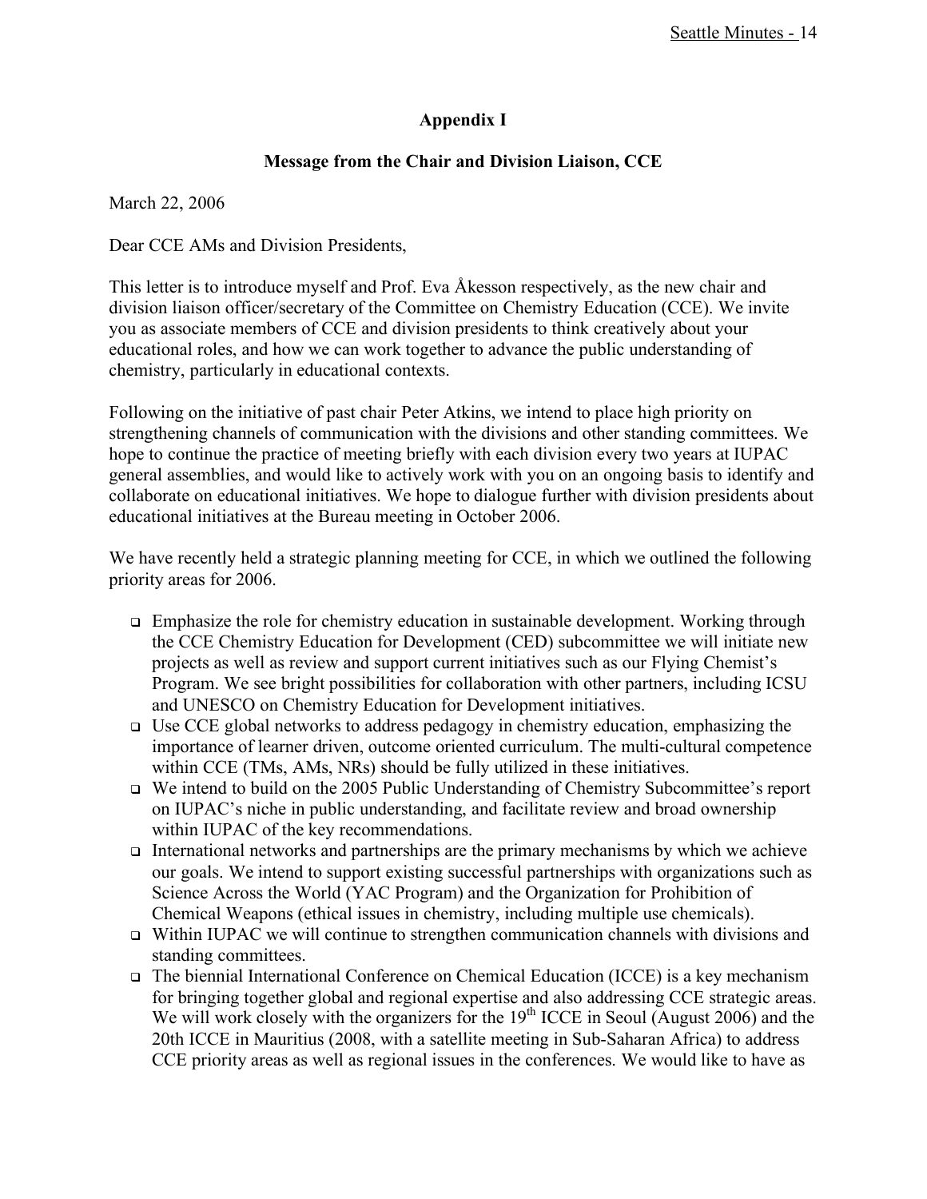## Appendix I

### Message from the Chair and Division Liaison, CCE

March 22, 2006

Dear CCE AMs and Division Presidents,

This letter is to introduce myself and Prof. Eva Åkesson respectively, as the new chair and division liaison officer/secretary of the Committee on Chemistry Education (CCE). We invite you as associate members of CCE and division presidents to think creatively about your educational roles, and how we can work together to advance the public understanding of chemistry, particularly in educational contexts.

Following on the initiative of past chair Peter Atkins, we intend to place high priority on strengthening channels of communication with the divisions and other standing committees. We hope to continue the practice of meeting briefly with each division every two years at IUPAC general assemblies, and would like to actively work with you on an ongoing basis to identify and collaborate on educational initiatives. We hope to dialogue further with division presidents about educational initiatives at the Bureau meeting in October 2006.

We have recently held a strategic planning meeting for CCE, in which we outlined the following priority areas for 2006.

- Emphasize the role for chemistry education in sustainable development. Working through the CCE Chemistry Education for Development (CED) subcommittee we will initiate new projects as well as review and support current initiatives such as our Flying Chemist's Program. We see bright possibilities for collaboration with other partners, including ICSU and UNESCO on Chemistry Education for Development initiatives.
- Use CCE global networks to address pedagogy in chemistry education, emphasizing the importance of learner driven, outcome oriented curriculum. The multi-cultural competence within CCE (TMs, AMs, NRs) should be fully utilized in these initiatives.
- We intend to build on the 2005 Public Understanding of Chemistry Subcommittee's report on IUPAC's niche in public understanding, and facilitate review and broad ownership within IUPAC of the key recommendations.
- International networks and partnerships are the primary mechanisms by which we achieve our goals. We intend to support existing successful partnerships with organizations such as Science Across the World (YAC Program) and the Organization for Prohibition of Chemical Weapons (ethical issues in chemistry, including multiple use chemicals).
- Within IUPAC we will continue to strengthen communication channels with divisions and standing committees.
- The biennial International Conference on Chemical Education (ICCE) is a key mechanism for bringing together global and regional expertise and also addressing CCE strategic areas. We will work closely with the organizers for the 19th ICCE in Seoul (August 2006) and the 20th ICCE in Mauritius (2008, with a satellite meeting in Sub-Saharan Africa) to address CCE priority areas as well as regional issues in the conferences. We would like to have as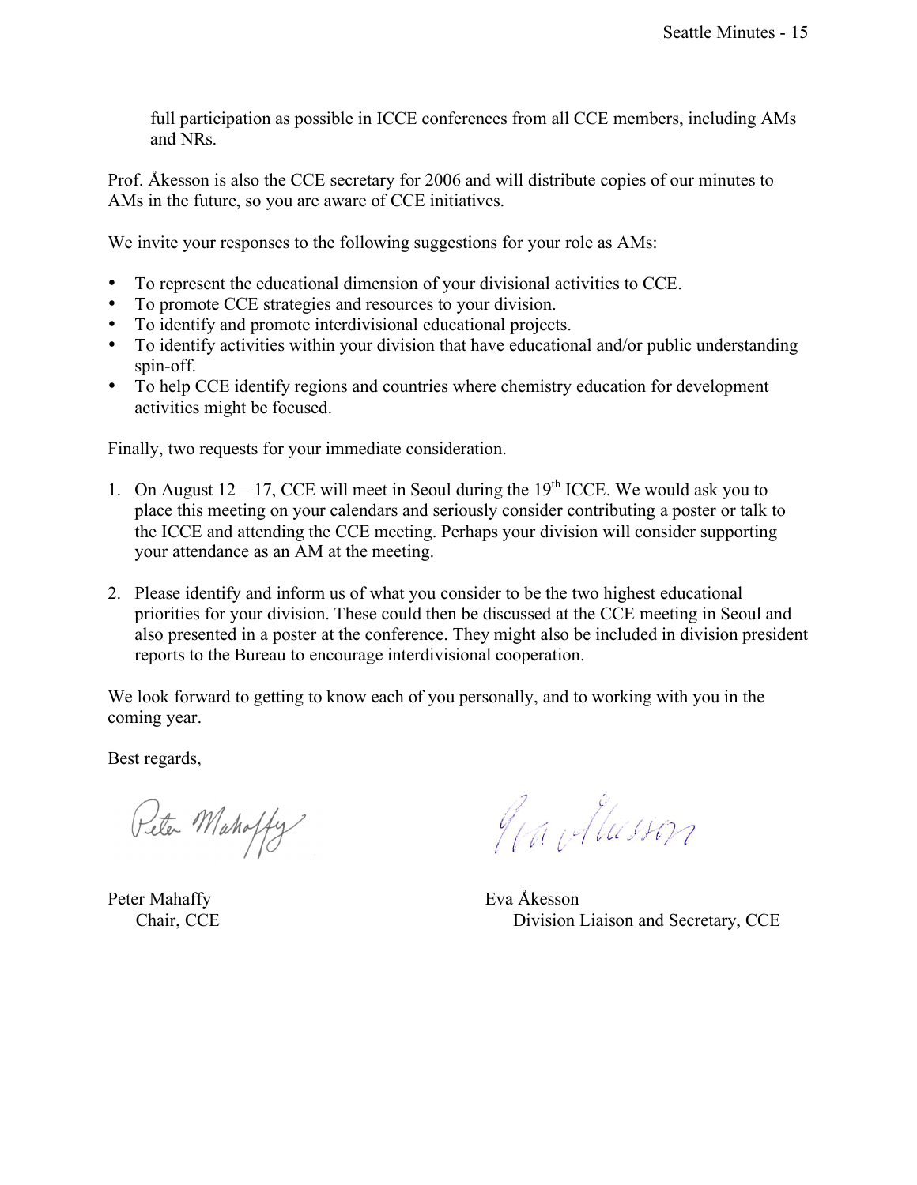full participation as possible in ICCE conferences from all CCE members, including AMs and NRs.

Prof. Åkesson is also the CCE secretary for 2006 and will distribute copies of our minutes to AMs in the future, so you are aware of CCE initiatives.

We invite your responses to the following suggestions for your role as AMs:

- To represent the educational dimension of your divisional activities to CCE.
- To promote CCE strategies and resources to your division.
- To identify and promote interdivisional educational projects.
- To identify activities within your division that have educational and/or public understanding spin-off.
- To help CCE identify regions and countries where chemistry education for development activities might be focused.

Finally, two requests for your immediate consideration.

1. On August 12 – 17, CCE will meet in Seoul during the 19th ICCE. We would ask you to place this meeting on your calendars and seriously consider contributing a poster or talk to the ICCE and attending the CCE meeting. Perhaps your division will consider supporting your attendance as an AM at the meeting.

2. Please identify and inform us of what you consider to be the two highest educational priorities for your division. These could then be discussed at the CCE meeting in Seoul and also presented in a poster at the conference. They might also be included in division president reports to the Bureau to encourage interdivisional cooperation.

We look forward to getting to know each of you personally, and to working with you in the coming year.

Best regards,

Peter Mahaffy
Chair, CCE

Eva Åkesson
Division Liaison and Secretary, CCE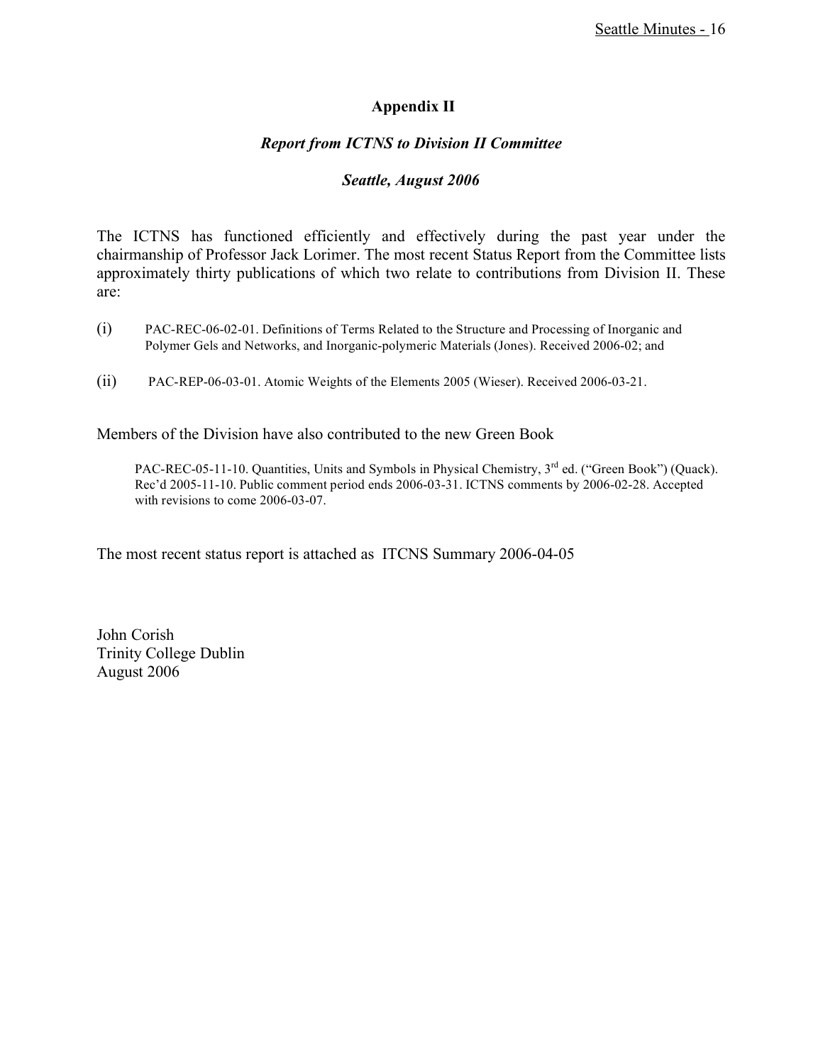## Appendix II

### *Report from ICTNS to Division II Committee*

### *Seattle, August 2006*

The ICTNS has functioned efficiently and effectively during the past year under the chairmanship of Professor Jack Lorimer. The most recent Status Report from the Committee lists approximately thirty publications of which two relate to contributions from Division II. These are:

(i) PAC-REC-06-02-01. Definitions of Terms Related to the Structure and Processing of Inorganic and Polymer Gels and Networks, and Inorganic-polymeric Materials (Jones). Received 2006-02; and

(ii) PAC-REP-06-03-01. Atomic Weights of the Elements 2005 (Wieser). Received 2006-03-21.

Members of the Division have also contributed to the new Green Book

> PAC-REC-05-11-10. Quantities, Units and Symbols in Physical Chemistry, 3rd ed. ("Green Book") (Quack). Rec'd 2005-11-10. Public comment period ends 2006-03-31. ICTNS comments by 2006-02-28. Accepted with revisions to come 2006-03-07.

The most recent status report is attached as ITCNS Summary 2006-04-05

John Corish
Trinity College Dublin
August 2006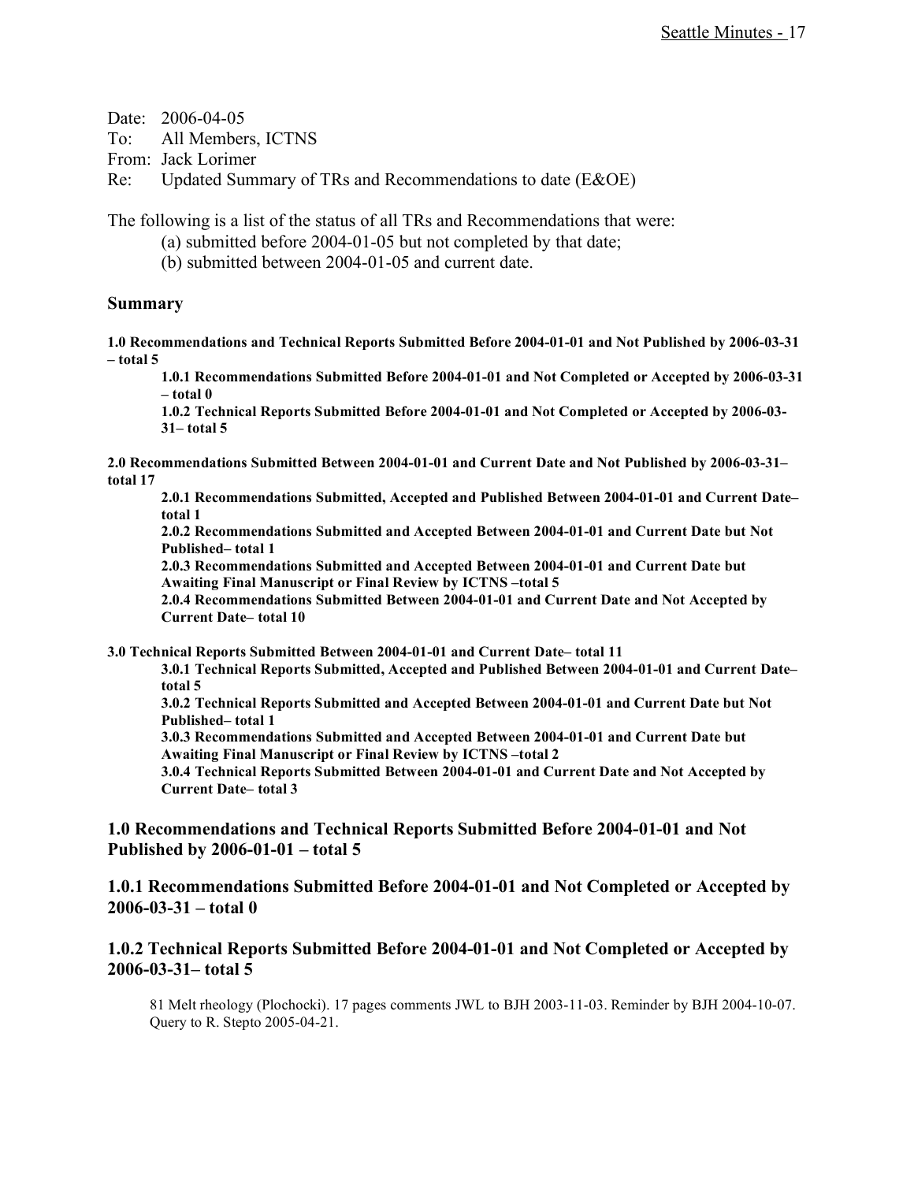Date: 2006-04-05
To: All Members, ICTNS
From: Jack Lorimer
Re: Updated Summary of TRs and Recommendations to date (E&OE)

The following is a list of the status of all TRs and Recommendations that were:

(a) submitted before 2004-01-05 but not completed by that date;
(b) submitted between 2004-01-05 and current date.

## Summary

**1.0 Recommendations and Technical Reports Submitted Before 2004-01-01 and Not Published by 2006-03-31 – total 5**

**1.0.1 Recommendations Submitted Before 2004-01-01 and Not Completed or Accepted by 2006-03-31 – total 0**

**1.0.2 Technical Reports Submitted Before 2004-01-01 and Not Completed or Accepted by 2006-03-31– total 5**

**2.0 Recommendations Submitted Between 2004-01-01 and Current Date and Not Published by 2006-03-31– total 17**

**2.0.1 Recommendations Submitted, Accepted and Published Between 2004-01-01 and Current Date– total 1**

**2.0.2 Recommendations Submitted and Accepted Between 2004-01-01 and Current Date but Not Published– total 1**

**2.0.3 Recommendations Submitted and Accepted Between 2004-01-01 and Current Date but Awaiting Final Manuscript or Final Review by ICTNS –total 5**

**2.0.4 Recommendations Submitted Between 2004-01-01 and Current Date and Not Accepted by Current Date– total 10**

**3.0 Technical Reports Submitted Between 2004-01-01 and Current Date– total 11**

**3.0.1 Technical Reports Submitted, Accepted and Published Between 2004-01-01 and Current Date– total 5**

**3.0.2 Technical Reports Submitted and Accepted Between 2004-01-01 and Current Date but Not Published– total 1**

**3.0.3 Recommendations Submitted and Accepted Between 2004-01-01 and Current Date but Awaiting Final Manuscript or Final Review by ICTNS –total 2**

**3.0.4 Technical Reports Submitted Between 2004-01-01 and Current Date and Not Accepted by Current Date– total 3**

### 1.0 Recommendations and Technical Reports Submitted Before 2004-01-01 and Not Published by 2006-01-01 – total 5

### 1.0.1 Recommendations Submitted Before 2004-01-01 and Not Completed or Accepted by 2006-03-31 – total 0

### 1.0.2 Technical Reports Submitted Before 2004-01-01 and Not Completed or Accepted by 2006-03-31– total 5

81 Melt rheology (Plochocki). 17 pages comments JWL to BJH 2003-11-03. Reminder by BJH 2004-10-07. Query to R. Stepto 2005-04-21.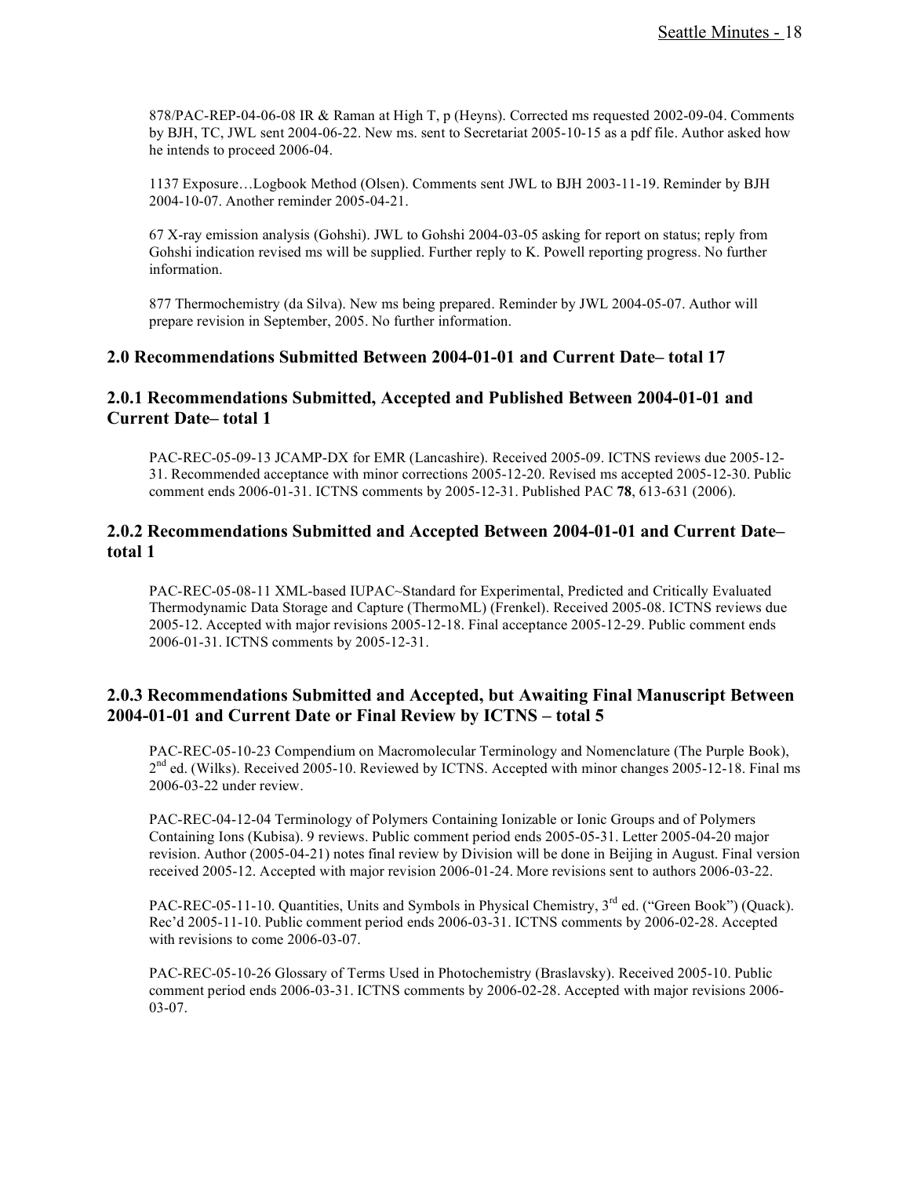878/PAC-REP-04-06-08 IR & Raman at High T, p (Heyns). Corrected ms requested 2002-09-04. Comments by BJH, TC, JWL sent 2004-06-22. New ms. sent to Secretariat 2005-10-15 as a pdf file. Author asked how he intends to proceed 2006-04.

1137 Exposure…Logbook Method (Olsen). Comments sent JWL to BJH 2003-11-19. Reminder by BJH 2004-10-07. Another reminder 2005-04-21.

67 X-ray emission analysis (Gohshi). JWL to Gohshi 2004-03-05 asking for report on status; reply from Gohshi indication revised ms will be supplied. Further reply to K. Powell reporting progress. No further information.

877 Thermochemistry (da Silva). New ms being prepared. Reminder by JWL 2004-05-07. Author will prepare revision in September, 2005. No further information.

## 2.0 Recommendations Submitted Between 2004-01-01 and Current Date– total 17

### 2.0.1 Recommendations Submitted, Accepted and Published Between 2004-01-01 and Current Date– total 1

PAC-REC-05-09-13 JCAMP-DX for EMR (Lancashire). Received 2005-09. ICTNS reviews due 2005-12-31. Recommended acceptance with minor corrections 2005-12-20. Revised ms accepted 2005-12-30. Public comment ends 2006-01-31. ICTNS comments by 2005-12-31. Published PAC **78**, 613-631 (2006).

### 2.0.2 Recommendations Submitted and Accepted Between 2004-01-01 and Current Date– total 1

PAC-REC-05-08-11 XML-based IUPAC~Standard for Experimental, Predicted and Critically Evaluated Thermodynamic Data Storage and Capture (ThermoML) (Frenkel). Received 2005-08. ICTNS reviews due 2005-12. Accepted with major revisions 2005-12-18. Final acceptance 2005-12-29. Public comment ends 2006-01-31. ICTNS comments by 2005-12-31.

### 2.0.3 Recommendations Submitted and Accepted, but Awaiting Final Manuscript Between 2004-01-01 and Current Date or Final Review by ICTNS – total 5

PAC-REC-05-10-23 Compendium on Macromolecular Terminology and Nomenclature (The Purple Book), 2nd ed. (Wilks). Received 2005-10. Reviewed by ICTNS. Accepted with minor changes 2005-12-18. Final ms 2006-03-22 under review.

PAC-REC-04-12-04 Terminology of Polymers Containing Ionizable or Ionic Groups and of Polymers Containing Ions (Kubisa). 9 reviews. Public comment period ends 2005-05-31. Letter 2005-04-20 major revision. Author (2005-04-21) notes final review by Division will be done in Beijing in August. Final version received 2005-12. Accepted with major revision 2006-01-24. More revisions sent to authors 2006-03-22.

PAC-REC-05-11-10. Quantities, Units and Symbols in Physical Chemistry, 3rd ed. ("Green Book") (Quack). Rec'd 2005-11-10. Public comment period ends 2006-03-31. ICTNS comments by 2006-02-28. Accepted with revisions to come 2006-03-07.

PAC-REC-05-10-26 Glossary of Terms Used in Photochemistry (Braslavsky). Received 2005-10. Public comment period ends 2006-03-31. ICTNS comments by 2006-02-28. Accepted with major revisions 2006-03-07.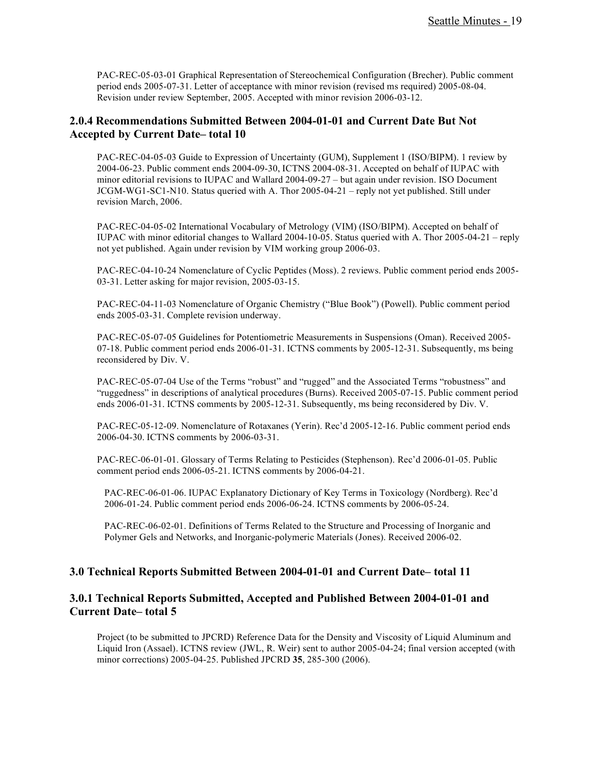PAC-REC-05-03-01 Graphical Representation of Stereochemical Configuration (Brecher). Public comment period ends 2005-07-31. Letter of acceptance with minor revision (revised ms required) 2005-08-04. Revision under review September, 2005. Accepted with minor revision 2006-03-12.

### 2.0.4 Recommendations Submitted Between 2004-01-01 and Current Date But Not Accepted by Current Date– total 10

PAC-REC-04-05-03 Guide to Expression of Uncertainty (GUM), Supplement 1 (ISO/BIPM). 1 review by 2004-06-23. Public comment ends 2004-09-30, ICTNS 2004-08-31. Accepted on behalf of IUPAC with minor editorial revisions to IUPAC and Wallard 2004-09-27 – but again under revision. ISO Document JCGM-WG1-SC1-N10. Status queried with A. Thor 2005-04-21 – reply not yet published. Still under revision March, 2006.

PAC-REC-04-05-02 International Vocabulary of Metrology (VIM) (ISO/BIPM). Accepted on behalf of IUPAC with minor editorial changes to Wallard 2004-10-05. Status queried with A. Thor 2005-04-21 – reply not yet published. Again under revision by VIM working group 2006-03.

PAC-REC-04-10-24 Nomenclature of Cyclic Peptides (Moss). 2 reviews. Public comment period ends 2005-03-31. Letter asking for major revision, 2005-03-15.

PAC-REC-04-11-03 Nomenclature of Organic Chemistry ("Blue Book") (Powell). Public comment period ends 2005-03-31. Complete revision underway.

PAC-REC-05-07-05 Guidelines for Potentiometric Measurements in Suspensions (Oman). Received 2005-07-18. Public comment period ends 2006-01-31. ICTNS comments by 2005-12-31. Subsequently, ms being reconsidered by Div. V.

PAC-REC-05-07-04 Use of the Terms "robust" and "rugged" and the Associated Terms "robustness" and "ruggedness" in descriptions of analytical procedures (Burns). Received 2005-07-15. Public comment period ends 2006-01-31. ICTNS comments by 2005-12-31. Subsequently, ms being reconsidered by Div. V.

PAC-REC-05-12-09. Nomenclature of Rotaxanes (Yerin). Rec'd 2005-12-16. Public comment period ends 2006-04-30. ICTNS comments by 2006-03-31.

PAC-REC-06-01-01. Glossary of Terms Relating to Pesticides (Stephenson). Rec'd 2006-01-05. Public comment period ends 2006-05-21. ICTNS comments by 2006-04-21.

PAC-REC-06-01-06. IUPAC Explanatory Dictionary of Key Terms in Toxicology (Nordberg). Rec'd 2006-01-24. Public comment period ends 2006-06-24. ICTNS comments by 2006-05-24.

PAC-REC-06-02-01. Definitions of Terms Related to the Structure and Processing of Inorganic and Polymer Gels and Networks, and Inorganic-polymeric Materials (Jones). Received 2006-02.

## 3.0 Technical Reports Submitted Between 2004-01-01 and Current Date– total 11

### 3.0.1 Technical Reports Submitted, Accepted and Published Between 2004-01-01 and Current Date– total 5

Project (to be submitted to JPCRD) Reference Data for the Density and Viscosity of Liquid Aluminum and Liquid Iron (Assael). ICTNS review (JWL, R. Weir) sent to author 2005-04-24; final version accepted (with minor corrections) 2005-04-25. Published JPCRD **35**, 285-300 (2006).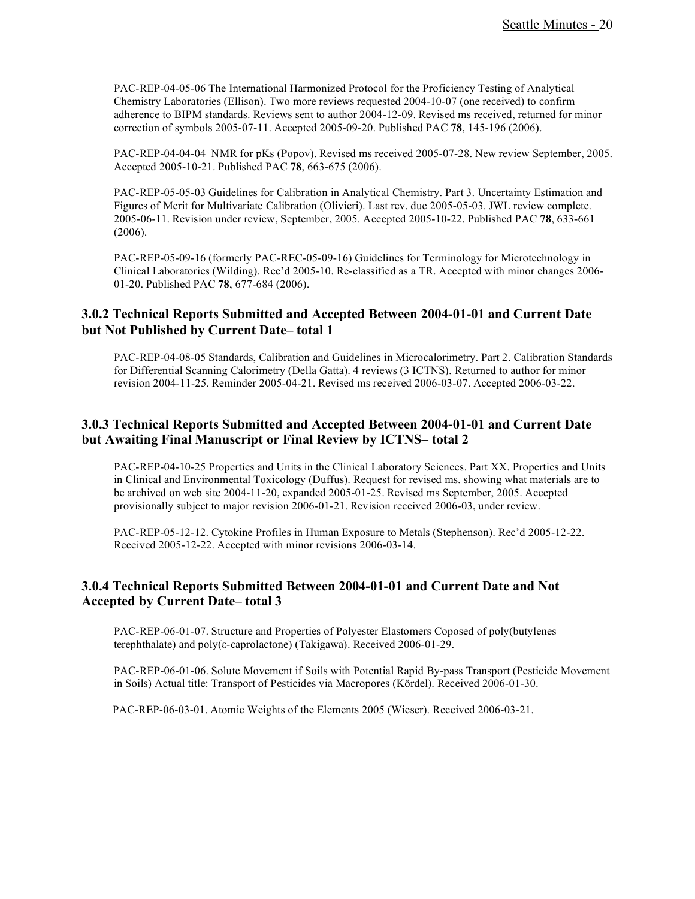PAC-REP-04-05-06 The International Harmonized Protocol for the Proficiency Testing of Analytical Chemistry Laboratories (Ellison). Two more reviews requested 2004-10-07 (one received) to confirm adherence to BIPM standards. Reviews sent to author 2004-12-09. Revised ms received, returned for minor correction of symbols 2005-07-11. Accepted 2005-09-20. Published PAC **78**, 145-196 (2006).

PAC-REP-04-04-04 NMR for pKs (Popov). Revised ms received 2005-07-28. New review September, 2005. Accepted 2005-10-21. Published PAC **78**, 663-675 (2006).

PAC-REP-05-05-03 Guidelines for Calibration in Analytical Chemistry. Part 3. Uncertainty Estimation and Figures of Merit for Multivariate Calibration (Olivieri). Last rev. due 2005-05-03. JWL review complete. 2005-06-11. Revision under review, September, 2005. Accepted 2005-10-22. Published PAC **78**, 633-661 (2006).

PAC-REP-05-09-16 (formerly PAC-REC-05-09-16) Guidelines for Terminology for Microtechnology in Clinical Laboratories (Wilding). Rec'd 2005-10. Re-classified as a TR. Accepted with minor changes 2006-01-20. Published PAC **78**, 677-684 (2006).

### 3.0.2 Technical Reports Submitted and Accepted Between 2004-01-01 and Current Date but Not Published by Current Date– total 1

PAC-REP-04-08-05 Standards, Calibration and Guidelines in Microcalorimetry. Part 2. Calibration Standards for Differential Scanning Calorimetry (Della Gatta). 4 reviews (3 ICTNS). Returned to author for minor revision 2004-11-25. Reminder 2005-04-21. Revised ms received 2006-03-07. Accepted 2006-03-22.

### 3.0.3 Technical Reports Submitted and Accepted Between 2004-01-01 and Current Date but Awaiting Final Manuscript or Final Review by ICTNS– total 2

PAC-REP-04-10-25 Properties and Units in the Clinical Laboratory Sciences. Part XX. Properties and Units in Clinical and Environmental Toxicology (Duffus). Request for revised ms. showing what materials are to be archived on web site 2004-11-20, expanded 2005-01-25. Revised ms September, 2005. Accepted provisionally subject to major revision 2006-01-21. Revision received 2006-03, under review.

PAC-REP-05-12-12. Cytokine Profiles in Human Exposure to Metals (Stephenson). Rec'd 2005-12-22. Received 2005-12-22. Accepted with minor revisions 2006-03-14.

### 3.0.4 Technical Reports Submitted Between 2004-01-01 and Current Date and Not Accepted by Current Date– total 3

PAC-REP-06-01-07. Structure and Properties of Polyester Elastomers Coposed of poly(butylenes terephthalate) and poly(ε-caprolactone) (Takigawa). Received 2006-01-29.

PAC-REP-06-01-06. Solute Movement if Soils with Potential Rapid By-pass Transport (Pesticide Movement in Soils) Actual title: Transport of Pesticides via Macropores (Kördel). Received 2006-01-30.

PAC-REP-06-03-01. Atomic Weights of the Elements 2005 (Wieser). Received 2006-03-21.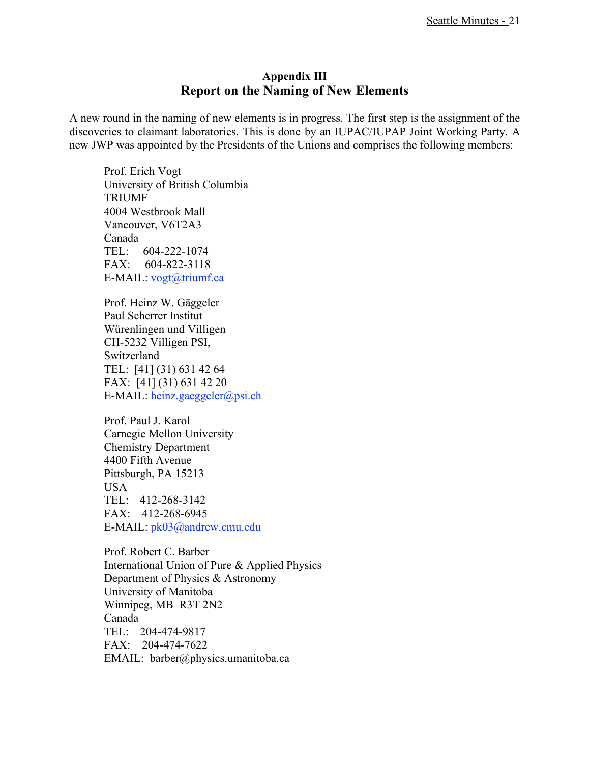## Appendix III

# Report on the Naming of New Elements

A new round in the naming of new elements is in progress. The first step is the assignment of the discoveries to claimant laboratories. This is done by an IUPAC/IUPAP Joint Working Party. A new JWP was appointed by the Presidents of the Unions and comprises the following members:

Prof. Erich Vogt
University of British Columbia
TRIUMF
4004 Westbrook Mall
Vancouver, V6T2A3
Canada
TEL: 604-222-1074
FAX: 604-822-3118
E-MAIL: vogt@triumf.ca

Prof. Heinz W. Gäggeler
Paul Scherrer Institut
Würenlingen und Villigen
CH-5232 Villigen PSI,
Switzerland
TEL: [41] (31) 631 42 64
FAX: [41] (31) 631 42 20
E-MAIL: heinz.gaeggeler@psi.ch

Prof. Paul J. Karol
Carnegie Mellon University
Chemistry Department
4400 Fifth Avenue
Pittsburgh, PA 15213
USA
TEL: 412-268-3142
FAX: 412-268-6945
E-MAIL: pk03@andrew.cmu.edu

Prof. Robert C. Barber
International Union of Pure & Applied Physics
Department of Physics & Astronomy
University of Manitoba
Winnipeg, MB R3T 2N2
Canada
TEL: 204-474-9817
FAX: 204-474-7622
EMAIL: barber@physics.umanitoba.ca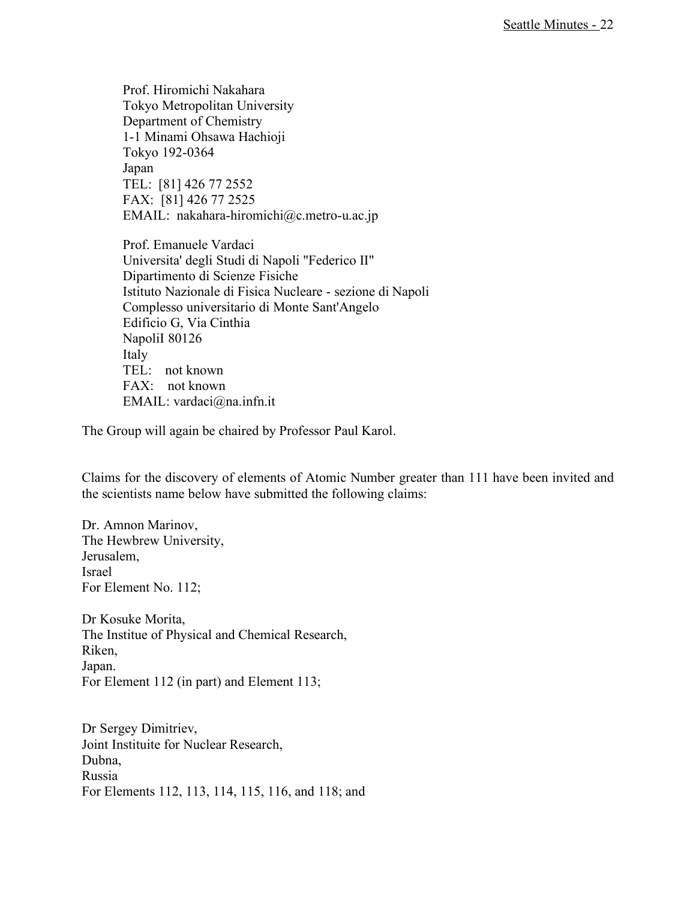Prof. Hiromichi Nakahara
Tokyo Metropolitan University
Department of Chemistry
1-1 Minami Ohsawa Hachioji
Tokyo 192-0364
Japan
TEL: [81] 426 77 2552
FAX: [81] 426 77 2525
EMAIL: nakahara-hiromichi@c.metro-u.ac.jp

Prof. Emanuele Vardaci
Universita' degli Studi di Napoli "Federico II"
Dipartimento di Scienze Fisiche
Istituto Nazionale di Fisica Nucleare - sezione di Napoli
Complesso universitario di Monte Sant'Angelo
Edificio G, Via Cinthia
NapoliI 80126
Italy
TEL: not known
FAX: not known
EMAIL: vardaci@na.infn.it

The Group will again be chaired by Professor Paul Karol.

Claims for the discovery of elements of Atomic Number greater than 111 have been invited and the scientists name below have submitted the following claims:

Dr. Amnon Marinov,
The Hewbrew University,
Jerusalem,
Israel
For Element No. 112;

Dr Kosuke Morita,
The Institue of Physical and Chemical Research,
Riken,
Japan.
For Element 112 (in part) and Element 113;

Dr Sergey Dimitriev,
Joint Instituite for Nuclear Research,
Dubna,
Russia
For Elements 112, 113, 114, 115, 116, and 118; and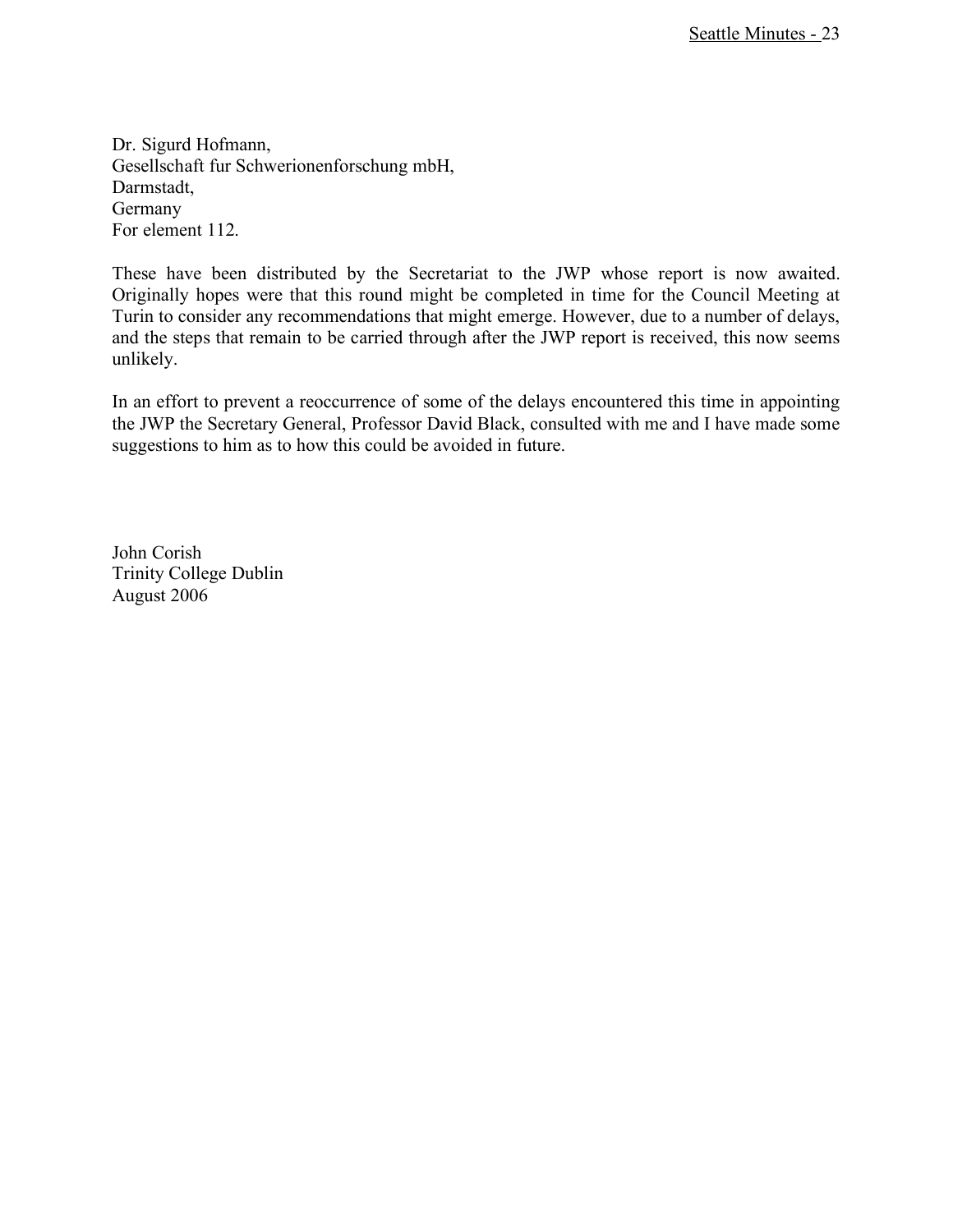Dr. Sigurd Hofmann,
Gesellschaft fur Schwerionenforschung mbH,
Darmstadt,
Germany
For element 112.

These have been distributed by the Secretariat to the JWP whose report is now awaited. Originally hopes were that this round might be completed in time for the Council Meeting at Turin to consider any recommendations that might emerge. However, due to a number of delays, and the steps that remain to be carried through after the JWP report is received, this now seems unlikely.

In an effort to prevent a reoccurrence of some of the delays encountered this time in appointing the JWP the Secretary General, Professor David Black, consulted with me and I have made some suggestions to him as to how this could be avoided in future.

John Corish
Trinity College Dublin
August 2006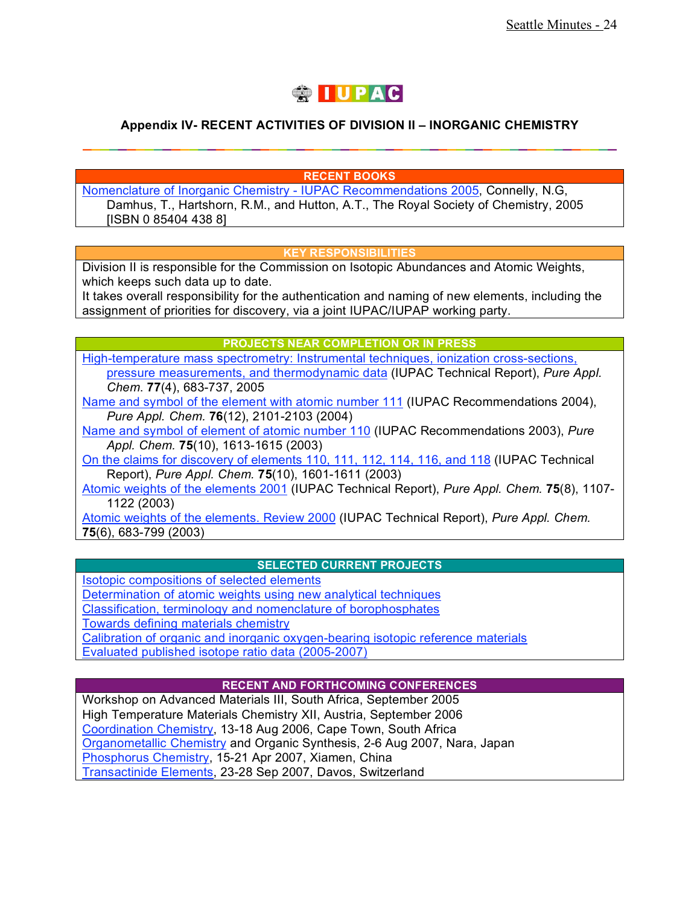IUPAC

## Appendix IV- RECENT ACTIVITIES OF DIVISION II – INORGANIC CHEMISTRY

### RECENT BOOKS

Nomenclature of Inorganic Chemistry - IUPAC Recommendations 2005, Connelly, N.G, Damhus, T., Hartshorn, R.M., and Hutton, A.T., The Royal Society of Chemistry, 2005 [ISBN 0 85404 438 8]

### KEY RESPONSIBILITIES

Division II is responsible for the Commission on Isotopic Abundances and Atomic Weights, which keeps such data up to date.

It takes overall responsibility for the authentication and naming of new elements, including the assignment of priorities for discovery, via a joint IUPAC/IUPAP working party.

### PROJECTS NEAR COMPLETION OR IN PRESS

High-temperature mass spectrometry: Instrumental techniques, ionization cross-sections, pressure measurements, and thermodynamic data (IUPAC Technical Report), *Pure Appl. Chem.* **77**(4), 683-737, 2005

Name and symbol of the element with atomic number 111 (IUPAC Recommendations 2004), *Pure Appl. Chem.* **76**(12), 2101-2103 (2004)

Name and symbol of element of atomic number 110 (IUPAC Recommendations 2003), *Pure Appl. Chem.* **75**(10), 1613-1615 (2003)

On the claims for discovery of elements 110, 111, 112, 114, 116, and 118 (IUPAC Technical Report), *Pure Appl. Chem.* **75**(10), 1601-1611 (2003)

Atomic weights of the elements 2001 (IUPAC Technical Report), *Pure Appl. Chem.* **75**(8), 1107-1122 (2003)

Atomic weights of the elements. Review 2000 (IUPAC Technical Report), *Pure Appl. Chem.* **75**(6), 683-799 (2003)

### SELECTED CURRENT PROJECTS

Isotopic compositions of selected elements
Determination of atomic weights using new analytical techniques
Classification, terminology and nomenclature of borophosphates
Towards defining materials chemistry
Calibration of organic and inorganic oxygen-bearing isotopic reference materials
Evaluated published isotope ratio data (2005-2007)

### RECENT AND FORTHCOMING CONFERENCES

Workshop on Advanced Materials III, South Africa, September 2005
High Temperature Materials Chemistry XII, Austria, September 2006
Coordination Chemistry, 13-18 Aug 2006, Cape Town, South Africa
Organometallic Chemistry and Organic Synthesis, 2-6 Aug 2007, Nara, Japan
Phosphorus Chemistry, 15-21 Apr 2007, Xiamen, China
Transactinide Elements, 23-28 Sep 2007, Davos, Switzerland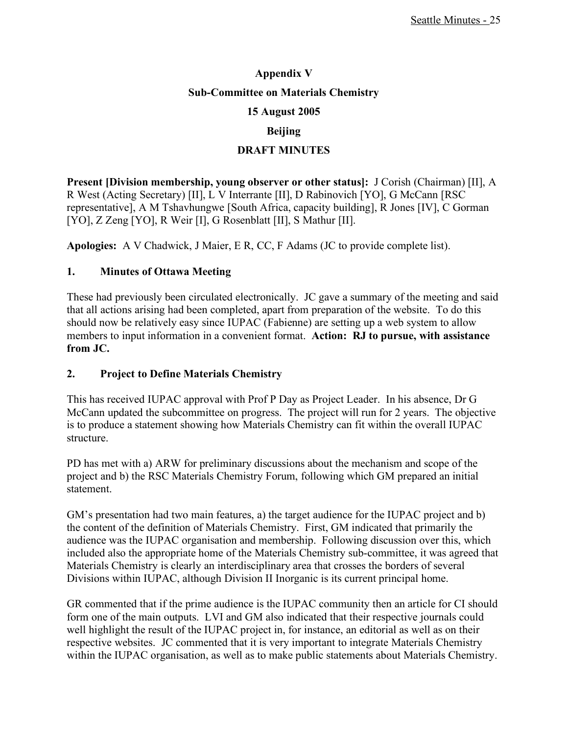**Appendix V**

**Sub-Committee on Materials Chemistry**

**15 August 2005**

**Beijing**

**DRAFT MINUTES**

**Present [Division membership, young observer or other status]:** J Corish (Chairman) [II], A R West (Acting Secretary) [II], L V Interrante [II], D Rabinovich [YO], G McCann [RSC representative], A M Tshavhungwe [South Africa, capacity building], R Jones [IV], C Gorman [YO], Z Zeng [YO], R Weir [I], G Rosenblatt [II], S Mathur [II].

**Apologies:** A V Chadwick, J Maier, E R, CC, F Adams (JC to provide complete list).

## 1. Minutes of Ottawa Meeting

These had previously been circulated electronically. JC gave a summary of the meeting and said that all actions arising had been completed, apart from preparation of the website. To do this should now be relatively easy since IUPAC (Fabienne) are setting up a web system to allow members to input information in a convenient format. **Action: RJ to pursue, with assistance from JC.**

## 2. Project to Define Materials Chemistry

This has received IUPAC approval with Prof P Day as Project Leader. In his absence, Dr G McCann updated the subcommittee on progress. The project will run for 2 years. The objective is to produce a statement showing how Materials Chemistry can fit within the overall IUPAC structure.

PD has met with a) ARW for preliminary discussions about the mechanism and scope of the project and b) the RSC Materials Chemistry Forum, following which GM prepared an initial statement.

GM's presentation had two main features, a) the target audience for the IUPAC project and b) the content of the definition of Materials Chemistry. First, GM indicated that primarily the audience was the IUPAC organisation and membership. Following discussion over this, which included also the appropriate home of the Materials Chemistry sub-committee, it was agreed that Materials Chemistry is clearly an interdisciplinary area that crosses the borders of several Divisions within IUPAC, although Division II Inorganic is its current principal home.

GR commented that if the prime audience is the IUPAC community then an article for CI should form one of the main outputs. LVI and GM also indicated that their respective journals could well highlight the result of the IUPAC project in, for instance, an editorial as well as on their respective websites. JC commented that it is very important to integrate Materials Chemistry within the IUPAC organisation, as well as to make public statements about Materials Chemistry.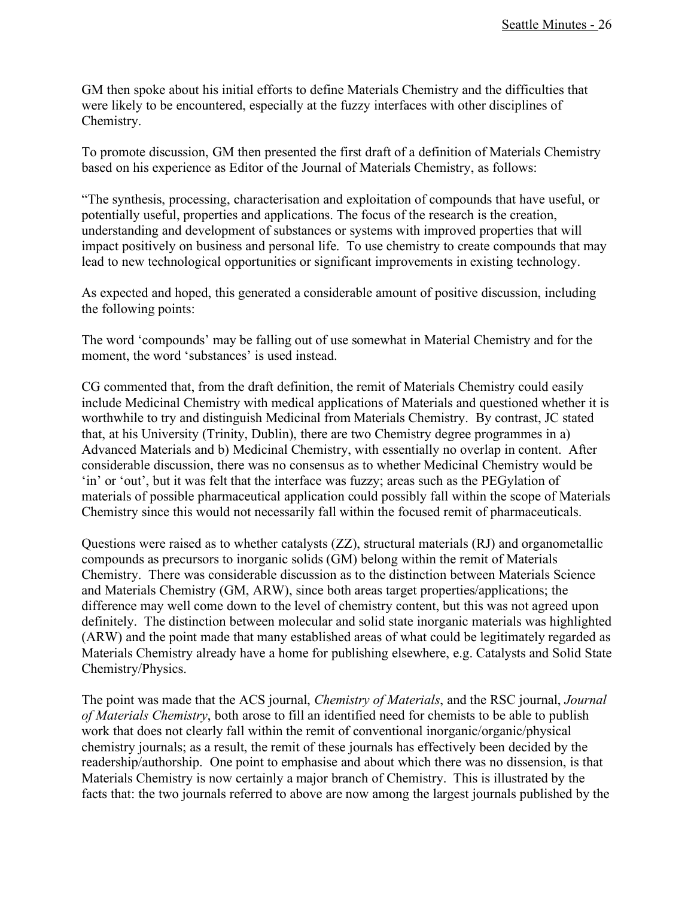GM then spoke about his initial efforts to define Materials Chemistry and the difficulties that were likely to be encountered, especially at the fuzzy interfaces with other disciplines of Chemistry.

To promote discussion, GM then presented the first draft of a definition of Materials Chemistry based on his experience as Editor of the Journal of Materials Chemistry, as follows:

"The synthesis, processing, characterisation and exploitation of compounds that have useful, or potentially useful, properties and applications. The focus of the research is the creation, understanding and development of substances or systems with improved properties that will impact positively on business and personal life. To use chemistry to create compounds that may lead to new technological opportunities or significant improvements in existing technology.

As expected and hoped, this generated a considerable amount of positive discussion, including the following points:

The word 'compounds' may be falling out of use somewhat in Material Chemistry and for the moment, the word 'substances' is used instead.

CG commented that, from the draft definition, the remit of Materials Chemistry could easily include Medicinal Chemistry with medical applications of Materials and questioned whether it is worthwhile to try and distinguish Medicinal from Materials Chemistry. By contrast, JC stated that, at his University (Trinity, Dublin), there are two Chemistry degree programmes in a) Advanced Materials and b) Medicinal Chemistry, with essentially no overlap in content. After considerable discussion, there was no consensus as to whether Medicinal Chemistry would be 'in' or 'out', but it was felt that the interface was fuzzy; areas such as the PEGylation of materials of possible pharmaceutical application could possibly fall within the scope of Materials Chemistry since this would not necessarily fall within the focused remit of pharmaceuticals.

Questions were raised as to whether catalysts (ZZ), structural materials (RJ) and organometallic compounds as precursors to inorganic solids (GM) belong within the remit of Materials Chemistry. There was considerable discussion as to the distinction between Materials Science and Materials Chemistry (GM, ARW), since both areas target properties/applications; the difference may well come down to the level of chemistry content, but this was not agreed upon definitely. The distinction between molecular and solid state inorganic materials was highlighted (ARW) and the point made that many established areas of what could be legitimately regarded as Materials Chemistry already have a home for publishing elsewhere, e.g. Catalysts and Solid State Chemistry/Physics.

The point was made that the ACS journal, *Chemistry of Materials*, and the RSC journal, *Journal of Materials Chemistry*, both arose to fill an identified need for chemists to be able to publish work that does not clearly fall within the remit of conventional inorganic/organic/physical chemistry journals; as a result, the remit of these journals has effectively been decided by the readership/authorship. One point to emphasise and about which there was no dissension, is that Materials Chemistry is now certainly a major branch of Chemistry. This is illustrated by the facts that: the two journals referred to above are now among the largest journals published by the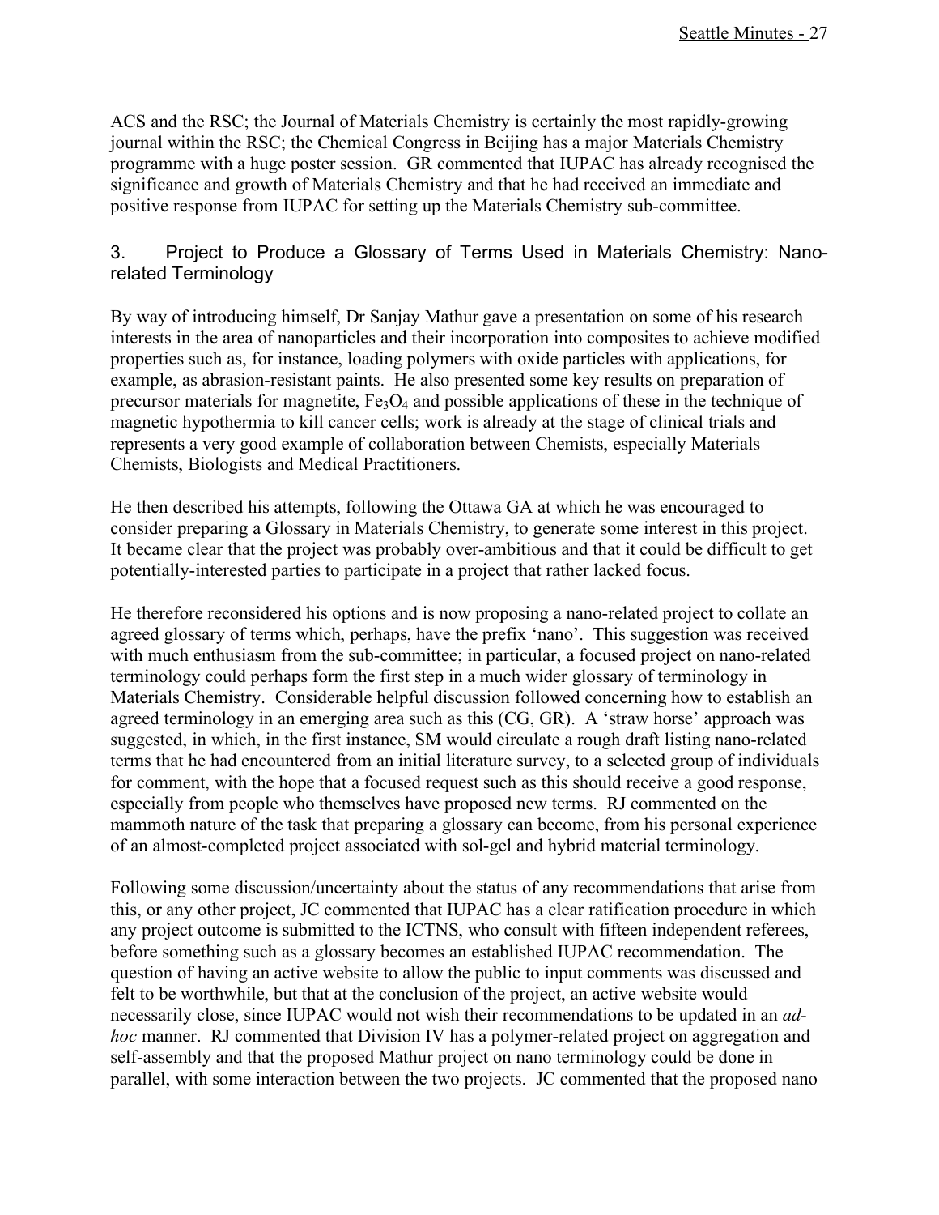ACS and the RSC; the Journal of Materials Chemistry is certainly the most rapidly-growing journal within the RSC; the Chemical Congress in Beijing has a major Materials Chemistry programme with a huge poster session. GR commented that IUPAC has already recognised the significance and growth of Materials Chemistry and that he had received an immediate and positive response from IUPAC for setting up the Materials Chemistry sub-committee.

## 3. Project to Produce a Glossary of Terms Used in Materials Chemistry: Nano-related Terminology

By way of introducing himself, Dr Sanjay Mathur gave a presentation on some of his research interests in the area of nanoparticles and their incorporation into composites to achieve modified properties such as, for instance, loading polymers with oxide particles with applications, for example, as abrasion-resistant paints. He also presented some key results on preparation of precursor materials for magnetite, $Fe_3O_4$ and possible applications of these in the technique of magnetic hypothermia to kill cancer cells; work is already at the stage of clinical trials and represents a very good example of collaboration between Chemists, especially Materials Chemists, Biologists and Medical Practitioners.

He then described his attempts, following the Ottawa GA at which he was encouraged to consider preparing a Glossary in Materials Chemistry, to generate some interest in this project. It became clear that the project was probably over-ambitious and that it could be difficult to get potentially-interested parties to participate in a project that rather lacked focus.

He therefore reconsidered his options and is now proposing a nano-related project to collate an agreed glossary of terms which, perhaps, have the prefix 'nano'. This suggestion was received with much enthusiasm from the sub-committee; in particular, a focused project on nano-related terminology could perhaps form the first step in a much wider glossary of terminology in Materials Chemistry. Considerable helpful discussion followed concerning how to establish an agreed terminology in an emerging area such as this (CG, GR). A 'straw horse' approach was suggested, in which, in the first instance, SM would circulate a rough draft listing nano-related terms that he had encountered from an initial literature survey, to a selected group of individuals for comment, with the hope that a focused request such as this should receive a good response, especially from people who themselves have proposed new terms. RJ commented on the mammoth nature of the task that preparing a glossary can become, from his personal experience of an almost-completed project associated with sol-gel and hybrid material terminology.

Following some discussion/uncertainty about the status of any recommendations that arise from this, or any other project, JC commented that IUPAC has a clear ratification procedure in which any project outcome is submitted to the ICTNS, who consult with fifteen independent referees, before something such as a glossary becomes an established IUPAC recommendation. The question of having an active website to allow the public to input comments was discussed and felt to be worthwhile, but that at the conclusion of the project, an active website would necessarily close, since IUPAC would not wish their recommendations to be updated in an *ad-hoc* manner. RJ commented that Division IV has a polymer-related project on aggregation and self-assembly and that the proposed Mathur project on nano terminology could be done in parallel, with some interaction between the two projects. JC commented that the proposed nano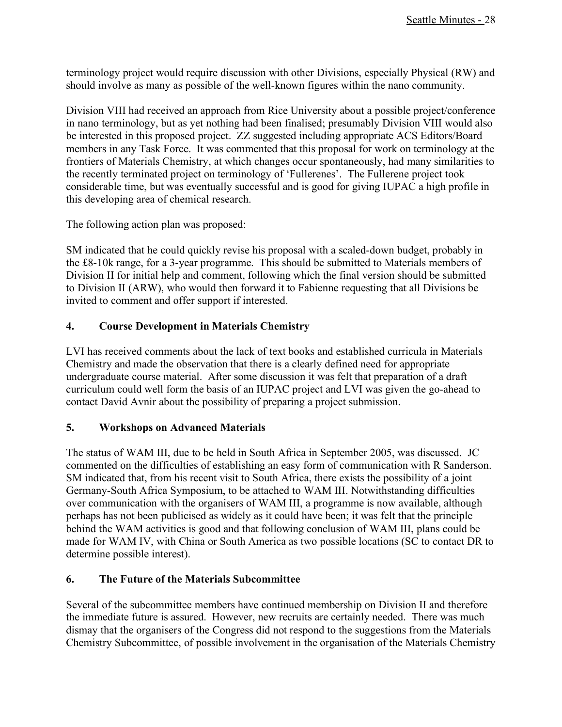terminology project would require discussion with other Divisions, especially Physical (RW) and should involve as many as possible of the well-known figures within the nano community.

Division VIII had received an approach from Rice University about a possible project/conference in nano terminology, but as yet nothing had been finalised; presumably Division VIII would also be interested in this proposed project. ZZ suggested including appropriate ACS Editors/Board members in any Task Force. It was commented that this proposal for work on terminology at the frontiers of Materials Chemistry, at which changes occur spontaneously, had many similarities to the recently terminated project on terminology of 'Fullerenes'. The Fullerene project took considerable time, but was eventually successful and is good for giving IUPAC a high profile in this developing area of chemical research.

The following action plan was proposed:

SM indicated that he could quickly revise his proposal with a scaled-down budget, probably in the £8-10k range, for a 3-year programme. This should be submitted to Materials members of Division II for initial help and comment, following which the final version should be submitted to Division II (ARW), who would then forward it to Fabienne requesting that all Divisions be invited to comment and offer support if interested.

## 4. Course Development in Materials Chemistry

LVI has received comments about the lack of text books and established curricula in Materials Chemistry and made the observation that there is a clearly defined need for appropriate undergraduate course material. After some discussion it was felt that preparation of a draft curriculum could well form the basis of an IUPAC project and LVI was given the go-ahead to contact David Avnir about the possibility of preparing a project submission.

## 5. Workshops on Advanced Materials

The status of WAM III, due to be held in South Africa in September 2005, was discussed. JC commented on the difficulties of establishing an easy form of communication with R Sanderson. SM indicated that, from his recent visit to South Africa, there exists the possibility of a joint Germany-South Africa Symposium, to be attached to WAM III. Notwithstanding difficulties over communication with the organisers of WAM III, a programme is now available, although perhaps has not been publicised as widely as it could have been; it was felt that the principle behind the WAM activities is good and that following conclusion of WAM III, plans could be made for WAM IV, with China or South America as two possible locations (SC to contact DR to determine possible interest).

## 6. The Future of the Materials Subcommittee

Several of the subcommittee members have continued membership on Division II and therefore the immediate future is assured. However, new recruits are certainly needed. There was much dismay that the organisers of the Congress did not respond to the suggestions from the Materials Chemistry Subcommittee, of possible involvement in the organisation of the Materials Chemistry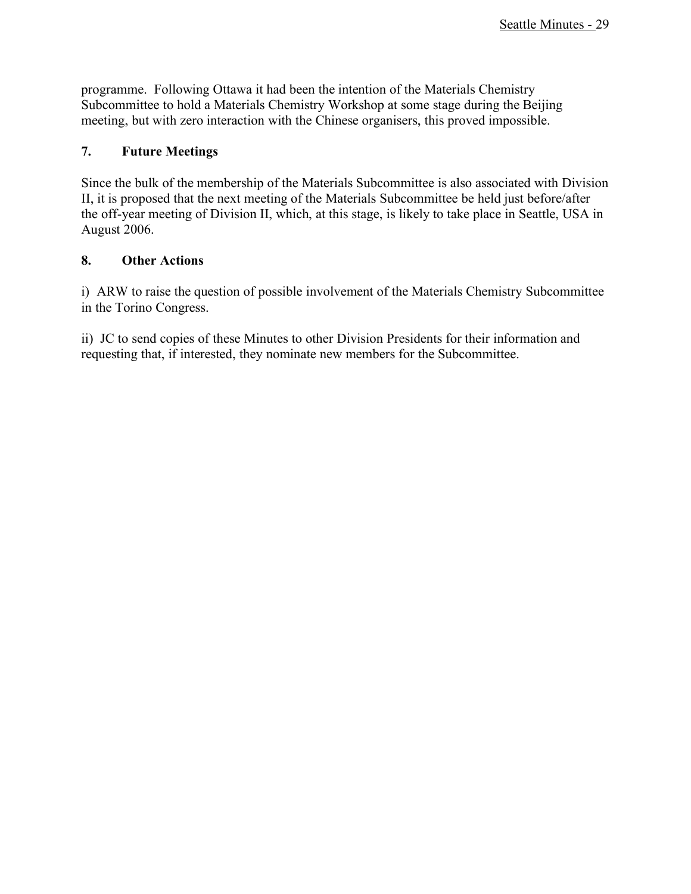programme. Following Ottawa it had been the intention of the Materials Chemistry Subcommittee to hold a Materials Chemistry Workshop at some stage during the Beijing meeting, but with zero interaction with the Chinese organisers, this proved impossible.

**7. Future Meetings**

Since the bulk of the membership of the Materials Subcommittee is also associated with Division II, it is proposed that the next meeting of the Materials Subcommittee be held just before/after the off-year meeting of Division II, which, at this stage, is likely to take place in Seattle, USA in August 2006.

**8. Other Actions**

i) ARW to raise the question of possible involvement of the Materials Chemistry Subcommittee in the Torino Congress.

ii) JC to send copies of these Minutes to other Division Presidents for their information and requesting that, if interested, they nominate new members for the Subcommittee.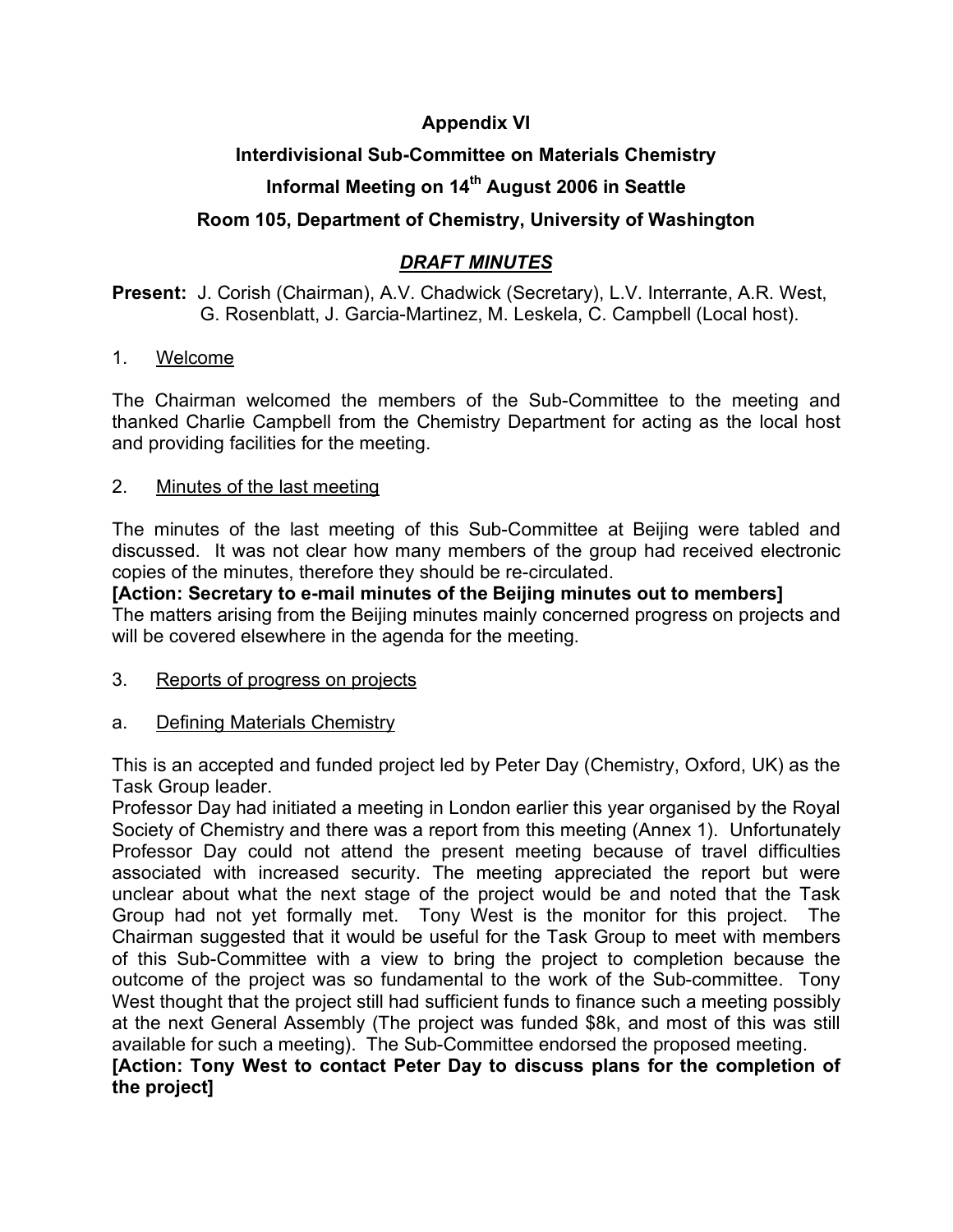**Appendix VI**

**Interdivisional Sub-Committee on Materials Chemistry**

**Informal Meeting on 14th August 2006 in Seattle**

**Room 105, Department of Chemistry, University of Washington**

***DRAFT MINUTES***

**Present:** J. Corish (Chairman), A.V. Chadwick (Secretary), L.V. Interrante, A.R. West, G. Rosenblatt, J. Garcia-Martinez, M. Leskela, C. Campbell (Local host).

1. Welcome

The Chairman welcomed the members of the Sub-Committee to the meeting and thanked Charlie Campbell from the Chemistry Department for acting as the local host and providing facilities for the meeting.

2. Minutes of the last meeting

The minutes of the last meeting of this Sub-Committee at Beijing were tabled and discussed. It was not clear how many members of the group had received electronic copies of the minutes, therefore they should be re-circulated.

**[Action: Secretary to e-mail minutes of the Beijing minutes out to members]**

The matters arising from the Beijing minutes mainly concerned progress on projects and will be covered elsewhere in the agenda for the meeting.

3. Reports of progress on projects

a. Defining Materials Chemistry

This is an accepted and funded project led by Peter Day (Chemistry, Oxford, UK) as the Task Group leader.

Professor Day had initiated a meeting in London earlier this year organised by the Royal Society of Chemistry and there was a report from this meeting (Annex 1). Unfortunately Professor Day could not attend the present meeting because of travel difficulties associated with increased security. The meeting appreciated the report but were unclear about what the next stage of the project would be and noted that the Task Group had not yet formally met. Tony West is the monitor for this project. The Chairman suggested that it would be useful for the Task Group to meet with members of this Sub-Committee with a view to bring the project to completion because the outcome of the project was so fundamental to the work of the Sub-committee. Tony West thought that the project still had sufficient funds to finance such a meeting possibly at the next General Assembly (The project was funded $8k, and most of this was still available for such a meeting). The Sub-Committee endorsed the proposed meeting.

**[Action: Tony West to contact Peter Day to discuss plans for the completion of the project]**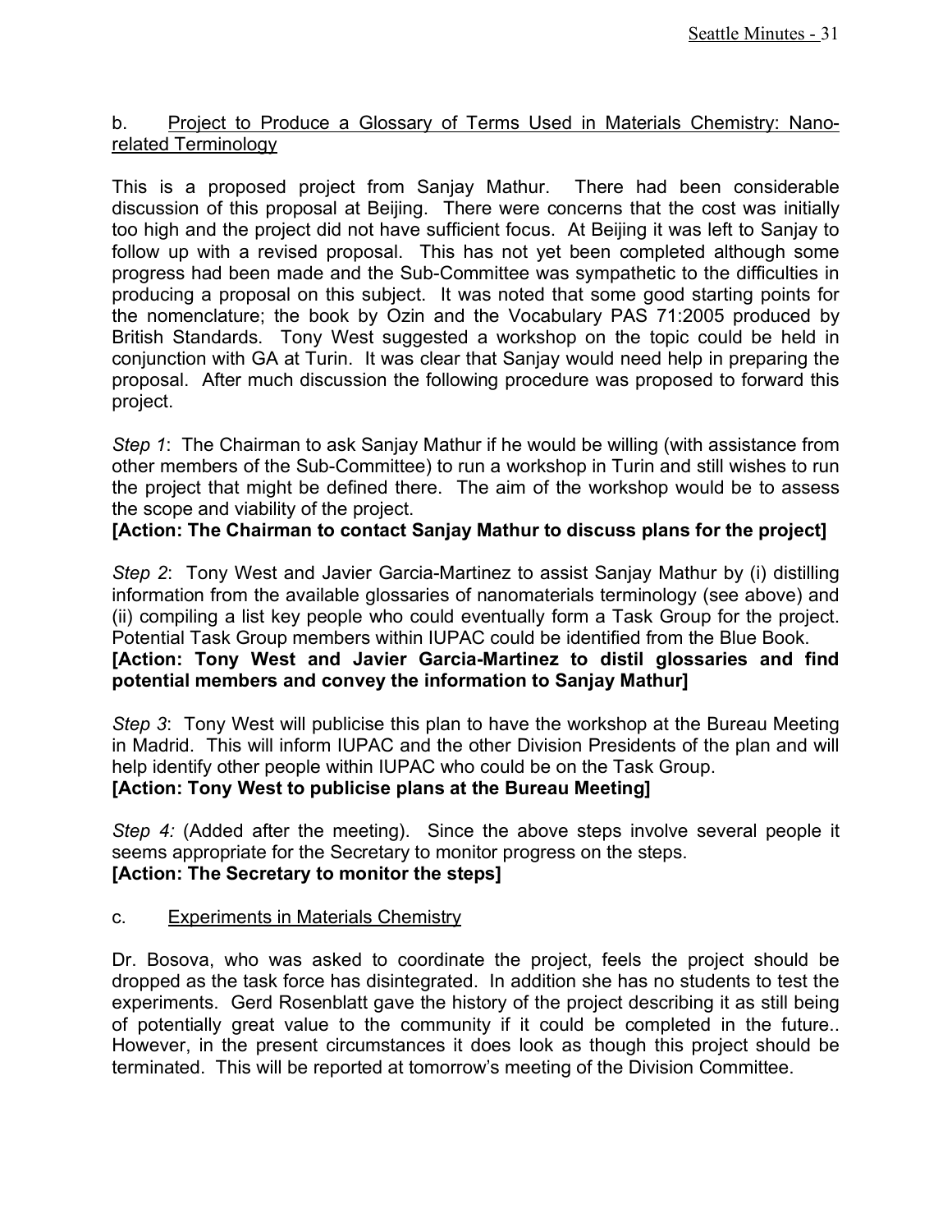b. <u>Project to Produce a Glossary of Terms Used in Materials Chemistry: Nano-related Terminology</u>

This is a proposed project from Sanjay Mathur. There had been considerable discussion of this proposal at Beijing. There were concerns that the cost was initially too high and the project did not have sufficient focus. At Beijing it was left to Sanjay to follow up with a revised proposal. This has not yet been completed although some progress had been made and the Sub-Committee was sympathetic to the difficulties in producing a proposal on this subject. It was noted that some good starting points for the nomenclature; the book by Ozin and the Vocabulary PAS 71:2005 produced by British Standards. Tony West suggested a workshop on the topic could be held in conjunction with GA at Turin. It was clear that Sanjay would need help in preparing the proposal. After much discussion the following procedure was proposed to forward this project.

*Step 1*: The Chairman to ask Sanjay Mathur if he would be willing (with assistance from other members of the Sub-Committee) to run a workshop in Turin and still wishes to run the project that might be defined there. The aim of the workshop would be to assess the scope and viability of the project.
**[Action: The Chairman to contact Sanjay Mathur to discuss plans for the project]**

*Step 2*: Tony West and Javier Garcia-Martinez to assist Sanjay Mathur by (i) distilling information from the available glossaries of nanomaterials terminology (see above) and (ii) compiling a list key people who could eventually form a Task Group for the project. Potential Task Group members within IUPAC could be identified from the Blue Book.
**[Action: Tony West and Javier Garcia-Martinez to distil glossaries and find potential members and convey the information to Sanjay Mathur]**

*Step 3*: Tony West will publicise this plan to have the workshop at the Bureau Meeting in Madrid. This will inform IUPAC and the other Division Presidents of the plan and will help identify other people within IUPAC who could be on the Task Group.
**[Action: Tony West to publicise plans at the Bureau Meeting]**

*Step 4:* (Added after the meeting). Since the above steps involve several people it seems appropriate for the Secretary to monitor progress on the steps.
**[Action: The Secretary to monitor the steps]**

c. <u>Experiments in Materials Chemistry</u>

Dr. Bosova, who was asked to coordinate the project, feels the project should be dropped as the task force has disintegrated. In addition she has no students to test the experiments. Gerd Rosenblatt gave the history of the project describing it as still being of potentially great value to the community if it could be completed in the future.. However, in the present circumstances it does look as though this project should be terminated. This will be reported at tomorrow's meeting of the Division Committee.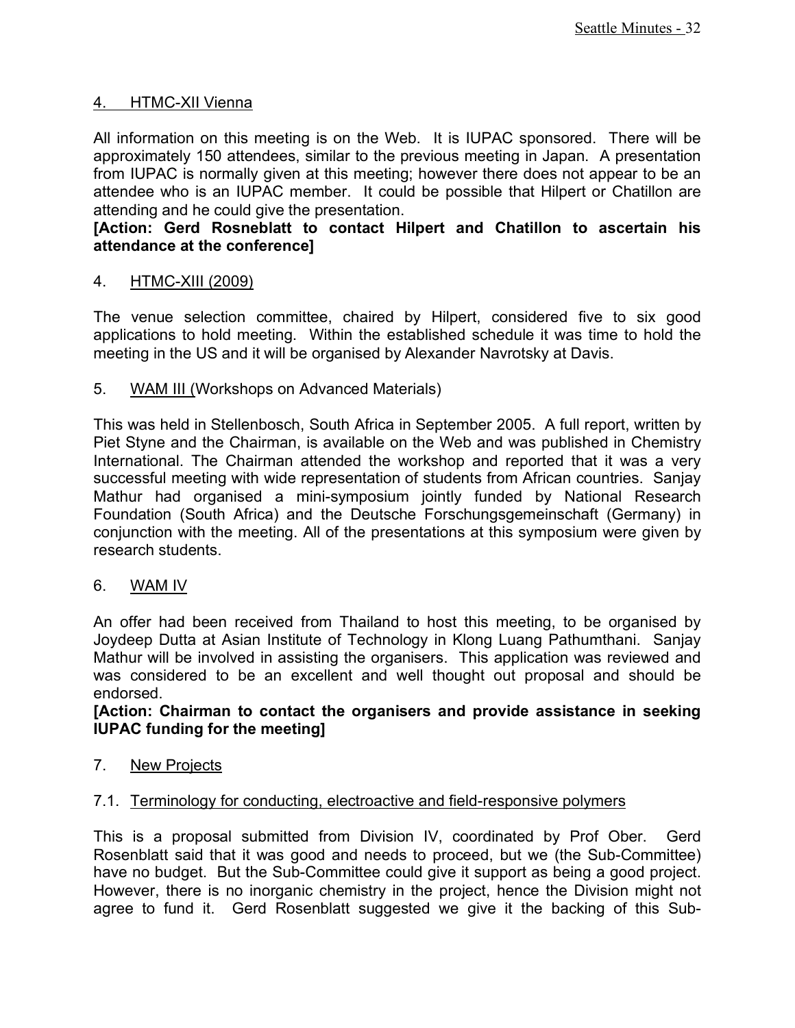4. HTMC-XII Vienna

All information on this meeting is on the Web. It is IUPAC sponsored. There will be approximately 150 attendees, similar to the previous meeting in Japan. A presentation from IUPAC is normally given at this meeting; however there does not appear to be an attendee who is an IUPAC member. It could be possible that Hilpert or Chatillon are attending and he could give the presentation.

**[Action: Gerd Rosneblatt to contact Hilpert and Chatillon to ascertain his attendance at the conference]**

4. HTMC-XIII (2009)

The venue selection committee, chaired by Hilpert, considered five to six good applications to hold meeting. Within the established schedule it was time to hold the meeting in the US and it will be organised by Alexander Navrotsky at Davis.

5. WAM III (Workshops on Advanced Materials)

This was held in Stellenbosch, South Africa in September 2005. A full report, written by Piet Styne and the Chairman, is available on the Web and was published in Chemistry International. The Chairman attended the workshop and reported that it was a very successful meeting with wide representation of students from African countries. Sanjay Mathur had organised a mini-symposium jointly funded by National Research Foundation (South Africa) and the Deutsche Forschungsgemeinschaft (Germany) in conjunction with the meeting. All of the presentations at this symposium were given by research students.

6. WAM IV

An offer had been received from Thailand to host this meeting, to be organised by Joydeep Dutta at Asian Institute of Technology in Klong Luang Pathumthani. Sanjay Mathur will be involved in assisting the organisers. This application was reviewed and was considered to be an excellent and well thought out proposal and should be endorsed.

**[Action: Chairman to contact the organisers and provide assistance in seeking IUPAC funding for the meeting]**

7. New Projects

7.1. Terminology for conducting, electroactive and field-responsive polymers

This is a proposal submitted from Division IV, coordinated by Prof Ober. Gerd Rosenblatt said that it was good and needs to proceed, but we (the Sub-Committee) have no budget. But the Sub-Committee could give it support as being a good project. However, there is no inorganic chemistry in the project, hence the Division might not agree to fund it. Gerd Rosenblatt suggested we give it the backing of this Sub-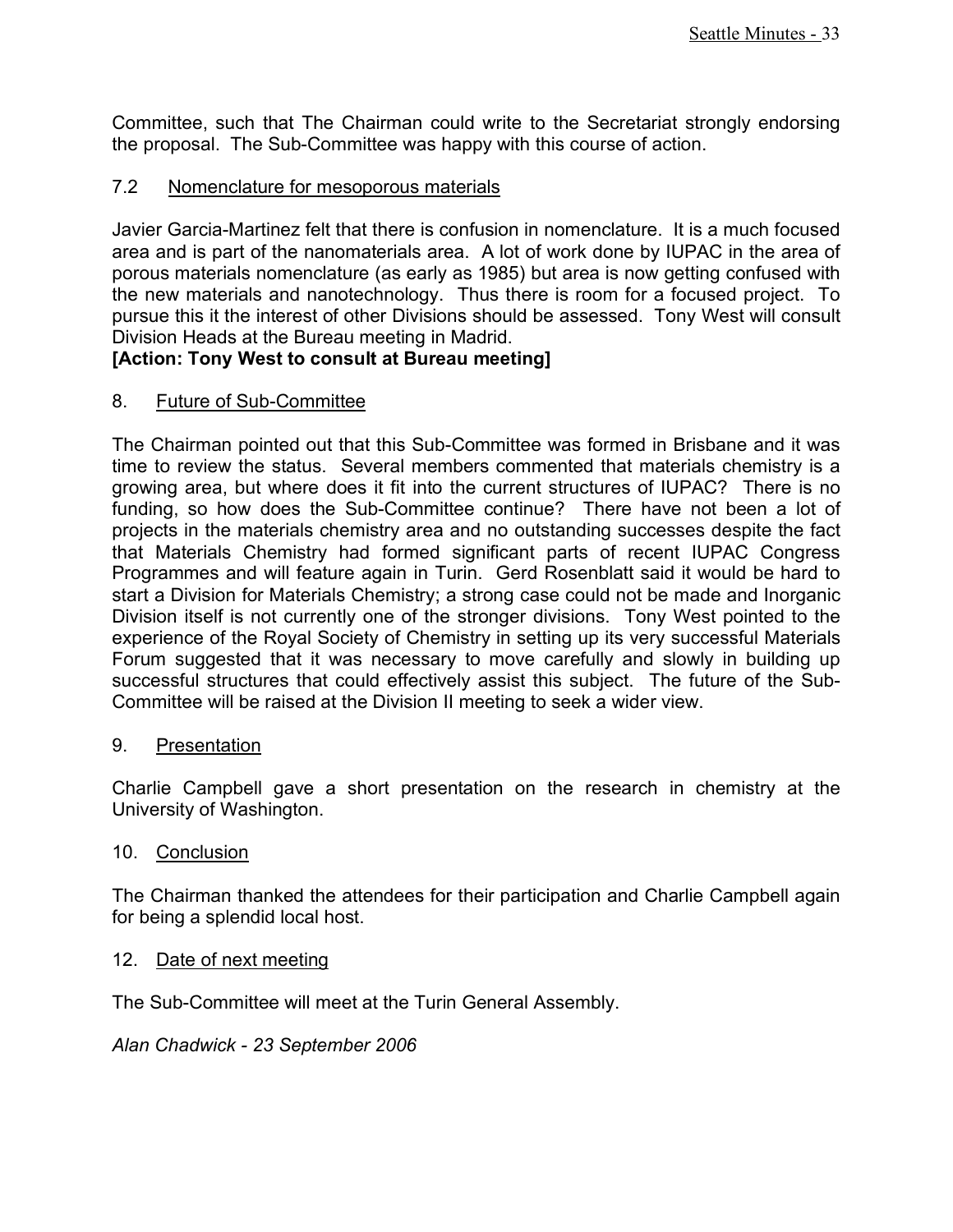Committee, such that The Chairman could write to the Secretariat strongly endorsing the proposal. The Sub-Committee was happy with this course of action.

## 7.2 Nomenclature for mesoporous materials

Javier Garcia-Martinez felt that there is confusion in nomenclature. It is a much focused area and is part of the nanomaterials area. A lot of work done by IUPAC in the area of porous materials nomenclature (as early as 1985) but area is now getting confused with the new materials and nanotechnology. Thus there is room for a focused project. To pursue this it the interest of other Divisions should be assessed. Tony West will consult Division Heads at the Bureau meeting in Madrid.

**[Action: Tony West to consult at Bureau meeting]**

## 8. Future of Sub-Committee

The Chairman pointed out that this Sub-Committee was formed in Brisbane and it was time to review the status. Several members commented that materials chemistry is a growing area, but where does it fit into the current structures of IUPAC? There is no funding, so how does the Sub-Committee continue? There have not been a lot of projects in the materials chemistry area and no outstanding successes despite the fact that Materials Chemistry had formed significant parts of recent IUPAC Congress Programmes and will feature again in Turin. Gerd Rosenblatt said it would be hard to start a Division for Materials Chemistry; a strong case could not be made and Inorganic Division itself is not currently one of the stronger divisions. Tony West pointed to the experience of the Royal Society of Chemistry in setting up its very successful Materials Forum suggested that it was necessary to move carefully and slowly in building up successful structures that could effectively assist this subject. The future of the Sub-Committee will be raised at the Division II meeting to seek a wider view.

## 9. Presentation

Charlie Campbell gave a short presentation on the research in chemistry at the University of Washington.

## 10. Conclusion

The Chairman thanked the attendees for their participation and Charlie Campbell again for being a splendid local host.

## 12. Date of next meeting

The Sub-Committee will meet at the Turin General Assembly.

*Alan Chadwick - 23 September 2006*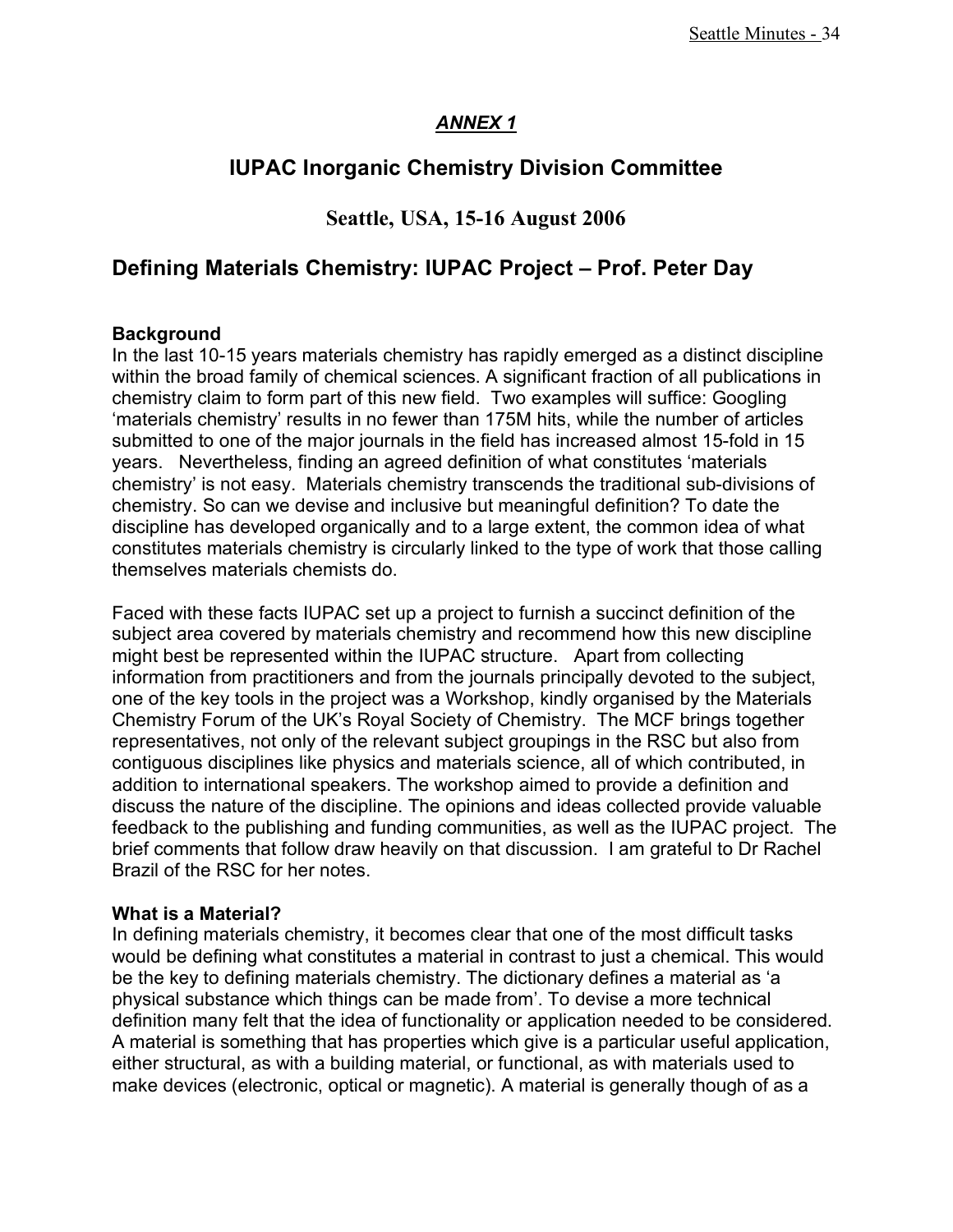***ANNEX 1***

## IUPAC Inorganic Chemistry Division Committee

### Seattle, USA, 15-16 August 2006

## Defining Materials Chemistry: IUPAC Project – Prof. Peter Day

**Background**
In the last 10-15 years materials chemistry has rapidly emerged as a distinct discipline within the broad family of chemical sciences. A significant fraction of all publications in chemistry claim to form part of this new field. Two examples will suffice: Googling 'materials chemistry' results in no fewer than 175M hits, while the number of articles submitted to one of the major journals in the field has increased almost 15-fold in 15 years. Nevertheless, finding an agreed definition of what constitutes 'materials chemistry' is not easy. Materials chemistry transcends the traditional sub-divisions of chemistry. So can we devise and inclusive but meaningful definition? To date the discipline has developed organically and to a large extent, the common idea of what constitutes materials chemistry is circularly linked to the type of work that those calling themselves materials chemists do.

Faced with these facts IUPAC set up a project to furnish a succinct definition of the subject area covered by materials chemistry and recommend how this new discipline might best be represented within the IUPAC structure. Apart from collecting information from practitioners and from the journals principally devoted to the subject, one of the key tools in the project was a Workshop, kindly organised by the Materials Chemistry Forum of the UK's Royal Society of Chemistry. The MCF brings together representatives, not only of the relevant subject groupings in the RSC but also from contiguous disciplines like physics and materials science, all of which contributed, in addition to international speakers. The workshop aimed to provide a definition and discuss the nature of the discipline. The opinions and ideas collected provide valuable feedback to the publishing and funding communities, as well as the IUPAC project. The brief comments that follow draw heavily on that discussion. I am grateful to Dr Rachel Brazil of the RSC for her notes.

**What is a Material?**
In defining materials chemistry, it becomes clear that one of the most difficult tasks would be defining what constitutes a material in contrast to just a chemical. This would be the key to defining materials chemistry. The dictionary defines a material as 'a physical substance which things can be made from'. To devise a more technical definition many felt that the idea of functionality or application needed to be considered. A material is something that has properties which give is a particular useful application, either structural, as with a building material, or functional, as with materials used to make devices (electronic, optical or magnetic). A material is generally though of as a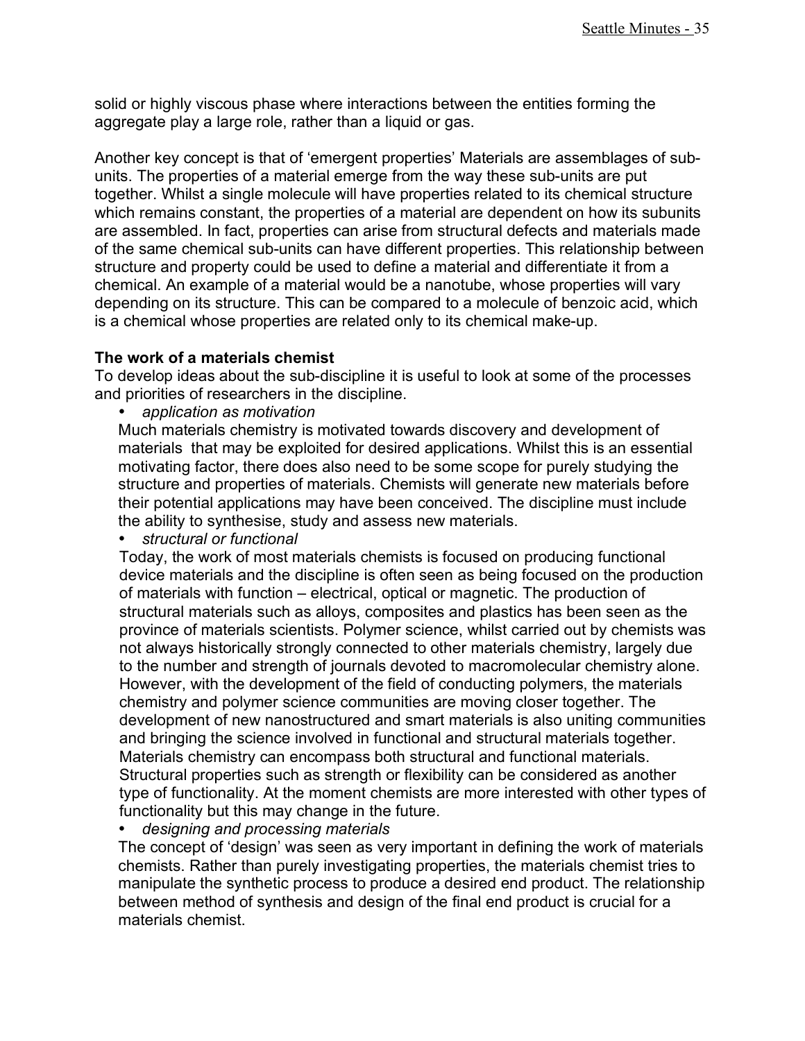solid or highly viscous phase where interactions between the entities forming the aggregate play a large role, rather than a liquid or gas.

Another key concept is that of 'emergent properties' Materials are assemblages of sub-units. The properties of a material emerge from the way these sub-units are put together. Whilst a single molecule will have properties related to its chemical structure which remains constant, the properties of a material are dependent on how its subunits are assembled. In fact, properties can arise from structural defects and materials made of the same chemical sub-units can have different properties. This relationship between structure and property could be used to define a material and differentiate it from a chemical. An example of a material would be a nanotube, whose properties will vary depending on its structure. This can be compared to a molecule of benzoic acid, which is a chemical whose properties are related only to its chemical make-up.

**The work of a materials chemist**

To develop ideas about the sub-discipline it is useful to look at some of the processes and priorities of researchers in the discipline.

- *application as motivation*

  Much materials chemistry is motivated towards discovery and development of materials that may be exploited for desired applications. Whilst this is an essential motivating factor, there does also need to be some scope for purely studying the structure and properties of materials. Chemists will generate new materials before their potential applications may have been conceived. The discipline must include the ability to synthesise, study and assess new materials.

- *structural or functional*

  Today, the work of most materials chemists is focused on producing functional device materials and the discipline is often seen as being focused on the production of materials with function – electrical, optical or magnetic. The production of structural materials such as alloys, composites and plastics has been seen as the province of materials scientists. Polymer science, whilst carried out by chemists was not always historically strongly connected to other materials chemistry, largely due to the number and strength of journals devoted to macromolecular chemistry alone. However, with the development of the field of conducting polymers, the materials chemistry and polymer science communities are moving closer together. The development of new nanostructured and smart materials is also uniting communities and bringing the science involved in functional and structural materials together. Materials chemistry can encompass both structural and functional materials. Structural properties such as strength or flexibility can be considered as another type of functionality. At the moment chemists are more interested with other types of functionality but this may change in the future.

- *designing and processing materials*

  The concept of 'design' was seen as very important in defining the work of materials chemists. Rather than purely investigating properties, the materials chemist tries to manipulate the synthetic process to produce a desired end product. The relationship between method of synthesis and design of the final end product is crucial for a materials chemist.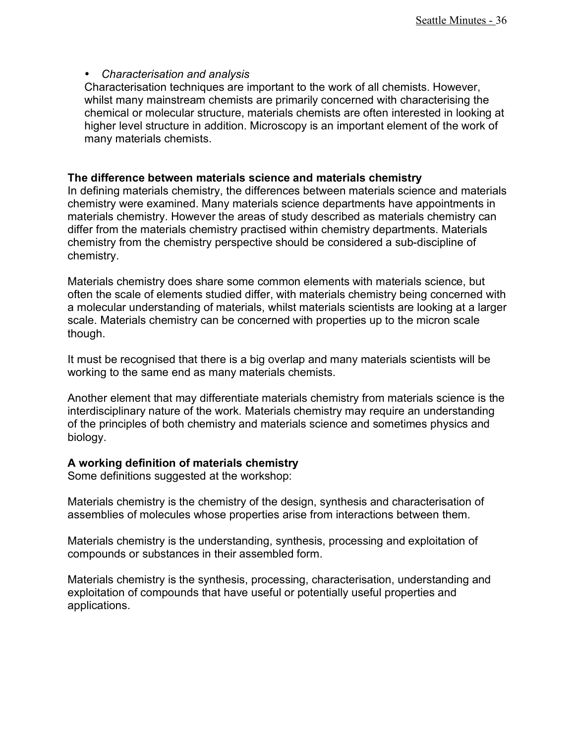- *Characterisation and analysis*

  Characterisation techniques are important to the work of all chemists. However, whilst many mainstream chemists are primarily concerned with characterising the chemical or molecular structure, materials chemists are often interested in looking at higher level structure in addition. Microscopy is an important element of the work of many materials chemists.

**The difference between materials science and materials chemistry**

In defining materials chemistry, the differences between materials science and materials chemistry were examined. Many materials science departments have appointments in materials chemistry. However the areas of study described as materials chemistry can differ from the materials chemistry practised within chemistry departments. Materials chemistry from the chemistry perspective should be considered a sub-discipline of chemistry.

Materials chemistry does share some common elements with materials science, but often the scale of elements studied differ, with materials chemistry being concerned with a molecular understanding of materials, whilst materials scientists are looking at a larger scale. Materials chemistry can be concerned with properties up to the micron scale though.

It must be recognised that there is a big overlap and many materials scientists will be working to the same end as many materials chemists.

Another element that may differentiate materials chemistry from materials science is the interdisciplinary nature of the work. Materials chemistry may require an understanding of the principles of both chemistry and materials science and sometimes physics and biology.

**A working definition of materials chemistry**

Some definitions suggested at the workshop:

Materials chemistry is the chemistry of the design, synthesis and characterisation of assemblies of molecules whose properties arise from interactions between them.

Materials chemistry is the understanding, synthesis, processing and exploitation of compounds or substances in their assembled form.

Materials chemistry is the synthesis, processing, characterisation, understanding and exploitation of compounds that have useful or potentially useful properties and applications.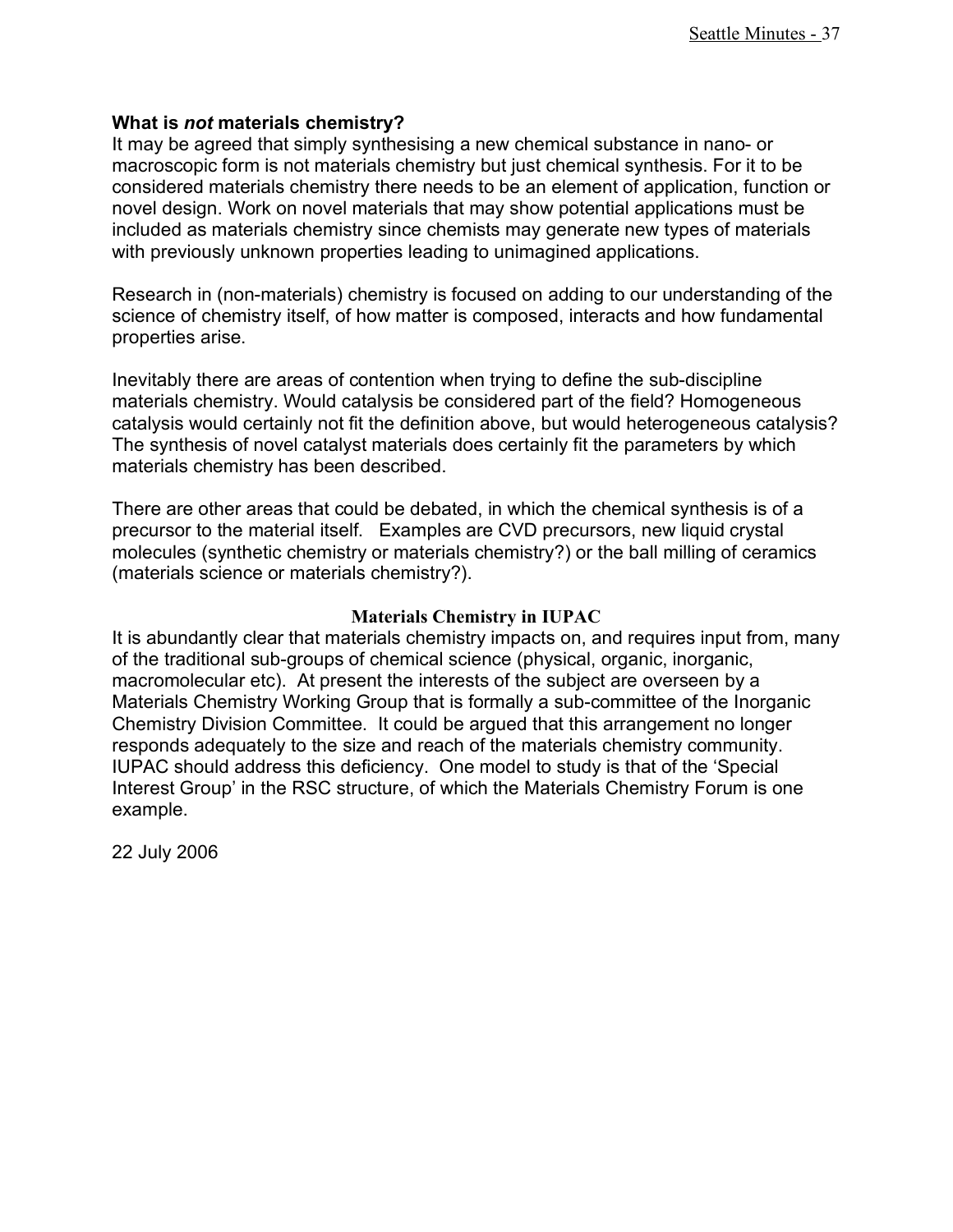### What is *not* materials chemistry?

It may be agreed that simply synthesising a new chemical substance in nano- or macroscopic form is not materials chemistry but just chemical synthesis. For it to be considered materials chemistry there needs to be an element of application, function or novel design. Work on novel materials that may show potential applications must be included as materials chemistry since chemists may generate new types of materials with previously unknown properties leading to unimagined applications.

Research in (non-materials) chemistry is focused on adding to our understanding of the science of chemistry itself, of how matter is composed, interacts and how fundamental properties arise.

Inevitably there are areas of contention when trying to define the sub-discipline materials chemistry. Would catalysis be considered part of the field? Homogeneous catalysis would certainly not fit the definition above, but would heterogeneous catalysis? The synthesis of novel catalyst materials does certainly fit the parameters by which materials chemistry has been described.

There are other areas that could be debated, in which the chemical synthesis is of a precursor to the material itself. Examples are CVD precursors, new liquid crystal molecules (synthetic chemistry or materials chemistry?) or the ball milling of ceramics (materials science or materials chemistry?).

## Materials Chemistry in IUPAC

It is abundantly clear that materials chemistry impacts on, and requires input from, many of the traditional sub-groups of chemical science (physical, organic, inorganic, macromolecular etc). At present the interests of the subject are overseen by a Materials Chemistry Working Group that is formally a sub-committee of the Inorganic Chemistry Division Committee. It could be argued that this arrangement no longer responds adequately to the size and reach of the materials chemistry community. IUPAC should address this deficiency. One model to study is that of the 'Special Interest Group' in the RSC structure, of which the Materials Chemistry Forum is one example.

22 July 2006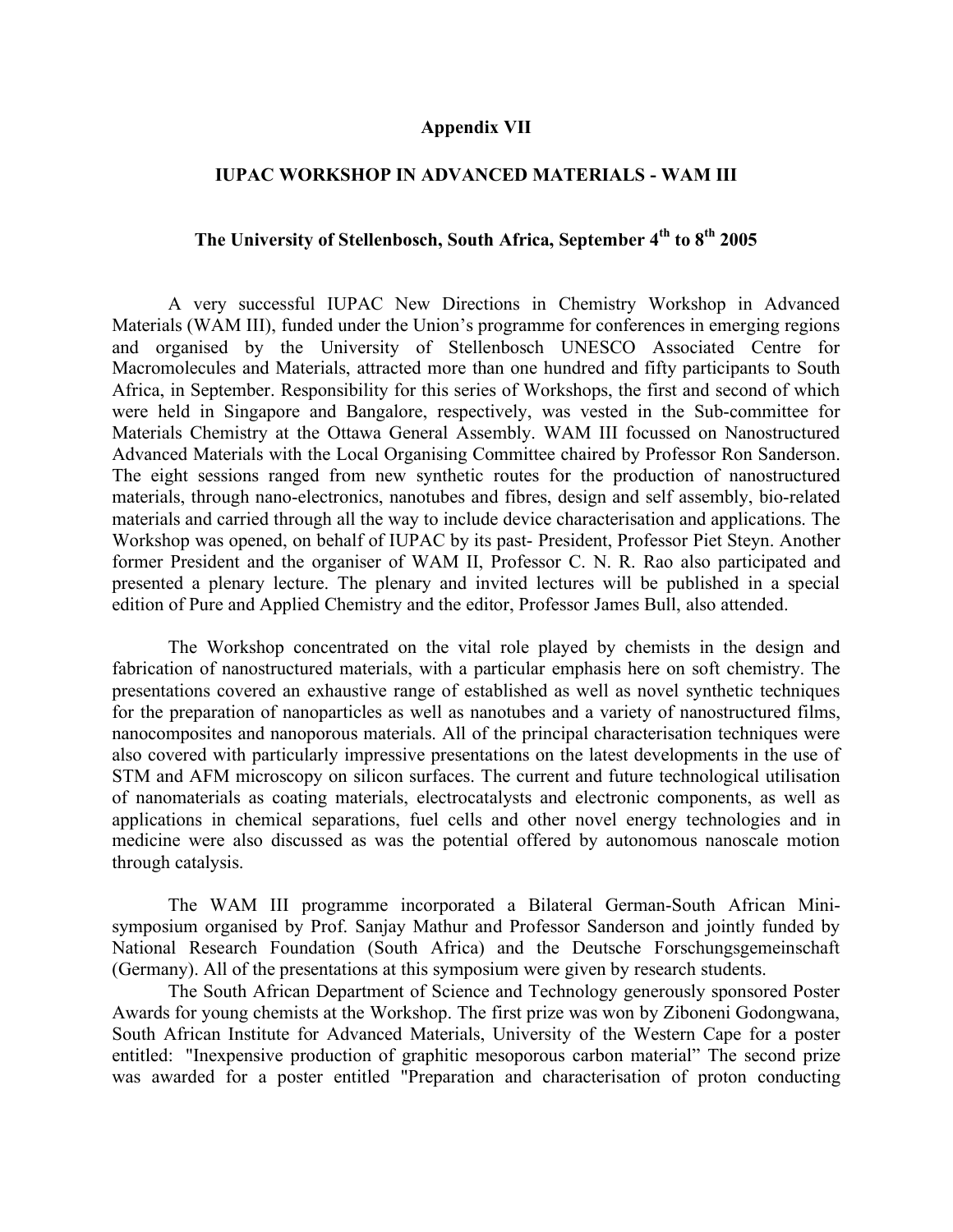**Appendix VII**

## IUPAC WORKSHOP IN ADVANCED MATERIALS - WAM III

### The University of Stellenbosch, South Africa, September 4th to 8th 2005

A very successful IUPAC New Directions in Chemistry Workshop in Advanced Materials (WAM III), funded under the Union's programme for conferences in emerging regions and organised by the University of Stellenbosch UNESCO Associated Centre for Macromolecules and Materials, attracted more than one hundred and fifty participants to South Africa, in September. Responsibility for this series of Workshops, the first and second of which were held in Singapore and Bangalore, respectively, was vested in the Sub-committee for Materials Chemistry at the Ottawa General Assembly. WAM III focussed on Nanostructured Advanced Materials with the Local Organising Committee chaired by Professor Ron Sanderson. The eight sessions ranged from new synthetic routes for the production of nanostructured materials, through nano-electronics, nanotubes and fibres, design and self assembly, bio-related materials and carried through all the way to include device characterisation and applications. The Workshop was opened, on behalf of IUPAC by its past- President, Professor Piet Steyn. Another former President and the organiser of WAM II, Professor C. N. R. Rao also participated and presented a plenary lecture. The plenary and invited lectures will be published in a special edition of Pure and Applied Chemistry and the editor, Professor James Bull, also attended.

The Workshop concentrated on the vital role played by chemists in the design and fabrication of nanostructured materials, with a particular emphasis here on soft chemistry. The presentations covered an exhaustive range of established as well as novel synthetic techniques for the preparation of nanoparticles as well as nanotubes and a variety of nanostructured films, nanocomposites and nanoporous materials. All of the principal characterisation techniques were also covered with particularly impressive presentations on the latest developments in the use of STM and AFM microscopy on silicon surfaces. The current and future technological utilisation of nanomaterials as coating materials, electrocatalysts and electronic components, as well as applications in chemical separations, fuel cells and other novel energy technologies and in medicine were also discussed as was the potential offered by autonomous nanoscale motion through catalysis.

The WAM III programme incorporated a Bilateral German-South African Mini-symposium organised by Prof. Sanjay Mathur and Professor Sanderson and jointly funded by National Research Foundation (South Africa) and the Deutsche Forschungsgemeinschaft (Germany). All of the presentations at this symposium were given by research students.

The South African Department of Science and Technology generously sponsored Poster Awards for young chemists at the Workshop. The first prize was won by Ziboneni Godongwana, South African Institute for Advanced Materials, University of the Western Cape for a poster entitled: "Inexpensive production of graphitic mesoporous carbon material" The second prize was awarded for a poster entitled "Preparation and characterisation of proton conducting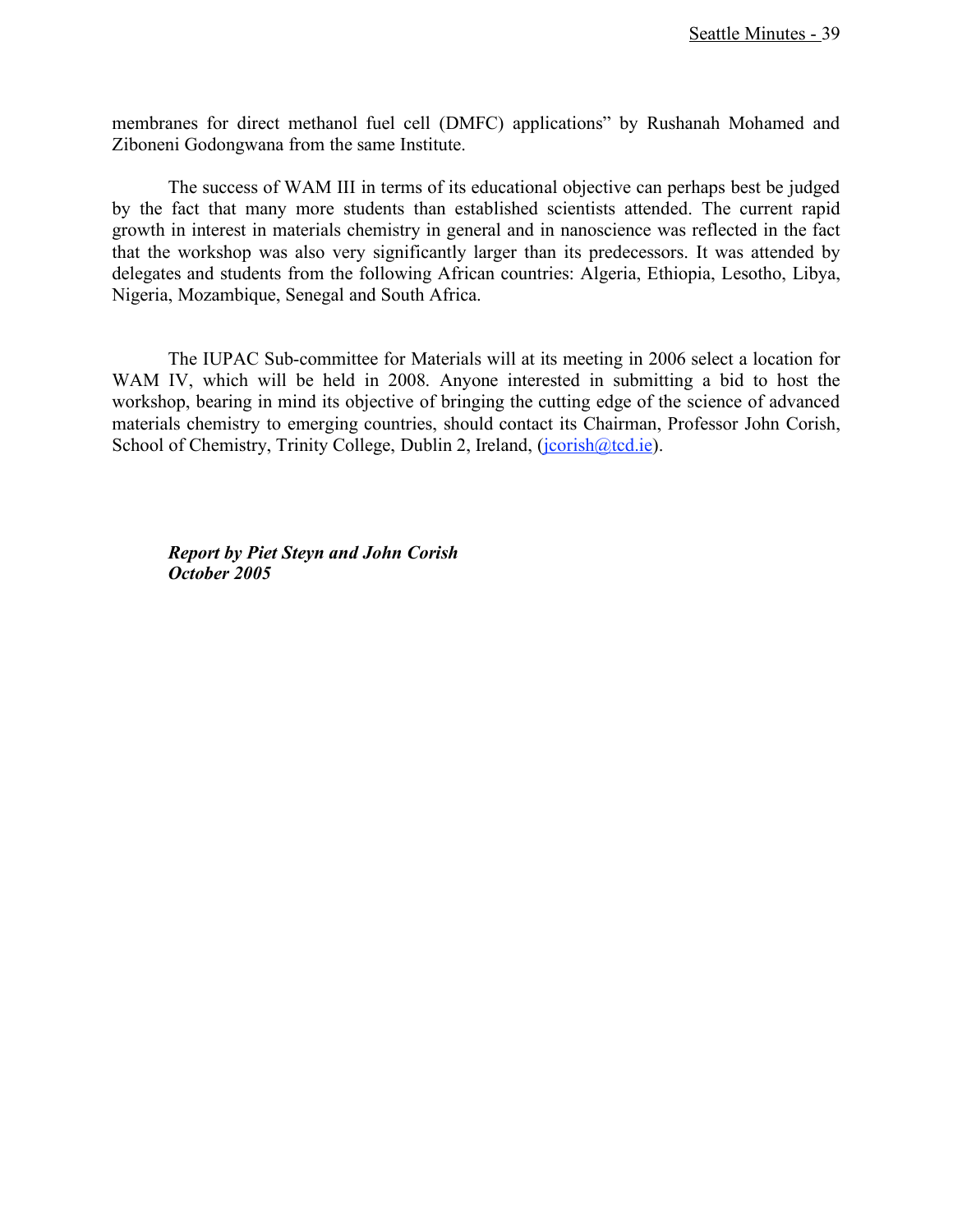membranes for direct methanol fuel cell (DMFC) applications" by Rushanah Mohamed and Ziboneni Godongwana from the same Institute.

The success of WAM III in terms of its educational objective can perhaps best be judged by the fact that many more students than established scientists attended. The current rapid growth in interest in materials chemistry in general and in nanoscience was reflected in the fact that the workshop was also very significantly larger than its predecessors. It was attended by delegates and students from the following African countries: Algeria, Ethiopia, Lesotho, Libya, Nigeria, Mozambique, Senegal and South Africa.

The IUPAC Sub-committee for Materials will at its meeting in 2006 select a location for WAM IV, which will be held in 2008. Anyone interested in submitting a bid to host the workshop, bearing in mind its objective of bringing the cutting edge of the science of advanced materials chemistry to emerging countries, should contact its Chairman, Professor John Corish, School of Chemistry, Trinity College, Dublin 2, Ireland, (jcorish@tcd.ie).

***Report by Piet Steyn and John Corish***
***October 2005***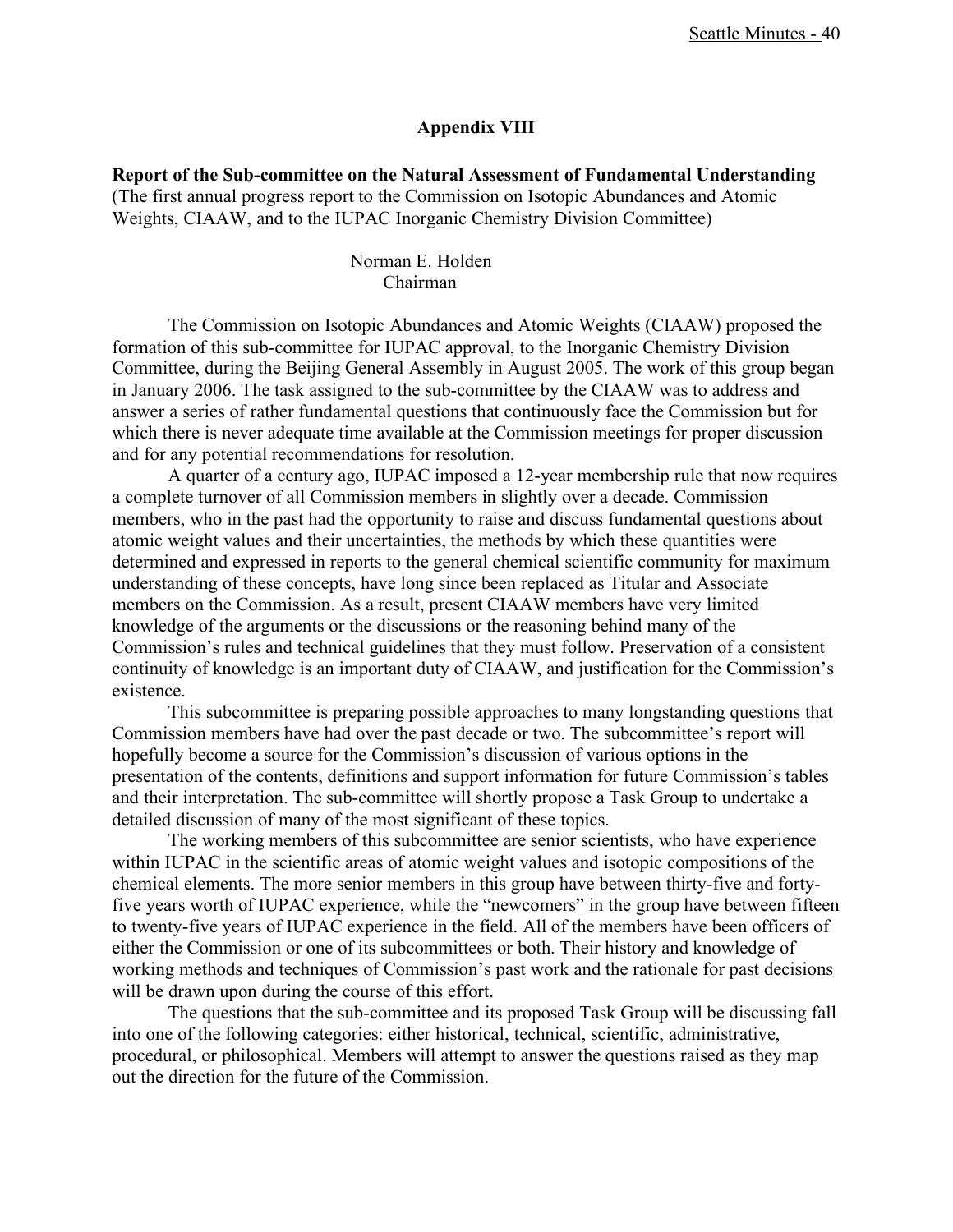## Appendix VIII

**Report of the Sub-committee on the Natural Assessment of Fundamental Understanding**
(The first annual progress report to the Commission on Isotopic Abundances and Atomic Weights, CIAAW, and to the IUPAC Inorganic Chemistry Division Committee)

Norman E. Holden
Chairman

The Commission on Isotopic Abundances and Atomic Weights (CIAAW) proposed the formation of this sub-committee for IUPAC approval, to the Inorganic Chemistry Division Committee, during the Beijing General Assembly in August 2005. The work of this group began in January 2006. The task assigned to the sub-committee by the CIAAW was to address and answer a series of rather fundamental questions that continuously face the Commission but for which there is never adequate time available at the Commission meetings for proper discussion and for any potential recommendations for resolution.

A quarter of a century ago, IUPAC imposed a 12-year membership rule that now requires a complete turnover of all Commission members in slightly over a decade. Commission members, who in the past had the opportunity to raise and discuss fundamental questions about atomic weight values and their uncertainties, the methods by which these quantities were determined and expressed in reports to the general chemical scientific community for maximum understanding of these concepts, have long since been replaced as Titular and Associate members on the Commission. As a result, present CIAAW members have very limited knowledge of the arguments or the discussions or the reasoning behind many of the Commission's rules and technical guidelines that they must follow. Preservation of a consistent continuity of knowledge is an important duty of CIAAW, and justification for the Commission's existence.

This subcommittee is preparing possible approaches to many longstanding questions that Commission members have had over the past decade or two. The subcommittee's report will hopefully become a source for the Commission's discussion of various options in the presentation of the contents, definitions and support information for future Commission's tables and their interpretation. The sub-committee will shortly propose a Task Group to undertake a detailed discussion of many of the most significant of these topics.

The working members of this subcommittee are senior scientists, who have experience within IUPAC in the scientific areas of atomic weight values and isotopic compositions of the chemical elements. The more senior members in this group have between thirty-five and forty-five years worth of IUPAC experience, while the "newcomers" in the group have between fifteen to twenty-five years of IUPAC experience in the field. All of the members have been officers of either the Commission or one of its subcommittees or both. Their history and knowledge of working methods and techniques of Commission's past work and the rationale for past decisions will be drawn upon during the course of this effort.

The questions that the sub-committee and its proposed Task Group will be discussing fall into one of the following categories: either historical, technical, scientific, administrative, procedural, or philosophical. Members will attempt to answer the questions raised as they map out the direction for the future of the Commission.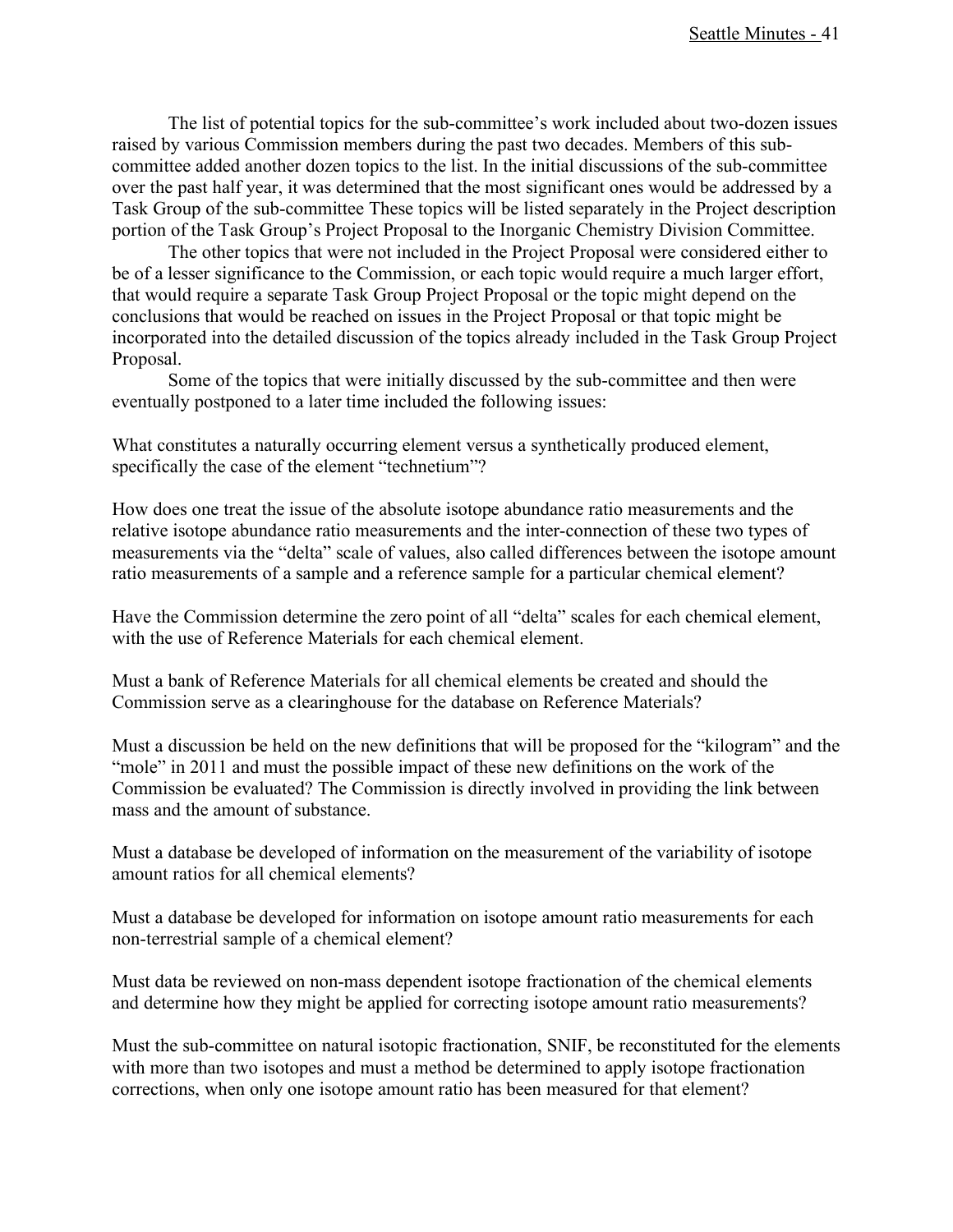The list of potential topics for the sub-committee's work included about two-dozen issues raised by various Commission members during the past two decades. Members of this sub-committee added another dozen topics to the list. In the initial discussions of the sub-committee over the past half year, it was determined that the most significant ones would be addressed by a Task Group of the sub-committee These topics will be listed separately in the Project description portion of the Task Group's Project Proposal to the Inorganic Chemistry Division Committee.

The other topics that were not included in the Project Proposal were considered either to be of a lesser significance to the Commission, or each topic would require a much larger effort, that would require a separate Task Group Project Proposal or the topic might depend on the conclusions that would be reached on issues in the Project Proposal or that topic might be incorporated into the detailed discussion of the topics already included in the Task Group Project Proposal.

Some of the topics that were initially discussed by the sub-committee and then were eventually postponed to a later time included the following issues:

What constitutes a naturally occurring element versus a synthetically produced element, specifically the case of the element "technetium"?

How does one treat the issue of the absolute isotope abundance ratio measurements and the relative isotope abundance ratio measurements and the inter-connection of these two types of measurements via the "delta" scale of values, also called differences between the isotope amount ratio measurements of a sample and a reference sample for a particular chemical element?

Have the Commission determine the zero point of all "delta" scales for each chemical element, with the use of Reference Materials for each chemical element.

Must a bank of Reference Materials for all chemical elements be created and should the Commission serve as a clearinghouse for the database on Reference Materials?

Must a discussion be held on the new definitions that will be proposed for the "kilogram" and the "mole" in 2011 and must the possible impact of these new definitions on the work of the Commission be evaluated? The Commission is directly involved in providing the link between mass and the amount of substance.

Must a database be developed of information on the measurement of the variability of isotope amount ratios for all chemical elements?

Must a database be developed for information on isotope amount ratio measurements for each non-terrestrial sample of a chemical element?

Must data be reviewed on non-mass dependent isotope fractionation of the chemical elements and determine how they might be applied for correcting isotope amount ratio measurements?

Must the sub-committee on natural isotopic fractionation, SNIF, be reconstituted for the elements with more than two isotopes and must a method be determined to apply isotope fractionation corrections, when only one isotope amount ratio has been measured for that element?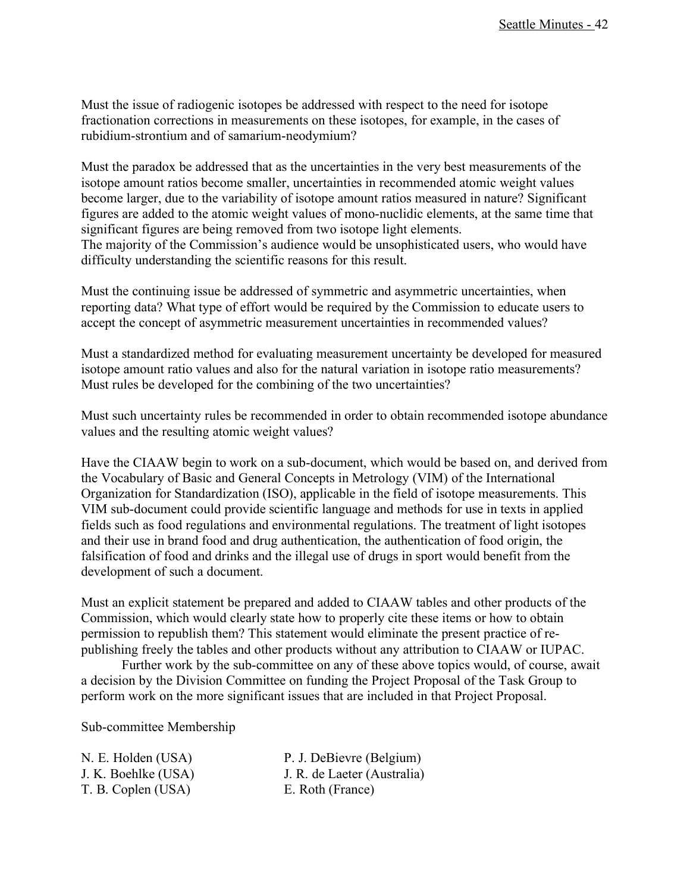Must the issue of radiogenic isotopes be addressed with respect to the need for isotope fractionation corrections in measurements on these isotopes, for example, in the cases of rubidium-strontium and of samarium-neodymium?

Must the paradox be addressed that as the uncertainties in the very best measurements of the isotope amount ratios become smaller, uncertainties in recommended atomic weight values become larger, due to the variability of isotope amount ratios measured in nature? Significant figures are added to the atomic weight values of mono-nuclidic elements, at the same time that significant figures are being removed from two isotope light elements.
The majority of the Commission's audience would be unsophisticated users, who would have difficulty understanding the scientific reasons for this result.

Must the continuing issue be addressed of symmetric and asymmetric uncertainties, when reporting data? What type of effort would be required by the Commission to educate users to accept the concept of asymmetric measurement uncertainties in recommended values?

Must a standardized method for evaluating measurement uncertainty be developed for measured isotope amount ratio values and also for the natural variation in isotope ratio measurements? Must rules be developed for the combining of the two uncertainties?

Must such uncertainty rules be recommended in order to obtain recommended isotope abundance values and the resulting atomic weight values?

Have the CIAAW begin to work on a sub-document, which would be based on, and derived from the Vocabulary of Basic and General Concepts in Metrology (VIM) of the International Organization for Standardization (ISO), applicable in the field of isotope measurements. This VIM sub-document could provide scientific language and methods for use in texts in applied fields such as food regulations and environmental regulations. The treatment of light isotopes and their use in brand food and drug authentication, the authentication of food origin, the falsification of food and drinks and the illegal use of drugs in sport would benefit from the development of such a document.

Must an explicit statement be prepared and added to CIAAW tables and other products of the Commission, which would clearly state how to properly cite these items or how to obtain permission to republish them? This statement would eliminate the present practice of re-publishing freely the tables and other products without any attribution to CIAAW or IUPAC.

Further work by the sub-committee on any of these above topics would, of course, await a decision by the Division Committee on funding the Project Proposal of the Task Group to perform work on the more significant issues that are included in that Project Proposal.

Sub-committee Membership

N. E. Holden (USA)
J. K. Boehlke (USA)
T. B. Coplen (USA)
P. J. DeBievre (Belgium)
J. R. de Laeter (Australia)
E. Roth (France)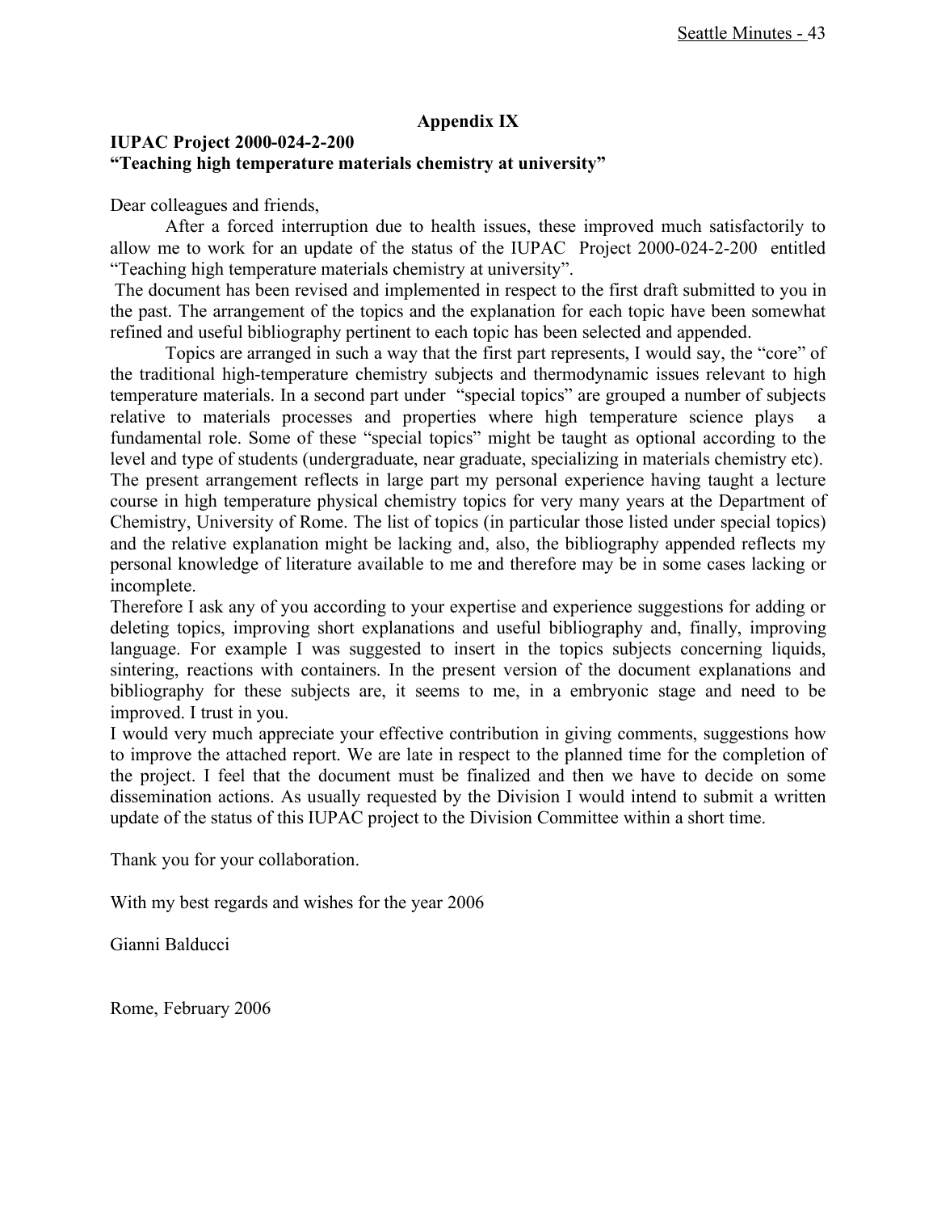## Appendix IX

### IUPAC Project 2000-024-2-200
### "Teaching high temperature materials chemistry at university"

Dear colleagues and friends,

After a forced interruption due to health issues, these improved much satisfactorily to allow me to work for an update of the status of the IUPAC Project 2000-024-2-200 entitled "Teaching high temperature materials chemistry at university".

The document has been revised and implemented in respect to the first draft submitted to you in the past. The arrangement of the topics and the explanation for each topic have been somewhat refined and useful bibliography pertinent to each topic has been selected and appended.

Topics are arranged in such a way that the first part represents, I would say, the "core" of the traditional high-temperature chemistry subjects and thermodynamic issues relevant to high temperature materials. In a second part under "special topics" are grouped a number of subjects relative to materials processes and properties where high temperature science plays a fundamental role. Some of these "special topics" might be taught as optional according to the level and type of students (undergraduate, near graduate, specializing in materials chemistry etc).

The present arrangement reflects in large part my personal experience having taught a lecture course in high temperature physical chemistry topics for very many years at the Department of Chemistry, University of Rome. The list of topics (in particular those listed under special topics) and the relative explanation might be lacking and, also, the bibliography appended reflects my personal knowledge of literature available to me and therefore may be in some cases lacking or incomplete.

Therefore I ask any of you according to your expertise and experience suggestions for adding or deleting topics, improving short explanations and useful bibliography and, finally, improving language. For example I was suggested to insert in the topics subjects concerning liquids, sintering, reactions with containers. In the present version of the document explanations and bibliography for these subjects are, it seems to me, in a embryonic stage and need to be improved. I trust in you.

I would very much appreciate your effective contribution in giving comments, suggestions how to improve the attached report. We are late in respect to the planned time for the completion of the project. I feel that the document must be finalized and then we have to decide on some dissemination actions. As usually requested by the Division I would intend to submit a written update of the status of this IUPAC project to the Division Committee within a short time.

Thank you for your collaboration.

With my best regards and wishes for the year 2006

Gianni Balducci

Rome, February 2006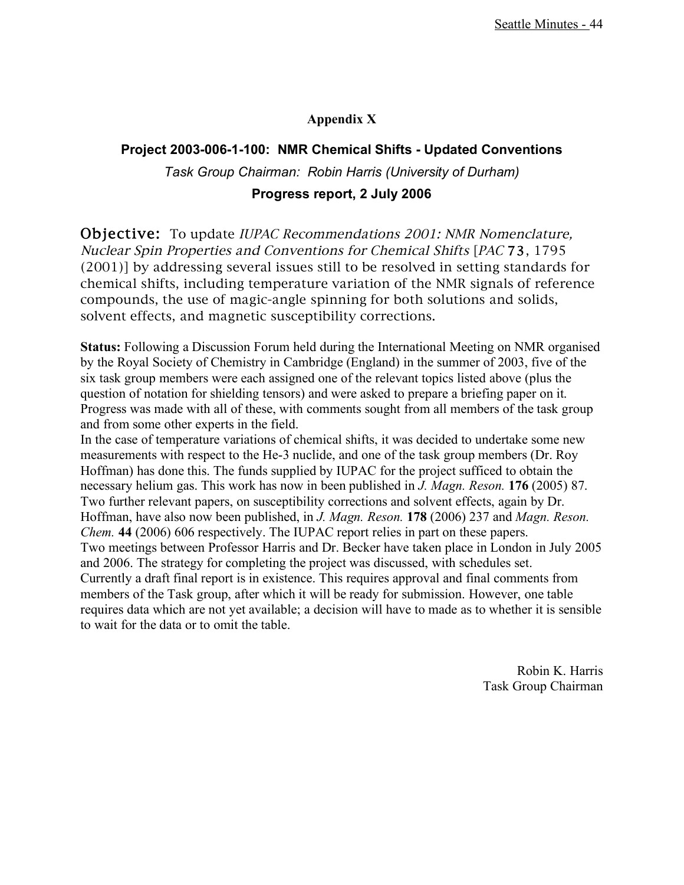## Appendix X

### Project 2003-006-1-100: NMR Chemical Shifts - Updated Conventions

*Task Group Chairman: Robin Harris (University of Durham)*

**Progress report, 2 July 2006**

**Objective:** To update *IUPAC Recommendations 2001: NMR Nomenclature, Nuclear Spin Properties and Conventions for Chemical Shifts* [*PAC* **73**, 1795 (2001)] by addressing several issues still to be resolved in setting standards for chemical shifts, including temperature variation of the NMR signals of reference compounds, the use of magic-angle spinning for both solutions and solids, solvent effects, and magnetic susceptibility corrections.

**Status:** Following a Discussion Forum held during the International Meeting on NMR organised by the Royal Society of Chemistry in Cambridge (England) in the summer of 2003, five of the six task group members were each assigned one of the relevant topics listed above (plus the question of notation for shielding tensors) and were asked to prepare a briefing paper on it. Progress was made with all of these, with comments sought from all members of the task group and from some other experts in the field.

In the case of temperature variations of chemical shifts, it was decided to undertake some new measurements with respect to the He-3 nuclide, and one of the task group members (Dr. Roy Hoffman) has done this. The funds supplied by IUPAC for the project sufficed to obtain the necessary helium gas. This work has now in been published in *J. Magn. Reson.* **176** (2005) 87. Two further relevant papers, on susceptibility corrections and solvent effects, again by Dr. Hoffman, have also now been published, in *J. Magn. Reson.* **178** (2006) 237 and *Magn. Reson. Chem.* **44** (2006) 606 respectively. The IUPAC report relies in part on these papers.

Two meetings between Professor Harris and Dr. Becker have taken place in London in July 2005 and 2006. The strategy for completing the project was discussed, with schedules set. Currently a draft final report is in existence. This requires approval and final comments from members of the Task group, after which it will be ready for submission. However, one table requires data which are not yet available; a decision will have to made as to whether it is sensible to wait for the data or to omit the table.

Robin K. Harris
Task Group Chairman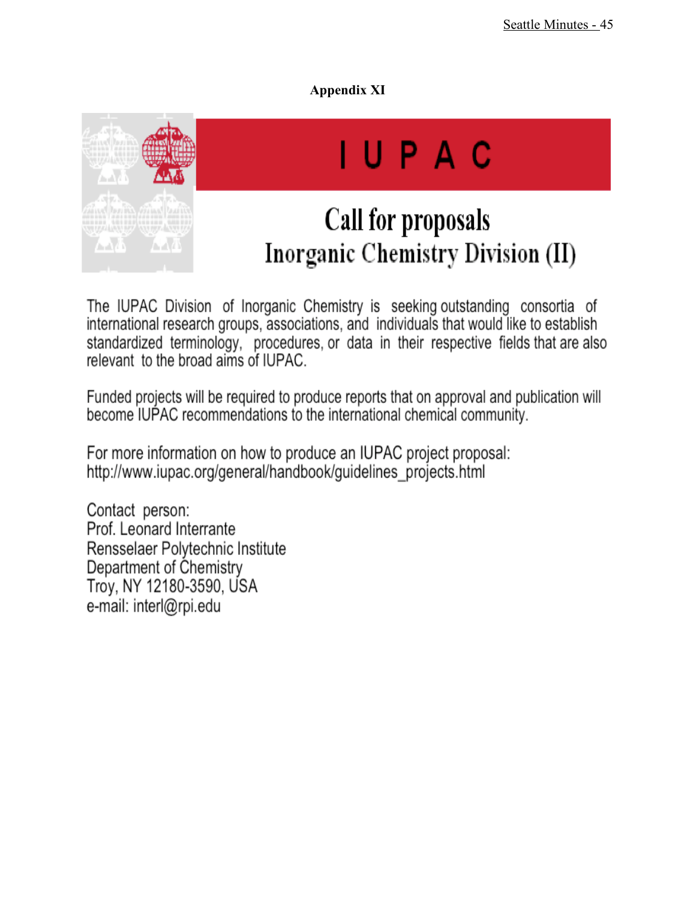# Appendix XI

## IUPAC

## Call for proposals
## Inorganic Chemistry Division (II)

The IUPAC Division of Inorganic Chemistry is seeking outstanding consortia of international research groups, associations, and individuals that would like to establish standardized terminology, procedures, or data in their respective fields that are also relevant to the broad aims of IUPAC.

Funded projects will be required to produce reports that on approval and publication will become IUPAC recommendations to the international chemical community.

For more information on how to produce an IUPAC project proposal:
http://www.iupac.org/general/handbook/guidelines_projects.html

Contact person:
Prof. Leonard Interrante
Rensselaer Polytechnic Institute
Department of Chemistry
Troy, NY 12180-3590, USA
e-mail: interl@rpi.edu